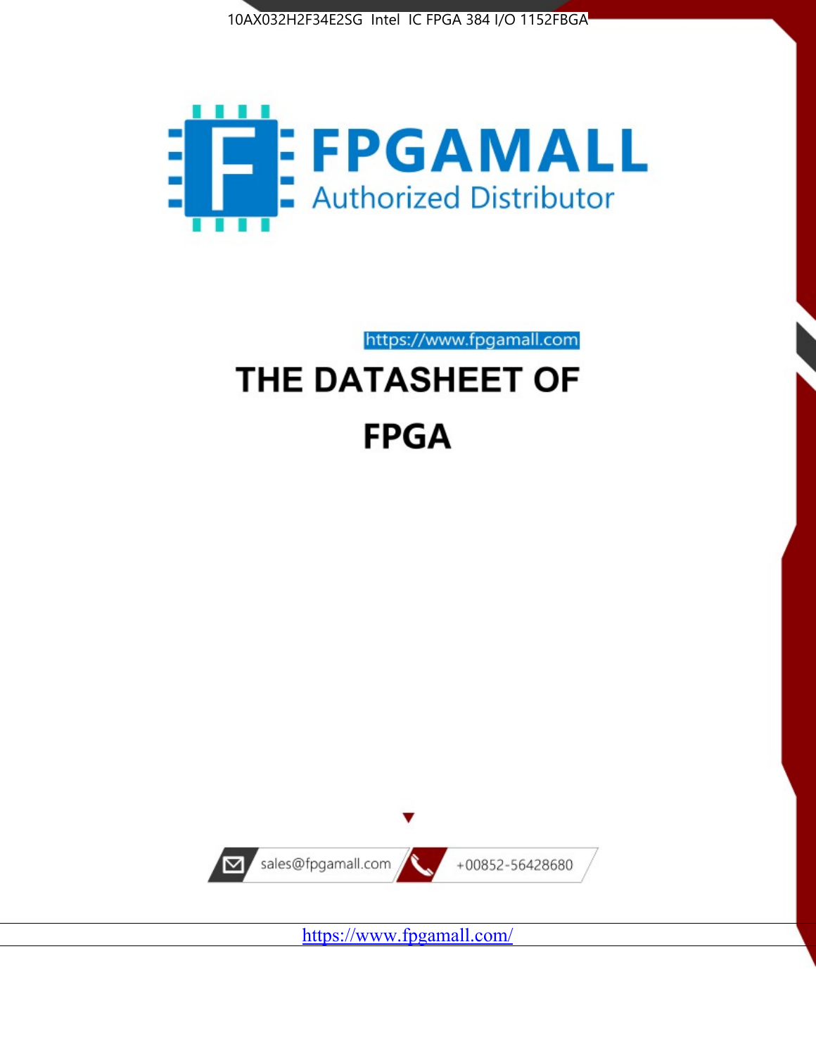10AX032H2F34E2SG Intel IC FPGA 384 I/O 1152FBGA

FPGAMALL

Authorized Distributor

https://www.fpgamall.com

# THE DATASHEET OF

# FPGA

sales@fpgamall.com

+00852-56428680

https://www.fpgamall.com/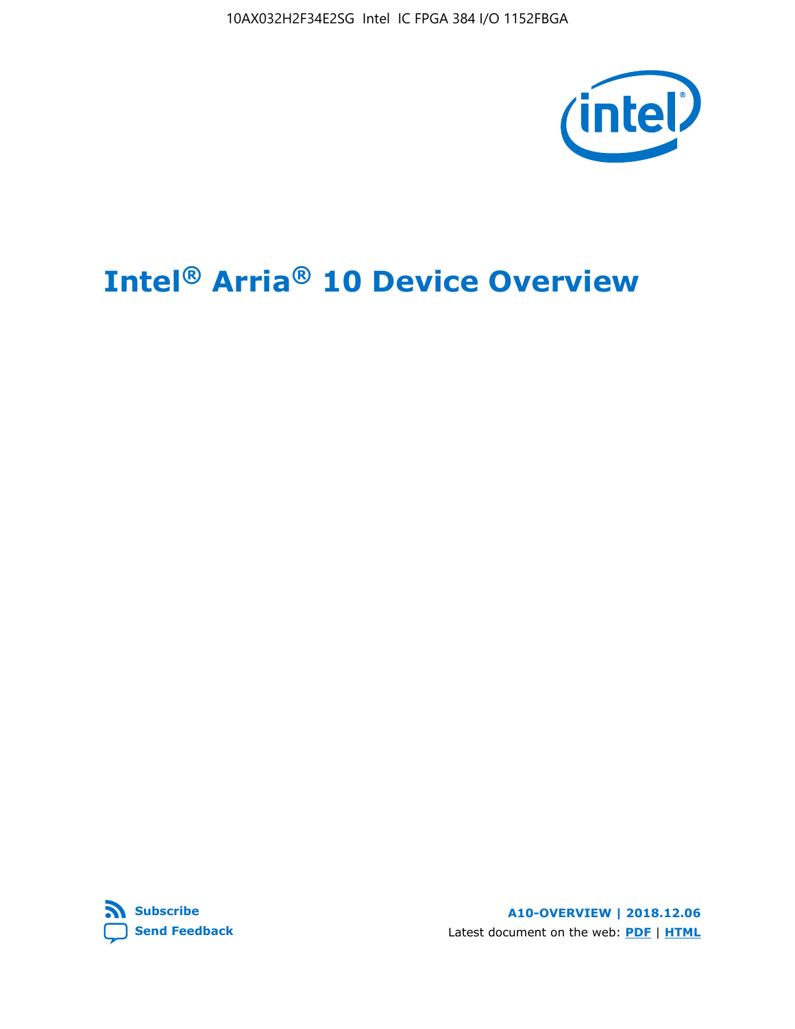# Intel® Arria® 10 Device Overview

**Subscribe**

**Send Feedback**

**A10-OVERVIEW | 2018.12.06**

Latest document on the web: **PDF** | **HTML**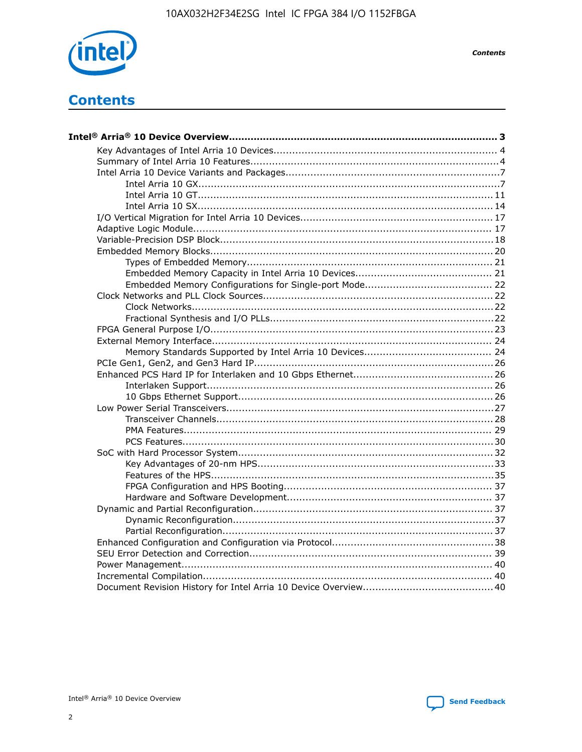# Contents

**Intel® Arria® 10 Device Overview....................................................................................... 3**

- Key Advantages of Intel Arria 10 Devices....................................................................... 4
- Summary of Intel Arria 10 Features................................................................................4
- Intel Arria 10 Device Variants and Packages.....................................................................7
    - Intel Arria 10 GX.................................................................................................7
    - Intel Arria 10 GT............................................................................................... 11
    - Intel Arria 10 SX............................................................................................... 14
- I/O Vertical Migration for Intel Arria 10 Devices............................................................. 17
- Adaptive Logic Module................................................................................................ 17
- Variable-Precision DSP Block........................................................................................18
- Embedded Memory Blocks........................................................................................... 20
    - Types of Embedded Memory............................................................................... 21
    - Embedded Memory Capacity in Intel Arria 10 Devices............................................ 21
    - Embedded Memory Configurations for Single-port Mode......................................... 22
- Clock Networks and PLL Clock Sources.......................................................................... 22
    - Clock Networks..................................................................................................22
    - Fractional Synthesis and I/O PLLs........................................................................22
- FPGA General Purpose I/O...........................................................................................23
- External Memory Interface.......................................................................................... 24
    - Memory Standards Supported by Intel Arria 10 Devices......................................... 24
- PCIe Gen1, Gen2, and Gen3 Hard IP.............................................................................26
- Enhanced PCS Hard IP for Interlaken and 10 Gbps Ethernet.............................................26
    - Interlaken Support............................................................................................ 26
    - 10 Gbps Ethernet Support.................................................................................. 26
- Low Power Serial Transceivers......................................................................................27
    - Transceiver Channels.........................................................................................28
    - PMA Features................................................................................................... 29
    - PCS Features....................................................................................................30
- SoC with Hard Processor System..................................................................................32
    - Key Advantages of 20-nm HPS............................................................................33
    - Features of the HPS...........................................................................................35
    - FPGA Configuration and HPS Booting................................................................... 37
    - Hardware and Software Development.................................................................. 37
- Dynamic and Partial Reconfiguration.............................................................................37
    - Dynamic Reconfiguration....................................................................................37
    - Partial Reconfiguration.......................................................................................37
- Enhanced Configuration and Configuration via Protocol....................................................38
- SEU Error Detection and Correction.............................................................................. 39
- Power Management................................................................................................... 40
- Incremental Compilation............................................................................................. 40
- Document Revision History for Intel Arria 10 Device Overview..........................................40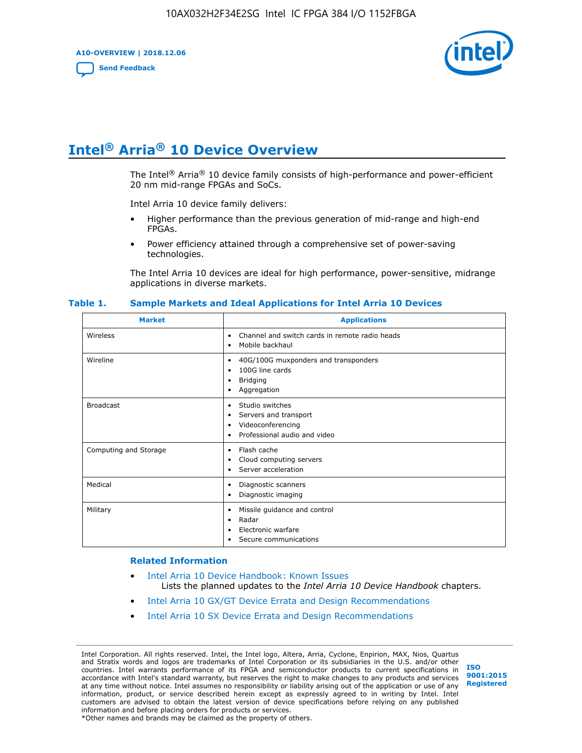# Intel® Arria® 10 Device Overview

The Intel® Arria® 10 device family consists of high-performance and power-efficient 20 nm mid-range FPGAs and SoCs.

Intel Arria 10 device family delivers:

- Higher performance than the previous generation of mid-range and high-end FPGAs.
- Power efficiency attained through a comprehensive set of power-saving technologies.

The Intel Arria 10 devices are ideal for high performance, power-sensitive, midrange applications in diverse markets.

**Table 1. Sample Markets and Ideal Applications for Intel Arria 10 Devices**

| Market | Applications |
|---|---|
| Wireless | • Channel and switch cards in remote radio heads<br>• Mobile backhaul |
| Wireline | • 40G/100G muxponders and transponders<br>• 100G line cards<br>• Bridging<br>• Aggregation |
| Broadcast | • Studio switches<br>• Servers and transport<br>• Videoconferencing<br>• Professional audio and video |
| Computing and Storage | • Flash cache<br>• Cloud computing servers<br>• Server acceleration |
| Medical | • Diagnostic scanners<br>• Diagnostic imaging |
| Military | • Missile guidance and control<br>• Radar<br>• Electronic warfare<br>• Secure communications |

### Related Information

- Intel Arria 10 Device Handbook: Known Issues
  Lists the planned updates to the *Intel Arria 10 Device Handbook* chapters.
- Intel Arria 10 GX/GT Device Errata and Design Recommendations
- Intel Arria 10 SX Device Errata and Design Recommendations

Intel Corporation. All rights reserved. Intel, the Intel logo, Altera, Arria, Cyclone, Enpirion, MAX, Nios, Quartus and Stratix words and logos are trademarks of Intel Corporation or its subsidiaries in the U.S. and/or other countries. Intel warrants performance of its FPGA and semiconductor products to current specifications in accordance with Intel's standard warranty, but reserves the right to make changes to any products and services at any time without notice. Intel assumes no responsibility or liability arising out of the application or use of any information, product, or service described herein except as expressly agreed to in writing by Intel. Intel customers are advised to obtain the latest version of device specifications before relying on any published information and before placing orders for products or services.
*Other names and brands may be claimed as the property of others.

ISO 9001:2015 Registered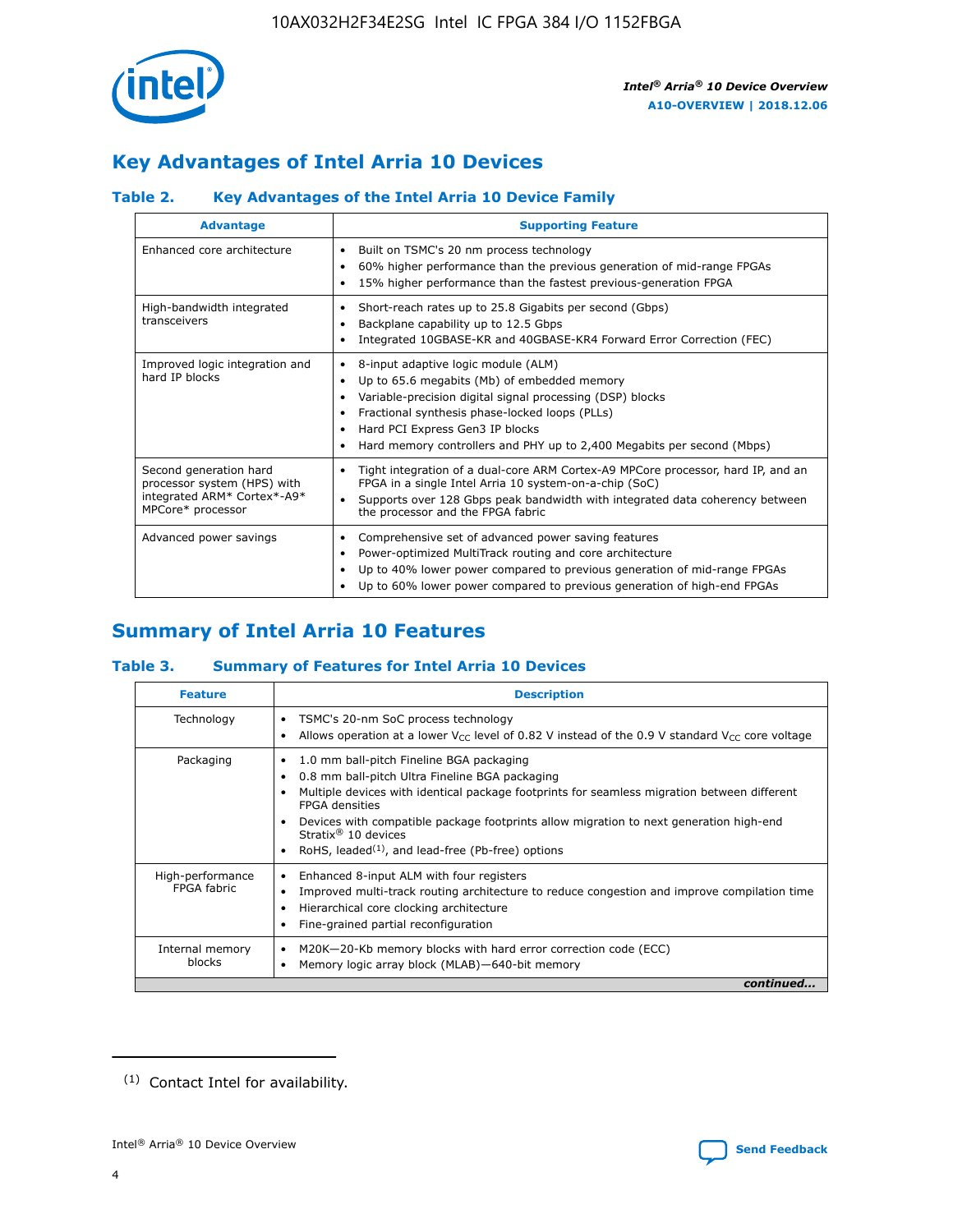## Key Advantages of Intel Arria 10 Devices

### Table 2. Key Advantages of the Intel Arria 10 Device Family

| Advantage | Supporting Feature |
|---|---|
| Enhanced core architecture | • Built on TSMC's 20 nm process technology<br>• 60% higher performance than the previous generation of mid-range FPGAs<br>• 15% higher performance than the fastest previous-generation FPGA |
| High-bandwidth integrated transceivers | • Short-reach rates up to 25.8 Gigabits per second (Gbps)<br>• Backplane capability up to 12.5 Gbps<br>• Integrated 10GBASE-KR and 40GBASE-KR4 Forward Error Correction (FEC) |
| Improved logic integration and hard IP blocks | • 8-input adaptive logic module (ALM)<br>• Up to 65.6 megabits (Mb) of embedded memory<br>• Variable-precision digital signal processing (DSP) blocks<br>• Fractional synthesis phase-locked loops (PLLs)<br>• Hard PCI Express Gen3 IP blocks<br>• Hard memory controllers and PHY up to 2,400 Megabits per second (Mbps) |
| Second generation hard processor system (HPS) with integrated ARM* Cortex*-A9* MPCore* processor | • Tight integration of a dual-core ARM Cortex-A9 MPCore processor, hard IP, and an FPGA in a single Intel Arria 10 system-on-a-chip (SoC)<br>• Supports over 128 Gbps peak bandwidth with integrated data coherency between the processor and the FPGA fabric |
| Advanced power savings | • Comprehensive set of advanced power saving features<br>• Power-optimized MultiTrack routing and core architecture<br>• Up to 40% lower power compared to previous generation of mid-range FPGAs<br>• Up to 60% lower power compared to previous generation of high-end FPGAs |

## Summary of Intel Arria 10 Features

### Table 3. Summary of Features for Intel Arria 10 Devices

| Feature | Description |
|---|---|
| Technology | • TSMC's 20-nm SoC process technology<br>• Allows operation at a lower $V_{CC}$ level of 0.82 V instead of the 0.9 V standard $V_{CC}$ core voltage |
| Packaging | • 1.0 mm ball-pitch Fineline BGA packaging<br>• 0.8 mm ball-pitch Ultra Fineline BGA packaging<br>• Multiple devices with identical package footprints for seamless migration between different FPGA densities<br>• Devices with compatible package footprints allow migration to next generation high-end Stratix® 10 devices<br>• RoHS, leaded[(1)], and lead-free (Pb-free) options |
| High-performance FPGA fabric | • Enhanced 8-input ALM with four registers<br>• Improved multi-track routing architecture to reduce congestion and improve compilation time<br>• Hierarchical core clocking architecture<br>• Fine-grained partial reconfiguration |
| Internal memory blocks | • M20K—20-Kb memory blocks with hard error correction code (ECC)<br>• Memory logic array block (MLAB)—640-bit memory |

*continued...*

(1) Contact Intel for availability.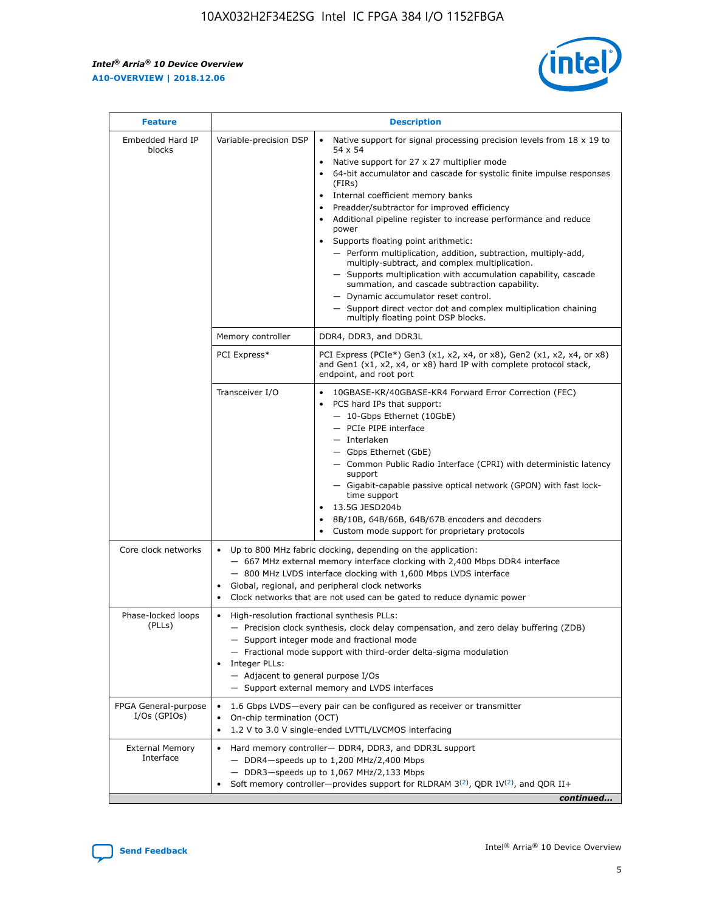| Feature | Description | |
|---|---|---|
| Embedded Hard IP blocks | Variable-precision DSP | • Native support for signal processing precision levels from 18 x 19 to 54 x 54<br>• Native support for 27 x 27 multiplier mode<br>• 64-bit accumulator and cascade for systolic finite impulse responses (FIRs)<br>• Internal coefficient memory banks<br>• Preadder/subtractor for improved efficiency<br>• Additional pipeline register to increase performance and reduce power<br>• Supports floating point arithmetic:<br>— Perform multiplication, addition, subtraction, multiply-add, multiply-subtract, and complex multiplication.<br>— Supports multiplication with accumulation capability, cascade summation, and cascade subtraction capability.<br>— Dynamic accumulator reset control.<br>— Support direct vector dot and complex multiplication chaining multiply floating point DSP blocks. |
| | Memory controller | DDR4, DDR3, and DDR3L |
| | PCI Express* | PCI Express (PCIe*) Gen3 (x1, x2, x4, or x8), Gen2 (x1, x2, x4, or x8) and Gen1 (x1, x2, x4, or x8) hard IP with complete protocol stack, endpoint, and root port |
| | Transceiver I/O | • 10GBASE-KR/40GBASE-KR4 Forward Error Correction (FEC)<br>• PCS hard IPs that support:<br>— 10-Gbps Ethernet (10GbE)<br>— PCIe PIPE interface<br>— Interlaken<br>— Gbps Ethernet (GbE)<br>— Common Public Radio Interface (CPRI) with deterministic latency support<br>— Gigabit-capable passive optical network (GPON) with fast lock-time support<br>• 13.5G JESD204b<br>• 8B/10B, 64B/66B, 64B/67B encoders and decoders<br>• Custom mode support for proprietary protocols |
| Core clock networks | • Up to 800 MHz fabric clocking, depending on the application:<br>— 667 MHz external memory interface clocking with 2,400 Mbps DDR4 interface<br>— 800 MHz LVDS interface clocking with 1,600 Mbps LVDS interface<br>• Global, regional, and peripheral clock networks<br>• Clock networks that are not used can be gated to reduce dynamic power | |
| Phase-locked loops (PLLs) | • High-resolution fractional synthesis PLLs:<br>— Precision clock synthesis, clock delay compensation, and zero delay buffering (ZDB)<br>— Support integer mode and fractional mode<br>— Fractional mode support with third-order delta-sigma modulation<br>• Integer PLLs:<br>— Adjacent to general purpose I/Os<br>— Support external memory and LVDS interfaces | |
| FPGA General-purpose I/Os (GPIOs) | • 1.6 Gbps LVDS—every pair can be configured as receiver or transmitter<br>• On-chip termination (OCT)<br>• 1.2 V to 3.0 V single-ended LVTTL/LVCMOS interfacing | |
| External Memory Interface | • Hard memory controller— DDR4, DDR3, and DDR3L support<br>— DDR4—speeds up to 1,200 MHz/2,400 Mbps<br>— DDR3—speeds up to 1,067 MHz/2,133 Mbps<br>• Soft memory controller—provides support for RLDRAM 3[(2)], QDR IV[(2)], and QDR II+ | |

*continued...*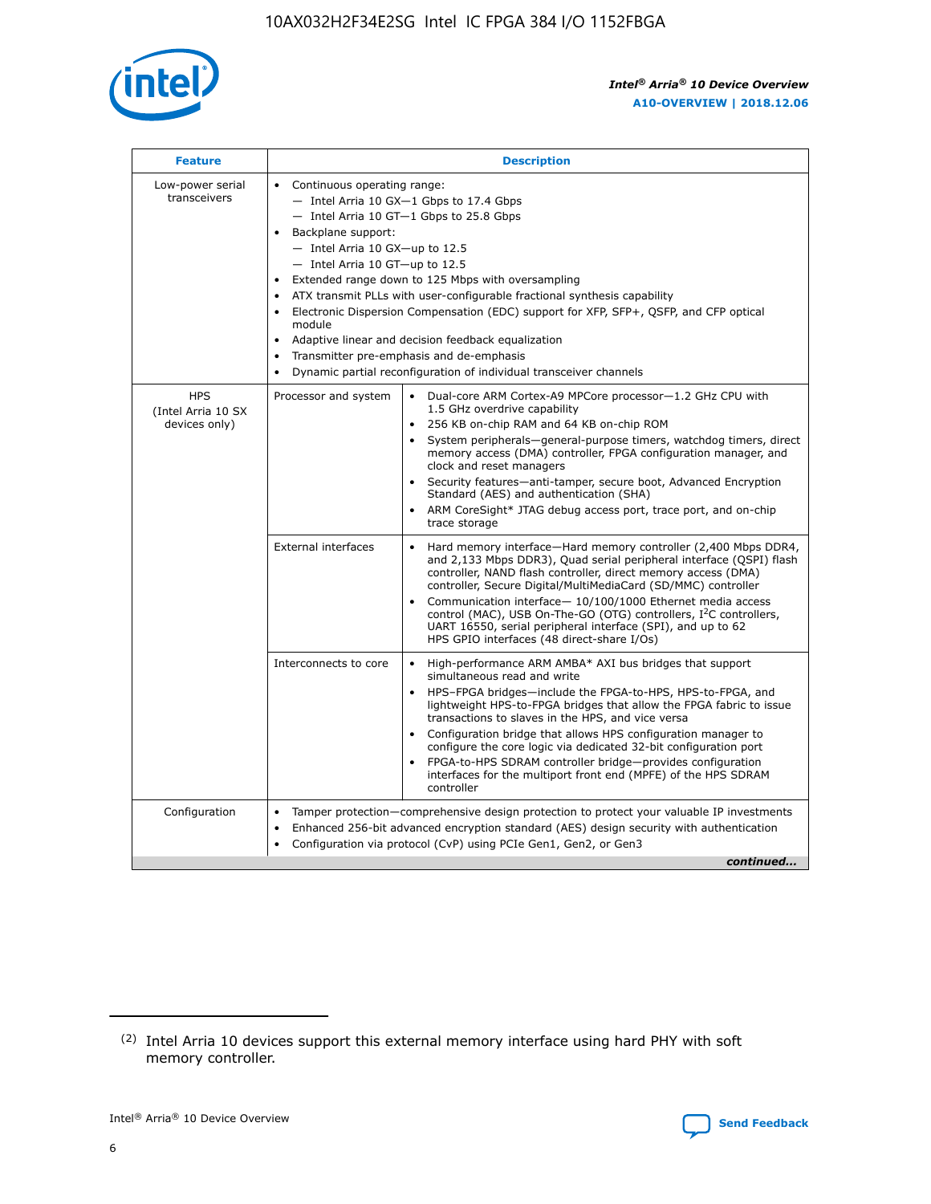| Feature | Description | |
|---|---|---|
| Low-power serial transceivers | • Continuous operating range:<br>— Intel Arria 10 GX—1 Gbps to 17.4 Gbps<br>— Intel Arria 10 GT—1 Gbps to 25.8 Gbps<br>• Backplane support:<br>— Intel Arria 10 GX—up to 12.5<br>— Intel Arria 10 GT—up to 12.5<br>• Extended range down to 125 Mbps with oversampling<br>• ATX transmit PLLs with user-configurable fractional synthesis capability<br>• Electronic Dispersion Compensation (EDC) support for XFP, SFP+, QSFP, and CFP optical module<br>• Adaptive linear and decision feedback equalization<br>• Transmitter pre-emphasis and de-emphasis<br>• Dynamic partial reconfiguration of individual transceiver channels | |
| HPS (Intel Arria 10 SX devices only) | Processor and system | • Dual-core ARM Cortex-A9 MPCore processor—1.2 GHz CPU with 1.5 GHz overdrive capability<br>• 256 KB on-chip RAM and 64 KB on-chip ROM<br>• System peripherals—general-purpose timers, watchdog timers, direct memory access (DMA) controller, FPGA configuration manager, and clock and reset managers<br>• Security features—anti-tamper, secure boot, Advanced Encryption Standard (AES) and authentication (SHA)<br>• ARM CoreSight* JTAG debug access port, trace port, and on-chip trace storage |
| | External interfaces | • Hard memory interface—Hard memory controller (2,400 Mbps DDR4, and 2,133 Mbps DDR3), Quad serial peripheral interface (QSPI) flash controller, NAND flash controller, direct memory access (DMA) controller, Secure Digital/MultiMediaCard (SD/MMC) controller<br>• Communication interface— 10/100/1000 Ethernet media access control (MAC), USB On-The-GO (OTG) controllers, I$^2$C controllers, UART 16550, serial peripheral interface (SPI), and up to 62 HPS GPIO interfaces (48 direct-share I/Os) |
| | Interconnects to core | • High-performance ARM AMBA* AXI bus bridges that support simultaneous read and write<br>• HPS–FPGA bridges—include the FPGA-to-HPS, HPS-to-FPGA, and lightweight HPS-to-FPGA bridges that allow the FPGA fabric to issue transactions to slaves in the HPS, and vice versa<br>• Configuration bridge that allows HPS configuration manager to configure the core logic via dedicated 32-bit configuration port<br>• FPGA-to-HPS SDRAM controller bridge—provides configuration interfaces for the multiport front end (MPFE) of the HPS SDRAM controller |
| Configuration | • Tamper protection—comprehensive design protection to protect your valuable IP investments<br>• Enhanced 256-bit advanced encryption standard (AES) design security with authentication<br>• Configuration via protocol (CvP) using PCIe Gen1, Gen2, or Gen3 | |

*continued...*

(2) Intel Arria 10 devices support this external memory interface using hard PHY with soft memory controller.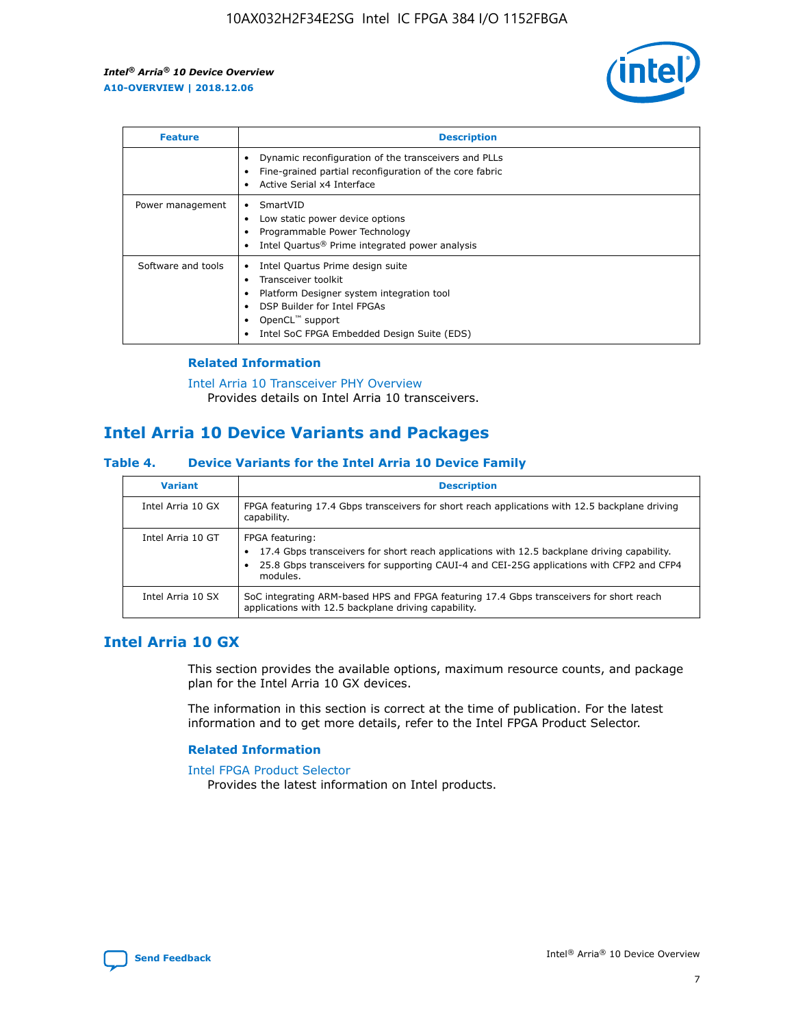| Feature | Description |
| --- | --- |
| | • Dynamic reconfiguration of the transceivers and PLLs<br>• Fine-grained partial reconfiguration of the core fabric<br>• Active Serial x4 Interface |
| Power management | • SmartVID<br>• Low static power device options<br>• Programmable Power Technology<br>• Intel Quartus® Prime integrated power analysis |
| Software and tools | • Intel Quartus Prime design suite<br>• Transceiver toolkit<br>• Platform Designer system integration tool<br>• DSP Builder for Intel FPGAs<br>• OpenCL™ support<br>• Intel SoC FPGA Embedded Design Suite (EDS) |

### Related Information

Intel Arria 10 Transceiver PHY Overview
Provides details on Intel Arria 10 transceivers.

## Intel Arria 10 Device Variants and Packages

#### Table 4. Device Variants for the Intel Arria 10 Device Family

| Variant | Description |
| --- | --- |
| Intel Arria 10 GX | FPGA featuring 17.4 Gbps transceivers for short reach applications with 12.5 backplane driving capability. |
| Intel Arria 10 GT | FPGA featuring:<br>• 17.4 Gbps transceivers for short reach applications with 12.5 backplane driving capability.<br>• 25.8 Gbps transceivers for supporting CAUI-4 and CEI-25G applications with CFP2 and CFP4 modules. |
| Intel Arria 10 SX | SoC integrating ARM-based HPS and FPGA featuring 17.4 Gbps transceivers for short reach applications with 12.5 backplane driving capability. |

## Intel Arria 10 GX

This section provides the available options, maximum resource counts, and package plan for the Intel Arria 10 GX devices.

The information in this section is correct at the time of publication. For the latest information and to get more details, refer to the Intel FPGA Product Selector.

### Related Information

Intel FPGA Product Selector
Provides the latest information on Intel products.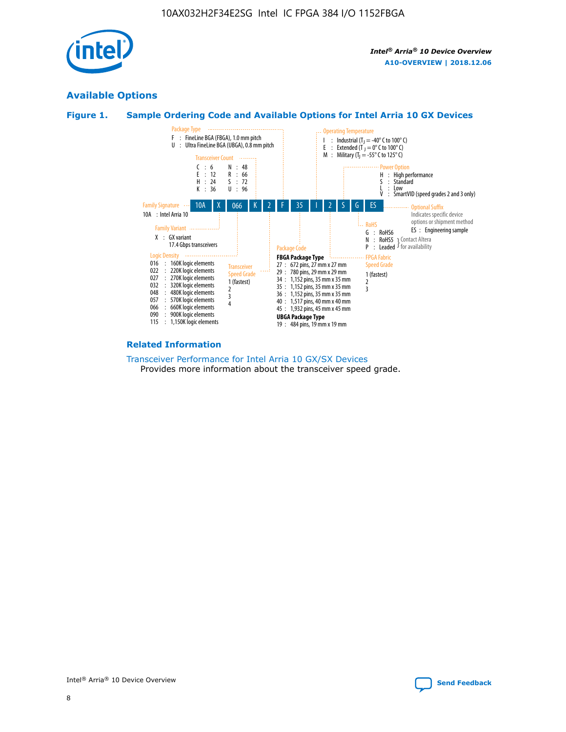## Available Options

### Figure 1. Sample Ordering Code and Available Options for Intel Arria 10 GX Devices

| 10A | X | 066 | K | 2 | F | 35 | I | 2 | S | G | ES |
|---|---|---|---|---|---|---|---|---|---|---|---|

**Family Signature**
- 10A : Intel Arria 10

**Family Variant**
- X : GX variant 17.4 Gbps transceivers

**Logic Density**
- 016 : 160K logic elements
- 022 : 220K logic elements
- 027 : 270K logic elements
- 032 : 320K logic elements
- 048 : 480K logic elements
- 057 : 570K logic elements
- 066 : 660K logic elements
- 090 : 900K logic elements
- 115 : 1,150K logic elements

**Transceiver Count**
- C : 6
- E : 12
- H : 24
- K : 36
- N : 48
- R : 66
- S : 72
- U : 96

**Transceiver Speed Grade**
- 1 (fastest)
- 2
- 3
- 4

**Package Type**
- F : FineLine BGA (FBGA), 1.0 mm pitch
- U : Ultra FineLine BGA (UBGA), 0.8 mm pitch

**Package Code**

FBGA Package Type
- 27 : 672 pins, 27 mm x 27 mm
- 29 : 780 pins, 29 mm x 29 mm
- 34 : 1,152 pins, 35 mm x 35 mm
- 35 : 1,152 pins, 35 mm x 35 mm
- 36 : 1,152 pins, 35 mm x 35 mm
- 40 : 1,517 pins, 40 mm x 40 mm
- 45 : 1,932 pins, 45 mm x 45 mm

UBGA Package Type
- 19 : 484 pins, 19 mm x 19 mm

**Operating Temperature**
- I : Industrial ($T_J$ = -40° C to 100° C)
- E : Extended ($T_J$ = 0° C to 100° C)
- M : Military ($T_J$ = -55° C to 125° C)

**FPGA Fabric Speed Grade**
- 1 (fastest)
- 2
- 3

**Power Option**
- H : High performance
- S : Standard
- L : Low
- V : SmartVID (speed grades 2 and 3 only)

**RoHS**
- G : RoHS6
- N : RoHS5 (Contact Altera for availability)
- P : Leaded (Contact Altera for availability)

**Optional Suffix**

Indicates specific device options or shipment method
- ES : Engineering sample

### Related Information

Transceiver Performance for Intel Arria 10 GX/SX Devices
Provides more information about the transceiver speed grade.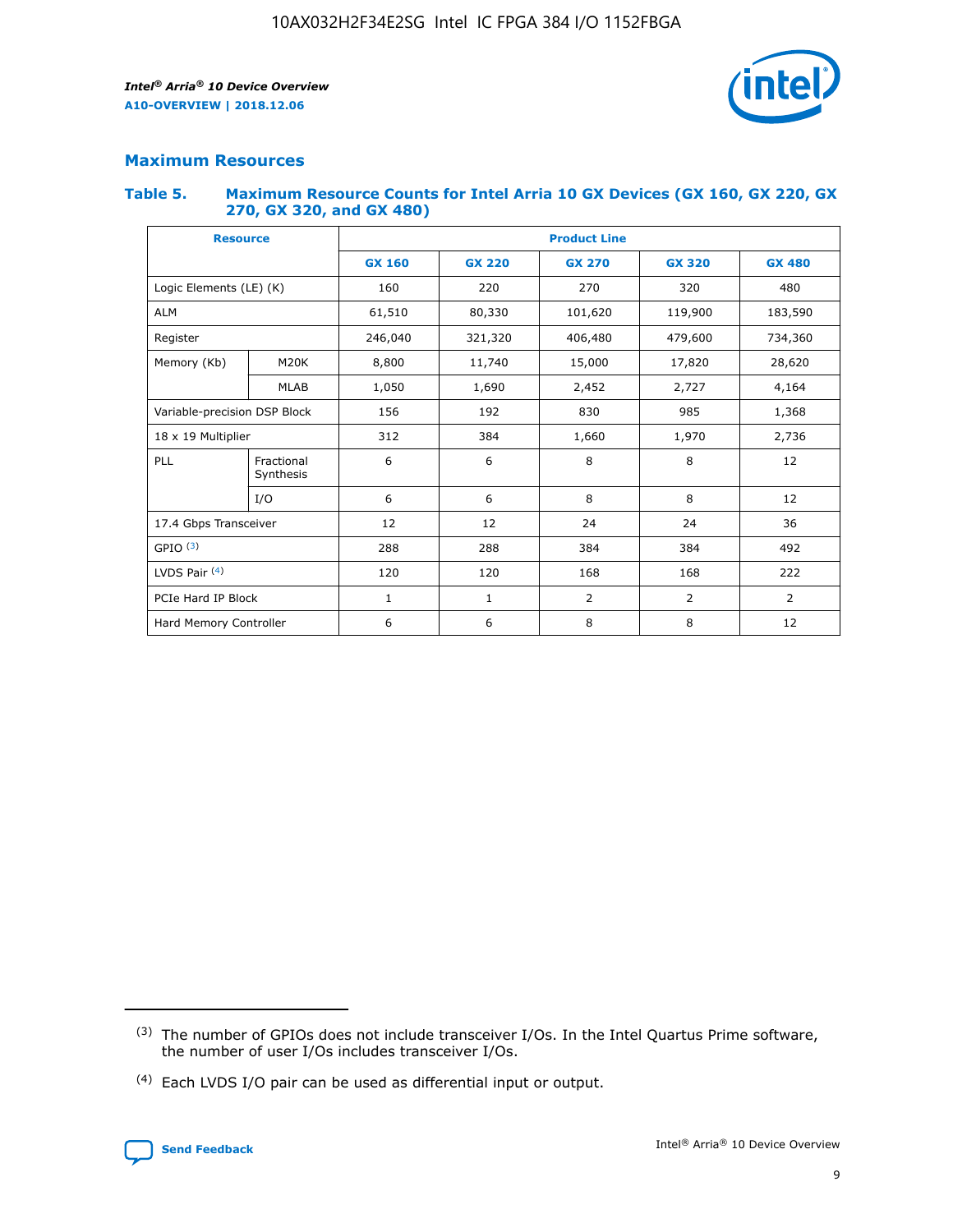## Maximum Resources

### Table 5. Maximum Resource Counts for Intel Arria 10 GX Devices (GX 160, GX 220, GX 270, GX 320, and GX 480)

| Resource | | Product Line | | | | |
|---|---|---|---|---|---|---|
| | | GX 160 | GX 220 | GX 270 | GX 320 | GX 480 |
| Logic Elements (LE) (K) | | 160 | 220 | 270 | 320 | 480 |
| ALM | | 61,510 | 80,330 | 101,620 | 119,900 | 183,590 |
| Register | | 246,040 | 321,320 | 406,480 | 479,600 | 734,360 |
| Memory (Kb) | M20K | 8,800 | 11,740 | 15,000 | 17,820 | 28,620 |
| | MLAB | 1,050 | 1,690 | 2,452 | 2,727 | 4,164 |
| Variable-precision DSP Block | | 156 | 192 | 830 | 985 | 1,368 |
| 18 x 19 Multiplier | | 312 | 384 | 1,660 | 1,970 | 2,736 |
| PLL | Fractional Synthesis | 6 | 6 | 8 | 8 | 12 |
| | I/O | 6 | 6 | 8 | 8 | 12 |
| 17.4 Gbps Transceiver | | 12 | 12 | 24 | 24 | 36 |
| GPIO [(3)] | | 288 | 288 | 384 | 384 | 492 |
| LVDS Pair [(4)] | | 120 | 120 | 168 | 168 | 222 |
| PCIe Hard IP Block | | 1 | 1 | 2 | 2 | 2 |
| Hard Memory Controller | | 6 | 6 | 8 | 8 | 12 |

(3) The number of GPIOs does not include transceiver I/Os. In the Intel Quartus Prime software, the number of user I/Os includes transceiver I/Os.

(4) Each LVDS I/O pair can be used as differential input or output.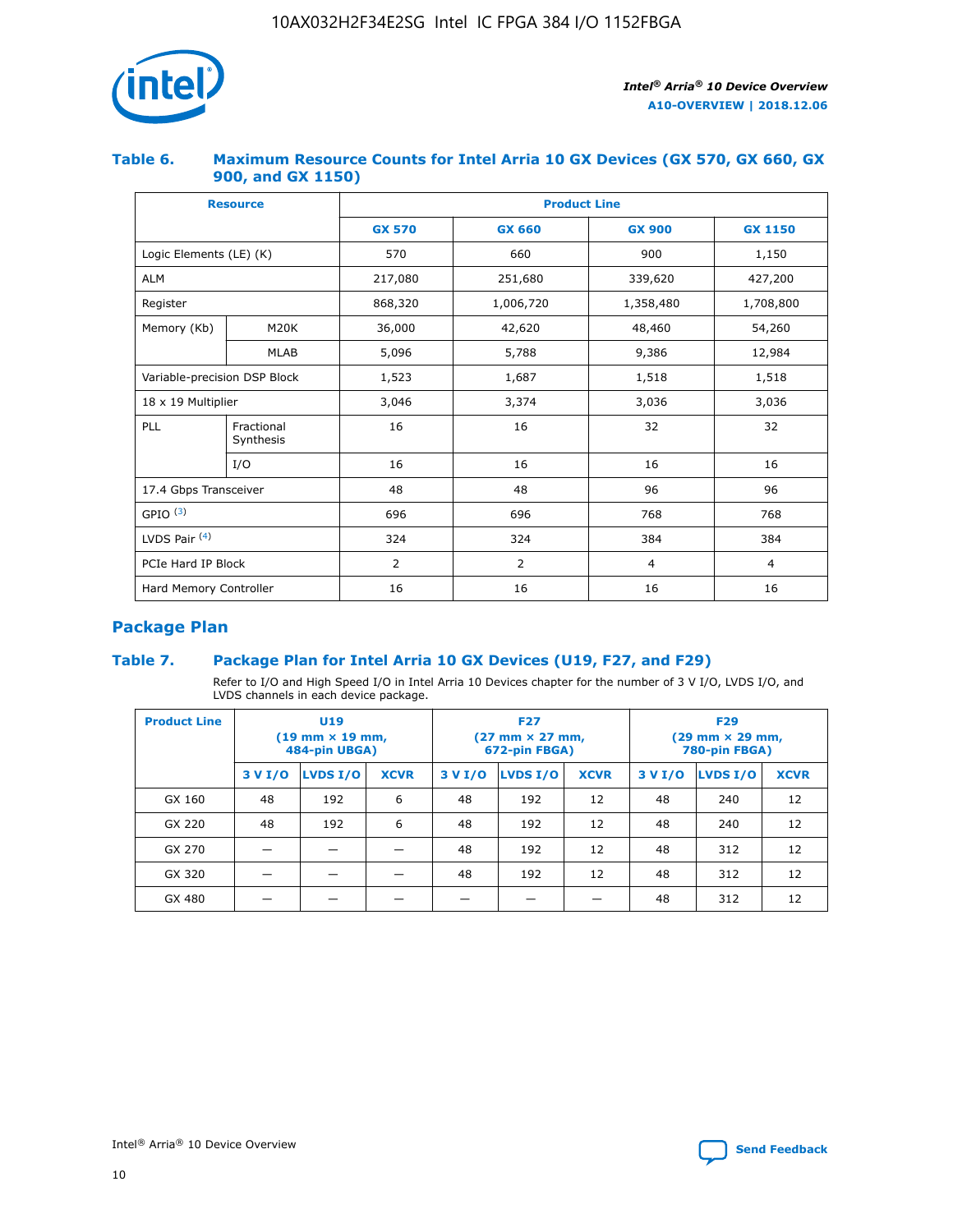### Table 6. Maximum Resource Counts for Intel Arria 10 GX Devices (GX 570, GX 660, GX 900, and GX 1150)

| Resource | | Product Line | | | |
|---|---|---|---|---|---|
| | | GX 570 | GX 660 | GX 900 | GX 1150 |
| Logic Elements (LE) (K) | | 570 | 660 | 900 | 1,150 |
| ALM | | 217,080 | 251,680 | 339,620 | 427,200 |
| Register | | 868,320 | 1,006,720 | 1,358,480 | 1,708,800 |
| Memory (Kb) | M20K | 36,000 | 42,620 | 48,460 | 54,260 |
| | MLAB | 5,096 | 5,788 | 9,386 | 12,984 |
| Variable-precision DSP Block | | 1,523 | 1,687 | 1,518 | 1,518 |
| 18 x 19 Multiplier | | 3,046 | 3,374 | 3,036 | 3,036 |
| PLL | Fractional Synthesis | 16 | 16 | 32 | 32 |
| | I/O | 16 | 16 | 16 | 16 |
| 17.4 Gbps Transceiver | | 48 | 48 | 96 | 96 |
| GPIO [(3)] | | 696 | 696 | 768 | 768 |
| LVDS Pair [(4)] | | 324 | 324 | 384 | 384 |
| PCIe Hard IP Block | | 2 | 2 | 4 | 4 |
| Hard Memory Controller | | 16 | 16 | 16 | 16 |

## Package Plan

### Table 7. Package Plan for Intel Arria 10 GX Devices (U19, F27, and F29)

Refer to I/O and High Speed I/O in Intel Arria 10 Devices chapter for the number of 3 V I/O, LVDS I/O, and LVDS channels in each device package.

| Product Line | U19 (19 mm × 19 mm, 484-pin UBGA) | | | F27 (27 mm × 27 mm, 672-pin FBGA) | | | F29 (29 mm × 29 mm, 780-pin FBGA) | | |
|---|---|---|---|---|---|---|---|---|---|
| | 3 V I/O | LVDS I/O | XCVR | 3 V I/O | LVDS I/O | XCVR | 3 V I/O | LVDS I/O | XCVR |
| GX 160 | 48 | 192 | 6 | 48 | 192 | 12 | 48 | 240 | 12 |
| GX 220 | 48 | 192 | 6 | 48 | 192 | 12 | 48 | 240 | 12 |
| GX 270 | — | — | — | 48 | 192 | 12 | 48 | 312 | 12 |
| GX 320 | — | — | — | 48 | 192 | 12 | 48 | 312 | 12 |
| GX 480 | — | — | — | — | — | — | 48 | 312 | 12 |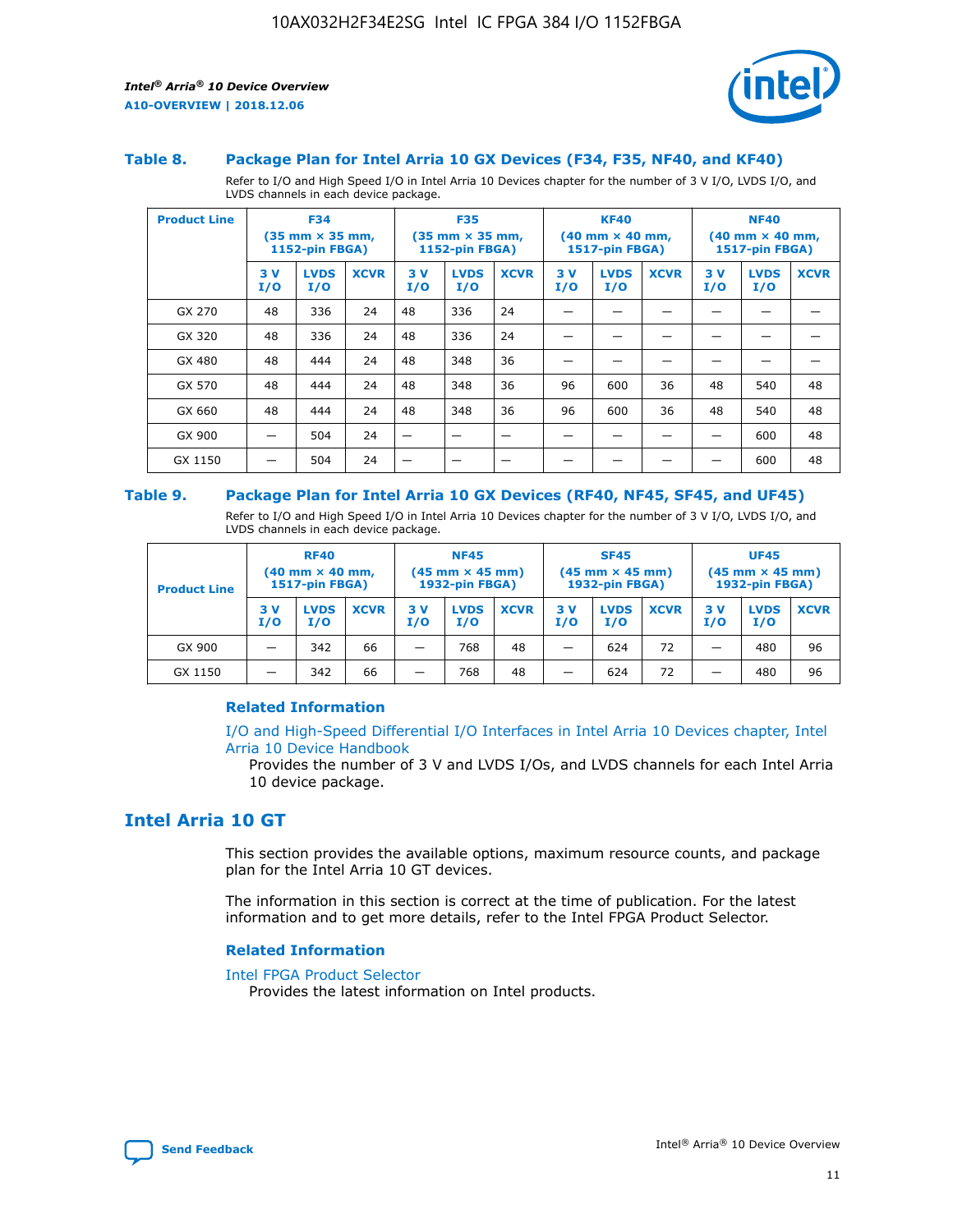### Table 8. Package Plan for Intel Arria 10 GX Devices (F34, F35, NF40, and KF40)

Refer to I/O and High Speed I/O in Intel Arria 10 Devices chapter for the number of 3 V I/O, LVDS I/O, and LVDS channels in each device package.

| Product Line | F34 (35 mm × 35 mm, 1152-pin FBGA) | | | F35 (35 mm × 35 mm, 1152-pin FBGA) | | | KF40 (40 mm × 40 mm, 1517-pin FBGA) | | | NF40 (40 mm × 40 mm, 1517-pin FBGA) | | |
|---|---|---|---|---|---|---|---|---|---|---|---|---|
| | 3 V I/O | LVDS I/O | XCVR | 3 V I/O | LVDS I/O | XCVR | 3 V I/O | LVDS I/O | XCVR | 3 V I/O | LVDS I/O | XCVR |
| GX 270 | 48 | 336 | 24 | 48 | 336 | 24 | — | — | — | — | — | — |
| GX 320 | 48 | 336 | 24 | 48 | 336 | 24 | — | — | — | — | — | — |
| GX 480 | 48 | 444 | 24 | 48 | 348 | 36 | — | — | — | — | — | — |
| GX 570 | 48 | 444 | 24 | 48 | 348 | 36 | 96 | 600 | 36 | 48 | 540 | 48 |
| GX 660 | 48 | 444 | 24 | 48 | 348 | 36 | 96 | 600 | 36 | 48 | 540 | 48 |
| GX 900 | — | 504 | 24 | — | — | — | — | — | — | — | 600 | 48 |
| GX 1150 | — | 504 | 24 | — | — | — | — | — | — | — | 600 | 48 |

### Table 9. Package Plan for Intel Arria 10 GX Devices (RF40, NF45, SF45, and UF45)

Refer to I/O and High Speed I/O in Intel Arria 10 Devices chapter for the number of 3 V I/O, LVDS I/O, and LVDS channels in each device package.

| Product Line | RF40 (40 mm × 40 mm, 1517-pin FBGA) | | | NF45 (45 mm × 45 mm) 1932-pin FBGA) | | | SF45 (45 mm × 45 mm) 1932-pin FBGA) | | | UF45 (45 mm × 45 mm) 1932-pin FBGA) | | |
|---|---|---|---|---|---|---|---|---|---|---|---|---|
| | 3 V I/O | LVDS I/O | XCVR | 3 V I/O | LVDS I/O | XCVR | 3 V I/O | LVDS I/O | XCVR | 3 V I/O | LVDS I/O | XCVR |
| GX 900 | — | 342 | 66 | — | 768 | 48 | — | 624 | 72 | — | 480 | 96 |
| GX 1150 | — | 342 | 66 | — | 768 | 48 | — | 624 | 72 | — | 480 | 96 |

#### Related Information

I/O and High-Speed Differential I/O Interfaces in Intel Arria 10 Devices chapter, Intel Arria 10 Device Handbook

Provides the number of 3 V and LVDS I/Os, and LVDS channels for each Intel Arria 10 device package.

## Intel Arria 10 GT

This section provides the available options, maximum resource counts, and package plan for the Intel Arria 10 GT devices.

The information in this section is correct at the time of publication. For the latest information and to get more details, refer to the Intel FPGA Product Selector.

#### Related Information

Intel FPGA Product Selector

Provides the latest information on Intel products.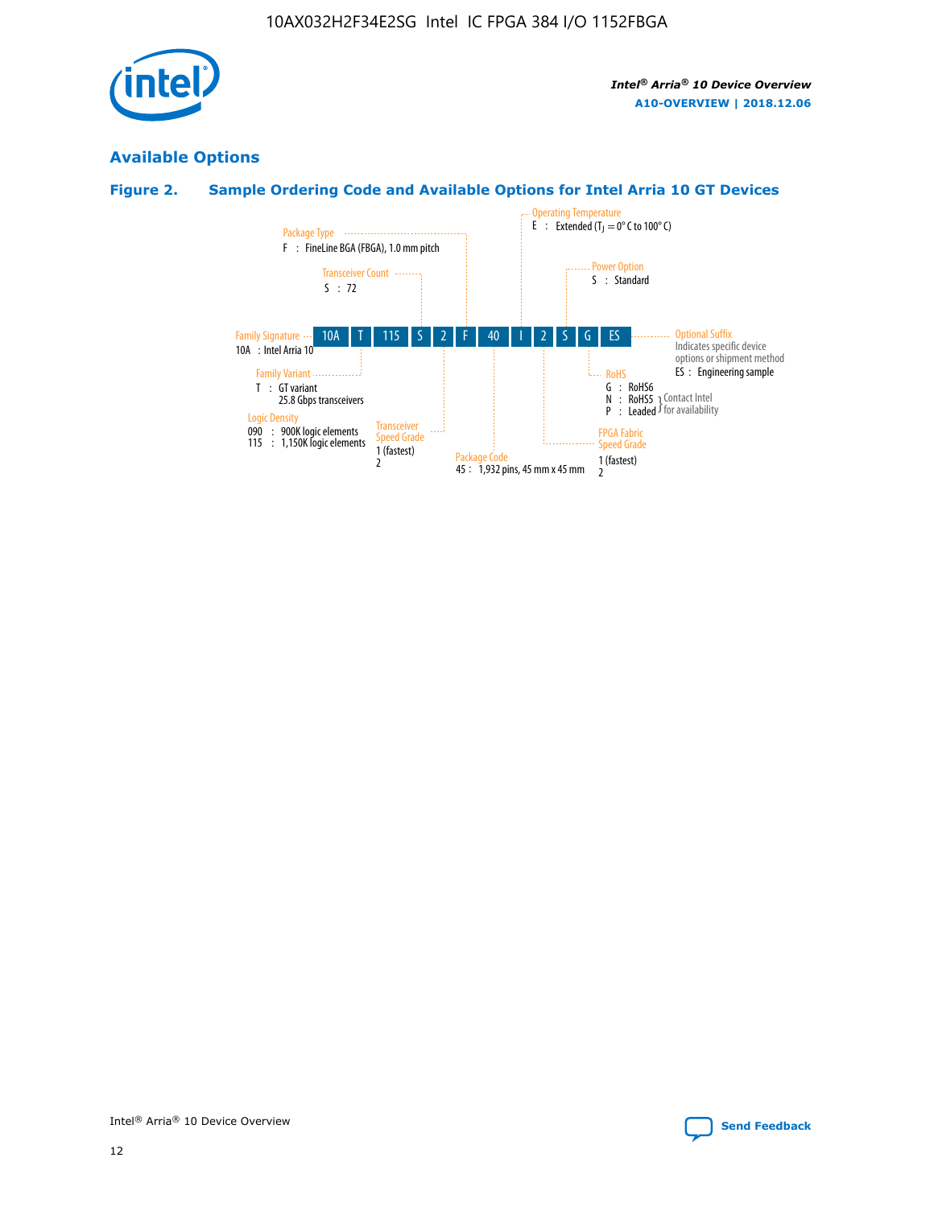## Available Options

### Figure 2. Sample Ordering Code and Available Options for Intel Arria 10 GT Devices

| 10A | T | 115 | S | 2 | F | 40 | I | 2 | S | G | ES |
|---|---|---|---|---|---|---|---|---|---|---|---|

**Family Signature**
10A : Intel Arria 10

**Family Variant**
T : GT variant
25.8 Gbps transceivers

**Logic Density**
090 : 900K logic elements
115 : 1,150K logic elements

**Transceiver Count**
S : 72

**Transceiver Speed Grade**
1 (fastest)
2

**Package Type**
F : FineLine BGA (FBGA), 1.0 mm pitch

**Package Code**
45 : 1,932 pins, 45 mm x 45 mm

**Operating Temperature**
E : Extended ($T_J$ = 0° C to 100° C)

**FPGA Fabric Speed Grade**
1 (fastest)
2

**Power Option**
S : Standard

**RoHS**
G : RoHS6
N : RoHS5 } Contact Intel for availability
P : Leaded } Contact Intel for availability

**Optional Suffix**
Indicates specific device options or shipment method
ES : Engineering sample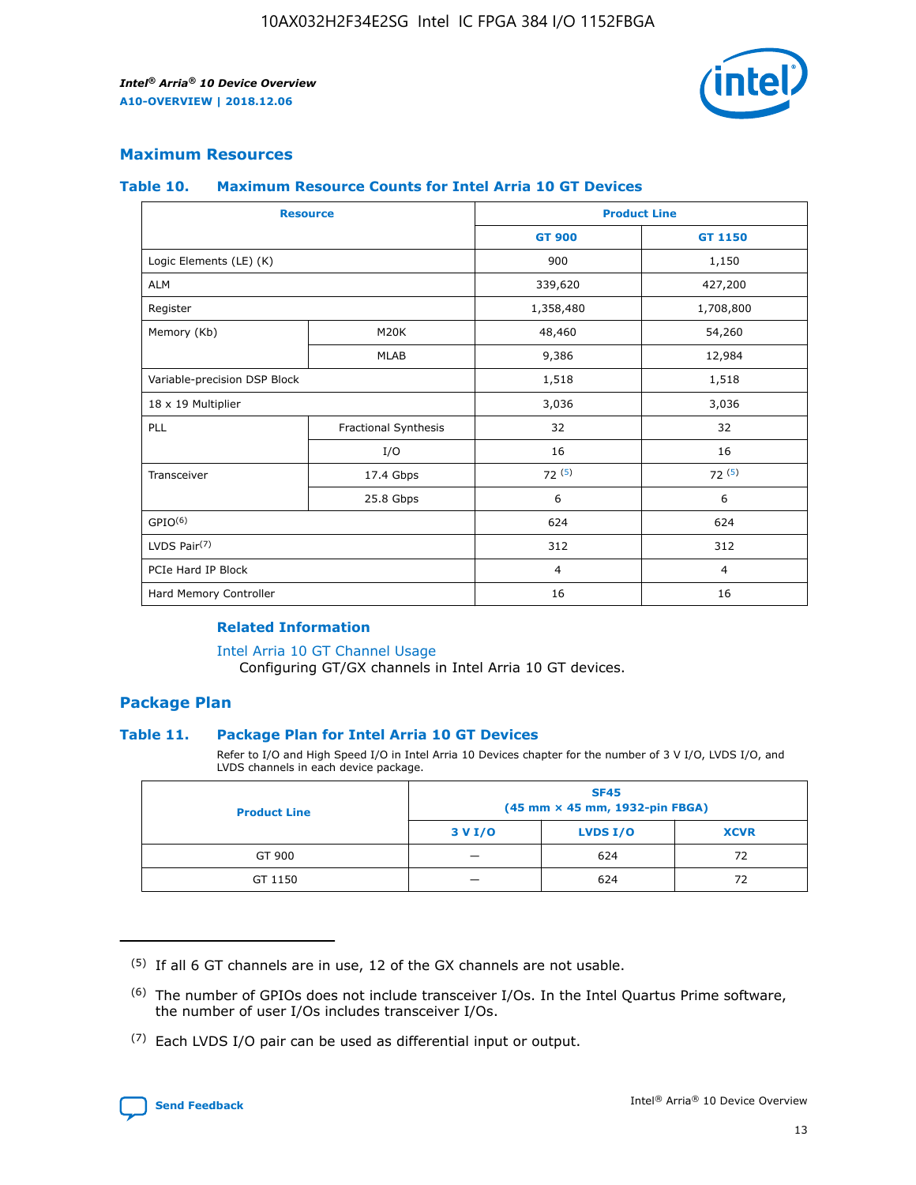## Maximum Resources

### Table 10. Maximum Resource Counts for Intel Arria 10 GT Devices

| Resource | | Product Line | |
|---|---|---|---|
| | | GT 900 | GT 1150 |
| Logic Elements (LE) (K) | | 900 | 1,150 |
| ALM | | 339,620 | 427,200 |
| Register | | 1,358,480 | 1,708,800 |
| Memory (Kb) | M20K | 48,460 | 54,260 |
| | MLAB | 9,386 | 12,984 |
| Variable-precision DSP Block | | 1,518 | 1,518 |
| 18 x 19 Multiplier | | 3,036 | 3,036 |
| PLL | Fractional Synthesis | 32 | 32 |
| | I/O | 16 | 16 |
| Transceiver | 17.4 Gbps | 72 (5) | 72 (5) |
| | 25.8 Gbps | 6 | 6 |
| GPIO(6) | | 624 | 624 |
| LVDS Pair(7) | | 312 | 312 |
| PCIe Hard IP Block | | 4 | 4 |
| Hard Memory Controller | | 16 | 16 |

#### Related Information

Intel Arria 10 GT Channel Usage
Configuring GT/GX channels in Intel Arria 10 GT devices.

## Package Plan

### Table 11. Package Plan for Intel Arria 10 GT Devices

Refer to I/O and High Speed I/O in Intel Arria 10 Devices chapter for the number of 3 V I/O, LVDS I/O, and LVDS channels in each device package.

| Product Line | SF45 (45 mm × 45 mm, 1932-pin FBGA) | | |
|---|---|---|---|
| | 3 V I/O | LVDS I/O | XCVR |
| GT 900 | — | 624 | 72 |
| GT 1150 | — | 624 | 72 |

(5) If all 6 GT channels are in use, 12 of the GX channels are not usable.

(6) The number of GPIOs does not include transceiver I/Os. In the Intel Quartus Prime software, the number of user I/Os includes transceiver I/Os.

(7) Each LVDS I/O pair can be used as differential input or output.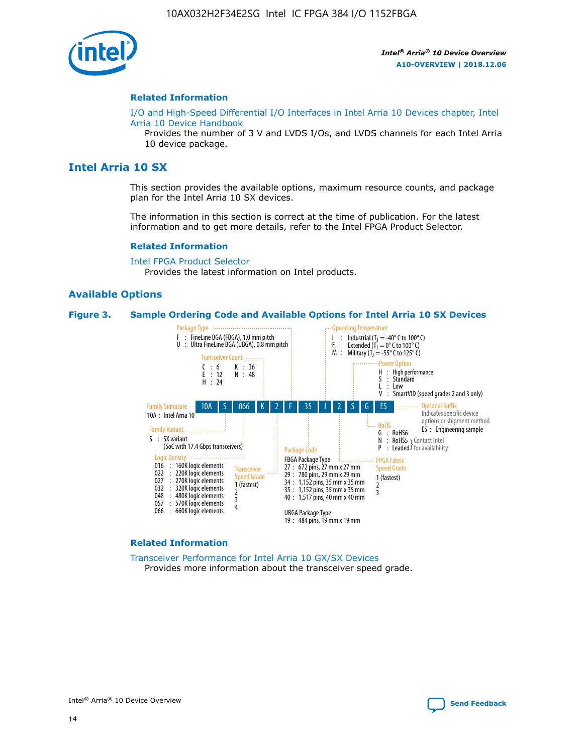## Related Information

I/O and High-Speed Differential I/O Interfaces in Intel Arria 10 Devices chapter, Intel Arria 10 Device Handbook

Provides the number of 3 V and LVDS I/Os, and LVDS channels for each Intel Arria 10 device package.

# Intel Arria 10 SX

This section provides the available options, maximum resource counts, and package plan for the Intel Arria 10 SX devices.

The information in this section is correct at the time of publication. For the latest information and to get more details, refer to the Intel FPGA Product Selector.

## Related Information

Intel FPGA Product Selector

Provides the latest information on Intel products.

## Available Options

**Figure 3. Sample Ordering Code and Available Options for Intel Arria 10 SX Devices**

Sample ordering code: 10A S 066 K 2 F 35 I 2 S G ES

- **Family Signature**
  - 10A : Intel Arria 10
- **Family Variant**
  - S : SX variant (SoC with 17.4 Gbps transceivers)
- **Logic Density**
  - 016 : 160K logic elements
  - 022 : 220K logic elements
  - 027 : 270K logic elements
  - 032 : 320K logic elements
  - 048 : 480K logic elements
  - 057 : 570K logic elements
  - 066 : 660K logic elements
- **Transceiver Count**
  - C : 6
  - E : 12
  - H : 24
  - K : 36
  - N : 48
- **Transceiver Speed Grade**
  - 1 (fastest)
  - 2
  - 3
  - 4
- **Package Type**
  - F : FineLine BGA (FBGA), 1.0 mm pitch
  - U : Ultra FineLine BGA (UBGA), 0.8 mm pitch
- **Package Code**
  - FBGA Package Type
    - 27 : 672 pins, 27 mm x 27 mm
    - 29 : 780 pins, 29 mm x 29 mm
    - 34 : 1,152 pins, 35 mm x 35 mm
    - 35 : 1,152 pins, 35 mm x 35 mm
    - 40 : 1,517 pins, 40 mm x 40 mm
  - UBGA Package Type
    - 19 : 484 pins, 19 mm x 19 mm
- **Operating Temperature**
  - I : Industrial ($T_J$ = -40° C to 100° C)
  - E : Extended ($T_J$ = 0° C to 100° C)
  - M : Military ($T_J$ = -55° C to 125° C)
- **FPGA Fabric Speed Grade**
  - 1 (fastest)
  - 2
  - 3
- **Power Option**
  - H : High performance
  - S : Standard
  - L : Low
  - V : SmartVID (speed grades 2 and 3 only)
- **RoHS**
  - G : RoHS6
  - N : RoHS5 (Contact Intel for availability)
  - P : Leaded (Contact Intel for availability)
- **Optional Suffix**
  - Indicates specific device options or shipment method
  - ES : Engineering sample

## Related Information

Transceiver Performance for Intel Arria 10 GX/SX Devices

Provides more information about the transceiver speed grade.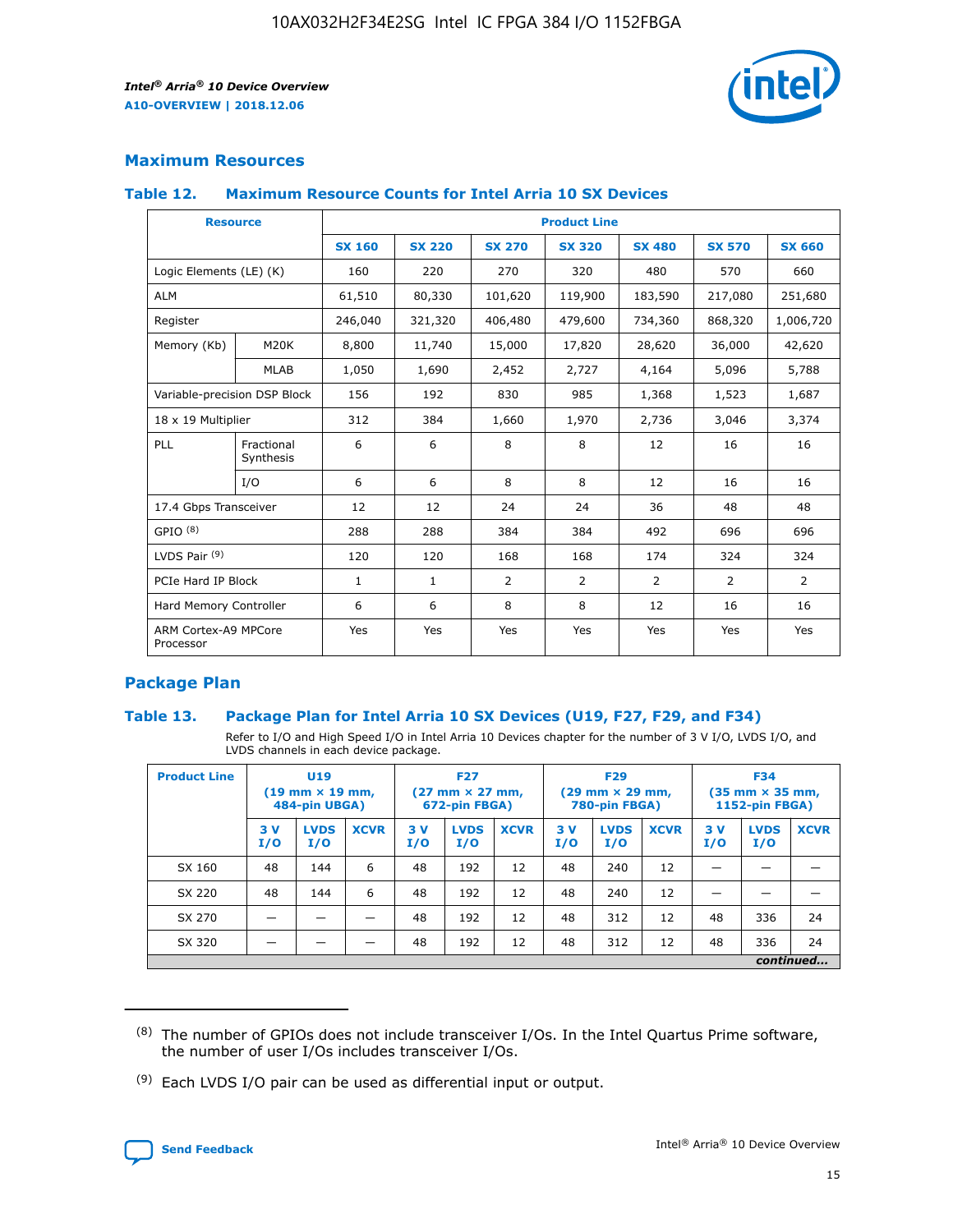## Maximum Resources

### Table 12. Maximum Resource Counts for Intel Arria 10 SX Devices

| Resource | | Product Line | | | | | | |
|---|---|---|---|---|---|---|---|---|
| | | SX 160 | SX 220 | SX 270 | SX 320 | SX 480 | SX 570 | SX 660 |
| Logic Elements (LE) (K) | | 160 | 220 | 270 | 320 | 480 | 570 | 660 |
| ALM | | 61,510 | 80,330 | 101,620 | 119,900 | 183,590 | 217,080 | 251,680 |
| Register | | 246,040 | 321,320 | 406,480 | 479,600 | 734,360 | 868,320 | 1,006,720 |
| Memory (Kb) | M20K | 8,800 | 11,740 | 15,000 | 17,820 | 28,620 | 36,000 | 42,620 |
| | MLAB | 1,050 | 1,690 | 2,452 | 2,727 | 4,164 | 5,096 | 5,788 |
| Variable-precision DSP Block | | 156 | 192 | 830 | 985 | 1,368 | 1,523 | 1,687 |
| 18 x 19 Multiplier | | 312 | 384 | 1,660 | 1,970 | 2,736 | 3,046 | 3,374 |
| PLL | Fractional Synthesis | 6 | 6 | 8 | 8 | 12 | 16 | 16 |
| | I/O | 6 | 6 | 8 | 8 | 12 | 16 | 16 |
| 17.4 Gbps Transceiver | | 12 | 12 | 24 | 24 | 36 | 48 | 48 |
| GPIO [(8)] | | 288 | 288 | 384 | 384 | 492 | 696 | 696 |
| LVDS Pair [(9)] | | 120 | 120 | 168 | 168 | 174 | 324 | 324 |
| PCIe Hard IP Block | | 1 | 1 | 2 | 2 | 2 | 2 | 2 |
| Hard Memory Controller | | 6 | 6 | 8 | 8 | 12 | 16 | 16 |
| ARM Cortex-A9 MPCore Processor | | Yes | Yes | Yes | Yes | Yes | Yes | Yes |

## Package Plan

### Table 13. Package Plan for Intel Arria 10 SX Devices (U19, F27, F29, and F34)

Refer to I/O and High Speed I/O in Intel Arria 10 Devices chapter for the number of 3 V I/O, LVDS I/O, and LVDS channels in each device package.

| Product Line | U19 (19 mm × 19 mm, 484-pin UBGA) | | | F27 (27 mm × 27 mm, 672-pin FBGA) | | | F29 (29 mm × 29 mm, 780-pin FBGA) | | | F34 (35 mm × 35 mm, 1152-pin FBGA) | | |
|---|---|---|---|---|---|---|---|---|---|---|---|---|
| | 3 V I/O | LVDS I/O | XCVR | 3 V I/O | LVDS I/O | XCVR | 3 V I/O | LVDS I/O | XCVR | 3 V I/O | LVDS I/O | XCVR |
| SX 160 | 48 | 144 | 6 | 48 | 192 | 12 | 48 | 240 | 12 | — | — | — |
| SX 220 | 48 | 144 | 6 | 48 | 192 | 12 | 48 | 240 | 12 | — | — | — |
| SX 270 | — | — | — | 48 | 192 | 12 | 48 | 312 | 12 | 48 | 336 | 24 |
| SX 320 | — | — | — | 48 | 192 | 12 | 48 | 312 | 12 | 48 | 336 | 24 |

*continued...*

(8) The number of GPIOs does not include transceiver I/Os. In the Intel Quartus Prime software, the number of user I/Os includes transceiver I/Os.

(9) Each LVDS I/O pair can be used as differential input or output.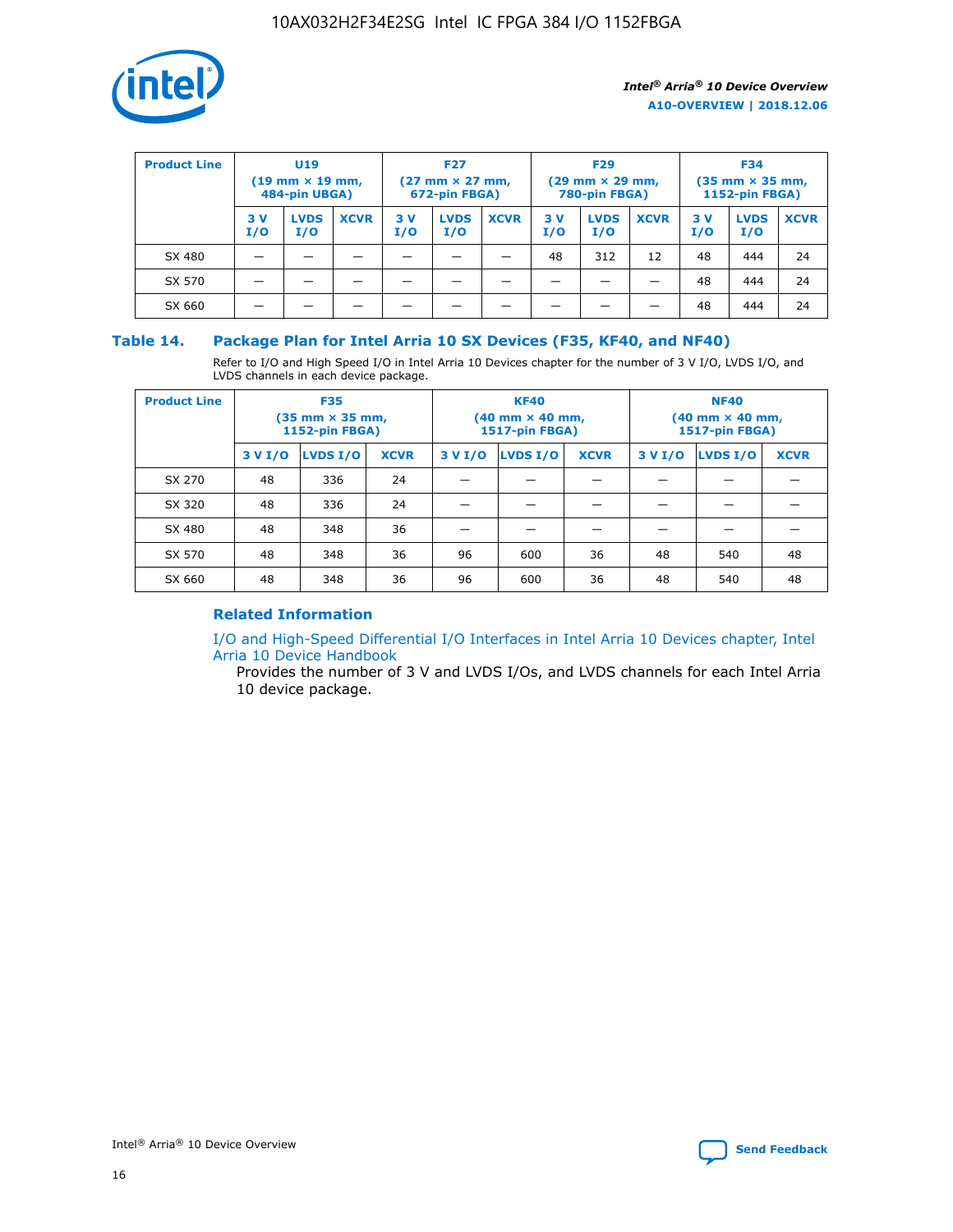| Product Line | U19 (19 mm × 19 mm, 484-pin UBGA) | | | F27 (27 mm × 27 mm, 672-pin FBGA) | | | F29 (29 mm × 29 mm, 780-pin FBGA) | | | F34 (35 mm × 35 mm, 1152-pin FBGA) | | |
|---|---|---|---|---|---|---|---|---|---|---|---|---|
| | 3 V I/O | LVDS I/O | XCVR | 3 V I/O | LVDS I/O | XCVR | 3 V I/O | LVDS I/O | XCVR | 3 V I/O | LVDS I/O | XCVR |
| SX 480 | — | — | — | — | — | — | 48 | 312 | 12 | 48 | 444 | 24 |
| SX 570 | — | — | — | — | — | — | — | — | — | 48 | 444 | 24 |
| SX 660 | — | — | — | — | — | — | — | — | — | 48 | 444 | 24 |

## Table 14. Package Plan for Intel Arria 10 SX Devices (F35, KF40, and NF40)

Refer to I/O and High Speed I/O in Intel Arria 10 Devices chapter for the number of 3 V I/O, LVDS I/O, and LVDS channels in each device package.

| Product Line | F35 (35 mm × 35 mm, 1152-pin FBGA) | | | KF40 (40 mm × 40 mm, 1517-pin FBGA) | | | NF40 (40 mm × 40 mm, 1517-pin FBGA) | | |
|---|---|---|---|---|---|---|---|---|---|
| | 3 V I/O | LVDS I/O | XCVR | 3 V I/O | LVDS I/O | XCVR | 3 V I/O | LVDS I/O | XCVR |
| SX 270 | 48 | 336 | 24 | — | — | — | — | — | — |
| SX 320 | 48 | 336 | 24 | — | — | — | — | — | — |
| SX 480 | 48 | 348 | 36 | — | — | — | — | — | — |
| SX 570 | 48 | 348 | 36 | 96 | 600 | 36 | 48 | 540 | 48 |
| SX 660 | 48 | 348 | 36 | 96 | 600 | 36 | 48 | 540 | 48 |

### Related Information

I/O and High-Speed Differential I/O Interfaces in Intel Arria 10 Devices chapter, Intel Arria 10 Device Handbook

Provides the number of 3 V and LVDS I/Os, and LVDS channels for each Intel Arria 10 device package.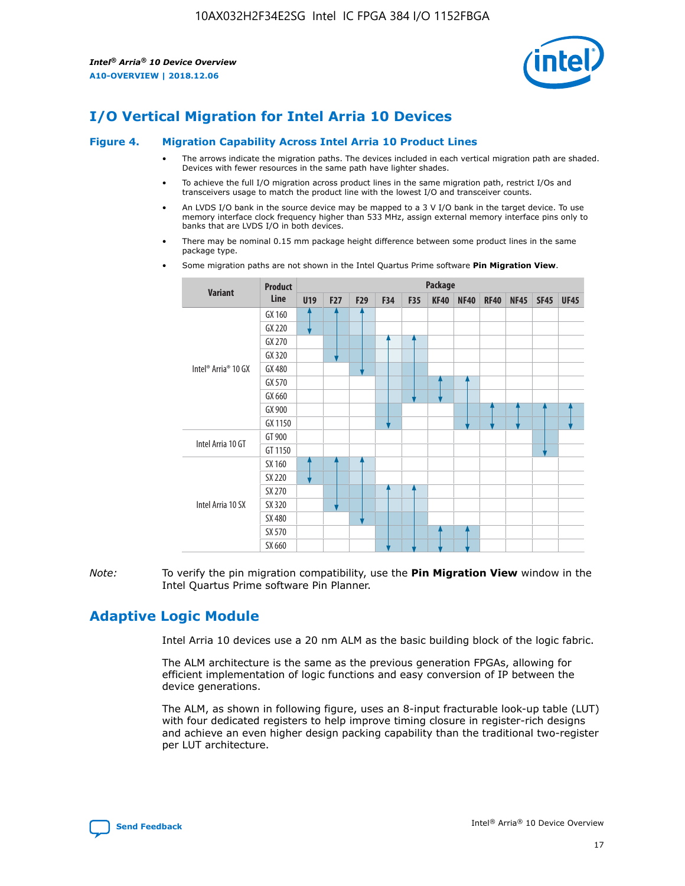## I/O Vertical Migration for Intel Arria 10 Devices

### Figure 4. Migration Capability Across Intel Arria 10 Product Lines

- The arrows indicate the migration paths. The devices included in each vertical migration path are shaded. Devices with fewer resources in the same path have lighter shades.
- To achieve the full I/O migration across product lines in the same migration path, restrict I/Os and transceivers usage to match the product line with the lowest I/O and transceiver counts.
- An LVDS I/O bank in the source device may be mapped to a 3 V I/O bank in the target device. To use memory interface clock frequency higher than 533 MHz, assign external memory interface pins only to banks that are LVDS I/O in both devices.
- There may be nominal 0.15 mm package height difference between some product lines in the same package type.
- Some migration paths are not shown in the Intel Quartus Prime software **Pin Migration View**.

| Variant | Product Line | Package | | | | | | | | | | |
|---|---|---|---|---|---|---|---|---|---|---|---|---|
| | | U19 | F27 | F29 | F34 | F35 | KF40 | NF40 | RF40 | NF45 | SF45 | UF45 |
| Intel® Arria® 10 GX | GX 160 | | | | | | | | | | | |
| | GX 220 | | | | | | | | | | | |
| | GX 270 | | | | | | | | | | | |
| | GX 320 | | | | | | | | | | | |
| | GX 480 | | | | | | | | | | | |
| | GX 570 | | | | | | | | | | | |
| | GX 660 | | | | | | | | | | | |
| | GX 900 | | | | | | | | | | | |
| | GX 1150 | | | | | | | | | | | |
| Intel Arria 10 GT | GT 900 | | | | | | | | | | | |
| | GT 1150 | | | | | | | | | | | |
| Intel Arria 10 SX | SX 160 | | | | | | | | | | | |
| | SX 220 | | | | | | | | | | | |
| | SX 270 | | | | | | | | | | | |
| | SX 320 | | | | | | | | | | | |
| | SX 480 | | | | | | | | | | | |
| | SX 570 | | | | | | | | | | | |
| | SX 660 | | | | | | | | | | | |

*Note:* To verify the pin migration compatibility, use the **Pin Migration View** window in the Intel Quartus Prime software Pin Planner.

## Adaptive Logic Module

Intel Arria 10 devices use a 20 nm ALM as the basic building block of the logic fabric.

The ALM architecture is the same as the previous generation FPGAs, allowing for efficient implementation of logic functions and easy conversion of IP between the device generations.

The ALM, as shown in following figure, uses an 8-input fracturable look-up table (LUT) with four dedicated registers to help improve timing closure in register-rich designs and achieve an even higher design packing capability than the traditional two-register per LUT architecture.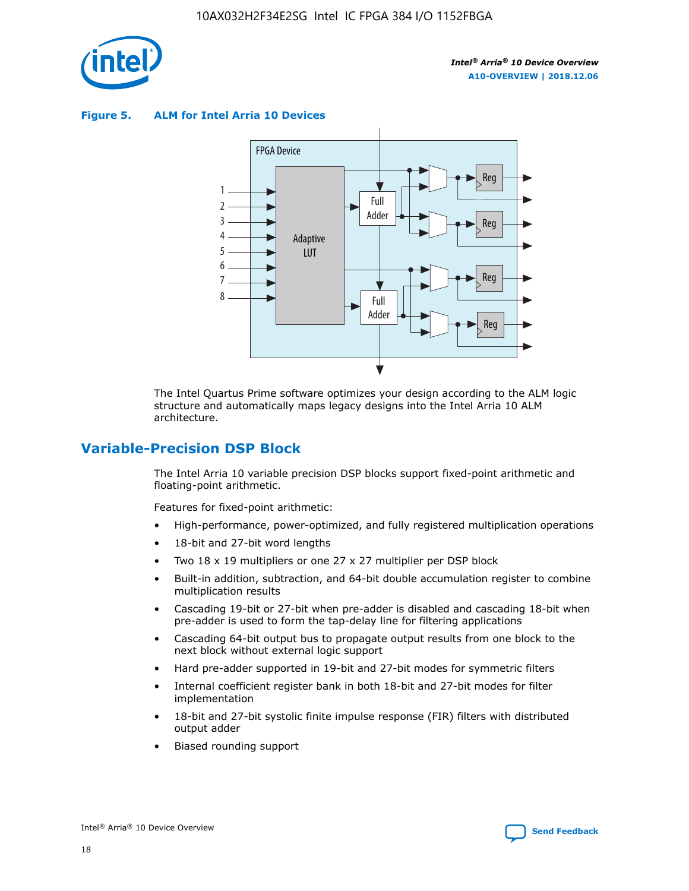**Figure 5. ALM for Intel Arria 10 Devices**

The Intel Quartus Prime software optimizes your design according to the ALM logic structure and automatically maps legacy designs into the Intel Arria 10 ALM architecture.

## Variable-Precision DSP Block

The Intel Arria 10 variable precision DSP blocks support fixed-point arithmetic and floating-point arithmetic.

Features for fixed-point arithmetic:

- High-performance, power-optimized, and fully registered multiplication operations
- 18-bit and 27-bit word lengths
- Two 18 x 19 multipliers or one 27 x 27 multiplier per DSP block
- Built-in addition, subtraction, and 64-bit double accumulation register to combine multiplication results
- Cascading 19-bit or 27-bit when pre-adder is disabled and cascading 18-bit when pre-adder is used to form the tap-delay line for filtering applications
- Cascading 64-bit output bus to propagate output results from one block to the next block without external logic support
- Hard pre-adder supported in 19-bit and 27-bit modes for symmetric filters
- Internal coefficient register bank in both 18-bit and 27-bit modes for filter implementation
- 18-bit and 27-bit systolic finite impulse response (FIR) filters with distributed output adder
- Biased rounding support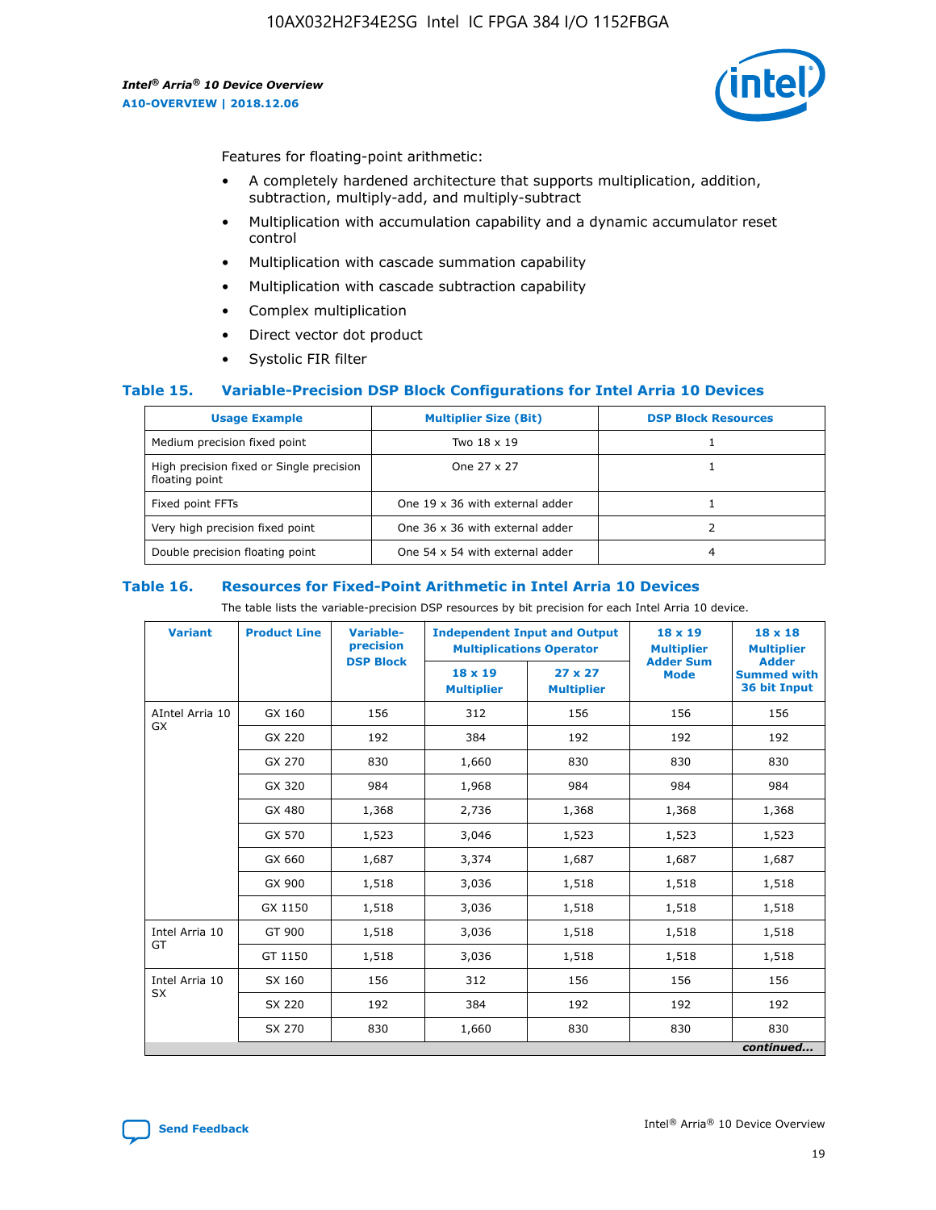Features for floating-point arithmetic:

- A completely hardened architecture that supports multiplication, addition, subtraction, multiply-add, and multiply-subtract
- Multiplication with accumulation capability and a dynamic accumulator reset control
- Multiplication with cascade summation capability
- Multiplication with cascade subtraction capability
- Complex multiplication
- Direct vector dot product
- Systolic FIR filter

### Table 15. Variable-Precision DSP Block Configurations for Intel Arria 10 Devices

| Usage Example | Multiplier Size (Bit) | DSP Block Resources |
|---|---|---|
| Medium precision fixed point | Two 18 x 19 | 1 |
| High precision fixed or Single precision floating point | One 27 x 27 | 1 |
| Fixed point FFTs | One 19 x 36 with external adder | 1 |
| Very high precision fixed point | One 36 x 36 with external adder | 2 |
| Double precision floating point | One 54 x 54 with external adder | 4 |

### Table 16. Resources for Fixed-Point Arithmetic in Intel Arria 10 Devices

The table lists the variable-precision DSP resources by bit precision for each Intel Arria 10 device.

| Variant | Product Line | Variable-precision DSP Block | Independent Input and Output Multiplications Operator | | 18 x 19 Multiplier Adder Sum Mode | 18 x 18 Multiplier Adder Summed with 36 bit Input |
|---|---|---|---|---|---|---|
| | | | 18 x 19 Multiplier | 27 x 27 Multiplier | | |
| AIntel Arria 10 GX | GX 160 | 156 | 312 | 156 | 156 | 156 |
| | GX 220 | 192 | 384 | 192 | 192 | 192 |
| | GX 270 | 830 | 1,660 | 830 | 830 | 830 |
| | GX 320 | 984 | 1,968 | 984 | 984 | 984 |
| | GX 480 | 1,368 | 2,736 | 1,368 | 1,368 | 1,368 |
| | GX 570 | 1,523 | 3,046 | 1,523 | 1,523 | 1,523 |
| | GX 660 | 1,687 | 3,374 | 1,687 | 1,687 | 1,687 |
| | GX 900 | 1,518 | 3,036 | 1,518 | 1,518 | 1,518 |
| | GX 1150 | 1,518 | 3,036 | 1,518 | 1,518 | 1,518 |
| Intel Arria 10 GT | GT 900 | 1,518 | 3,036 | 1,518 | 1,518 | 1,518 |
| | GT 1150 | 1,518 | 3,036 | 1,518 | 1,518 | 1,518 |
| Intel Arria 10 SX | SX 160 | 156 | 312 | 156 | 156 | 156 |
| | SX 220 | 192 | 384 | 192 | 192 | 192 |
| | SX 270 | 830 | 1,660 | 830 | 830 | 830 |

*continued...*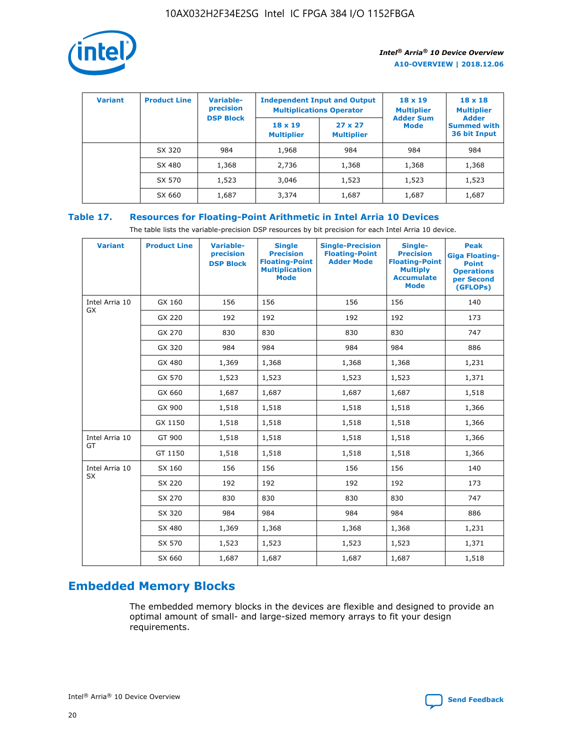| Variant | Product Line | Variable-precision DSP Block | Independent Input and Output Multiplications Operator | | 18 x 19 Multiplier Adder Sum Mode | 18 x 18 Multiplier Adder Summed with 36 bit Input |
|---|---|---|---|---|---|---|
| | | | 18 x 19 Multiplier | 27 x 27 Multiplier | | |
| | SX 320 | 984 | 1,968 | 984 | 984 | 984 |
| | SX 480 | 1,368 | 2,736 | 1,368 | 1,368 | 1,368 |
| | SX 570 | 1,523 | 3,046 | 1,523 | 1,523 | 1,523 |
| | SX 660 | 1,687 | 3,374 | 1,687 | 1,687 | 1,687 |

## Table 17. Resources for Floating-Point Arithmetic in Intel Arria 10 Devices

The table lists the variable-precision DSP resources by bit precision for each Intel Arria 10 device.

| Variant | Product Line | Variable-precision DSP Block | Single Precision Floating-Point Multiplication Mode | Single-Precision Floating-Point Adder Mode | Single-Precision Floating-Point Multiply Accumulate Mode | Peak Giga Floating-Point Operations per Second (GFLOPs) |
|---|---|---|---|---|---|---|
| Intel Arria 10 GX | GX 160 | 156 | 156 | 156 | 156 | 140 |
| | GX 220 | 192 | 192 | 192 | 192 | 173 |
| | GX 270 | 830 | 830 | 830 | 830 | 747 |
| | GX 320 | 984 | 984 | 984 | 984 | 886 |
| | GX 480 | 1,369 | 1,368 | 1,368 | 1,368 | 1,231 |
| | GX 570 | 1,523 | 1,523 | 1,523 | 1,523 | 1,371 |
| | GX 660 | 1,687 | 1,687 | 1,687 | 1,687 | 1,518 |
| | GX 900 | 1,518 | 1,518 | 1,518 | 1,518 | 1,366 |
| | GX 1150 | 1,518 | 1,518 | 1,518 | 1,518 | 1,366 |
| Intel Arria 10 GT | GT 900 | 1,518 | 1,518 | 1,518 | 1,518 | 1,366 |
| | GT 1150 | 1,518 | 1,518 | 1,518 | 1,518 | 1,366 |
| Intel Arria 10 SX | SX 160 | 156 | 156 | 156 | 156 | 140 |
| | SX 220 | 192 | 192 | 192 | 192 | 173 |
| | SX 270 | 830 | 830 | 830 | 830 | 747 |
| | SX 320 | 984 | 984 | 984 | 984 | 886 |
| | SX 480 | 1,369 | 1,368 | 1,368 | 1,368 | 1,231 |
| | SX 570 | 1,523 | 1,523 | 1,523 | 1,523 | 1,371 |
| | SX 660 | 1,687 | 1,687 | 1,687 | 1,687 | 1,518 |

## Embedded Memory Blocks

The embedded memory blocks in the devices are flexible and designed to provide an optimal amount of small- and large-sized memory arrays to fit your design requirements.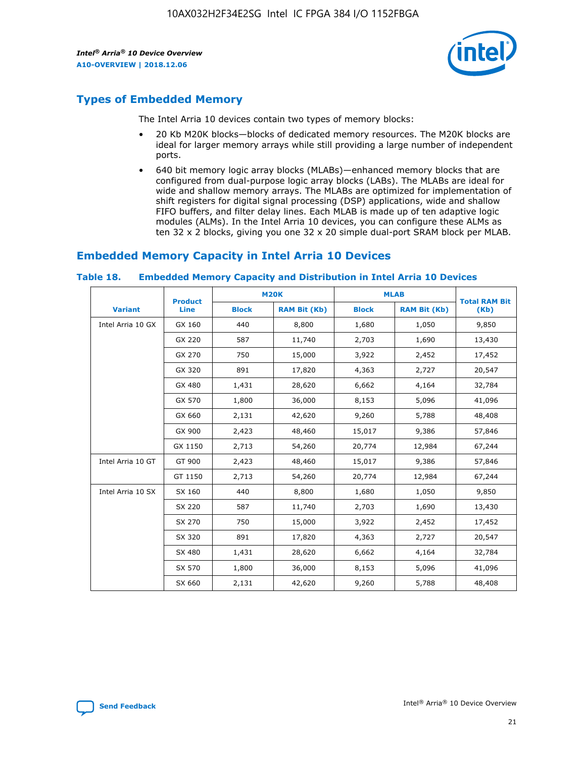## Types of Embedded Memory

The Intel Arria 10 devices contain two types of memory blocks:

- 20 Kb M20K blocks—blocks of dedicated memory resources. The M20K blocks are ideal for larger memory arrays while still providing a large number of independent ports.
- 640 bit memory logic array blocks (MLABs)—enhanced memory blocks that are configured from dual-purpose logic array blocks (LABs). The MLABs are ideal for wide and shallow memory arrays. The MLABs are optimized for implementation of shift registers for digital signal processing (DSP) applications, wide and shallow FIFO buffers, and filter delay lines. Each MLAB is made up of ten adaptive logic modules (ALMs). In the Intel Arria 10 devices, you can configure these ALMs as ten 32 x 2 blocks, giving you one 32 x 20 simple dual-port SRAM block per MLAB.

## Embedded Memory Capacity in Intel Arria 10 Devices

**Table 18. Embedded Memory Capacity and Distribution in Intel Arria 10 Devices**

| Variant | Product Line | M20K | | MLAB | | Total RAM Bit (Kb) |
|---|---|---|---|---|---|---|
| | | Block | RAM Bit (Kb) | Block | RAM Bit (Kb) | |
| Intel Arria 10 GX | GX 160 | 440 | 8,800 | 1,680 | 1,050 | 9,850 |
| | GX 220 | 587 | 11,740 | 2,703 | 1,690 | 13,430 |
| | GX 270 | 750 | 15,000 | 3,922 | 2,452 | 17,452 |
| | GX 320 | 891 | 17,820 | 4,363 | 2,727 | 20,547 |
| | GX 480 | 1,431 | 28,620 | 6,662 | 4,164 | 32,784 |
| | GX 570 | 1,800 | 36,000 | 8,153 | 5,096 | 41,096 |
| | GX 660 | 2,131 | 42,620 | 9,260 | 5,788 | 48,408 |
| | GX 900 | 2,423 | 48,460 | 15,017 | 9,386 | 57,846 |
| | GX 1150 | 2,713 | 54,260 | 20,774 | 12,984 | 67,244 |
| Intel Arria 10 GT | GT 900 | 2,423 | 48,460 | 15,017 | 9,386 | 57,846 |
| | GT 1150 | 2,713 | 54,260 | 20,774 | 12,984 | 67,244 |
| Intel Arria 10 SX | SX 160 | 440 | 8,800 | 1,680 | 1,050 | 9,850 |
| | SX 220 | 587 | 11,740 | 2,703 | 1,690 | 13,430 |
| | SX 270 | 750 | 15,000 | 3,922 | 2,452 | 17,452 |
| | SX 320 | 891 | 17,820 | 4,363 | 2,727 | 20,547 |
| | SX 480 | 1,431 | 28,620 | 6,662 | 4,164 | 32,784 |
| | SX 570 | 1,800 | 36,000 | 8,153 | 5,096 | 41,096 |
| | SX 660 | 2,131 | 42,620 | 9,260 | 5,788 | 48,408 |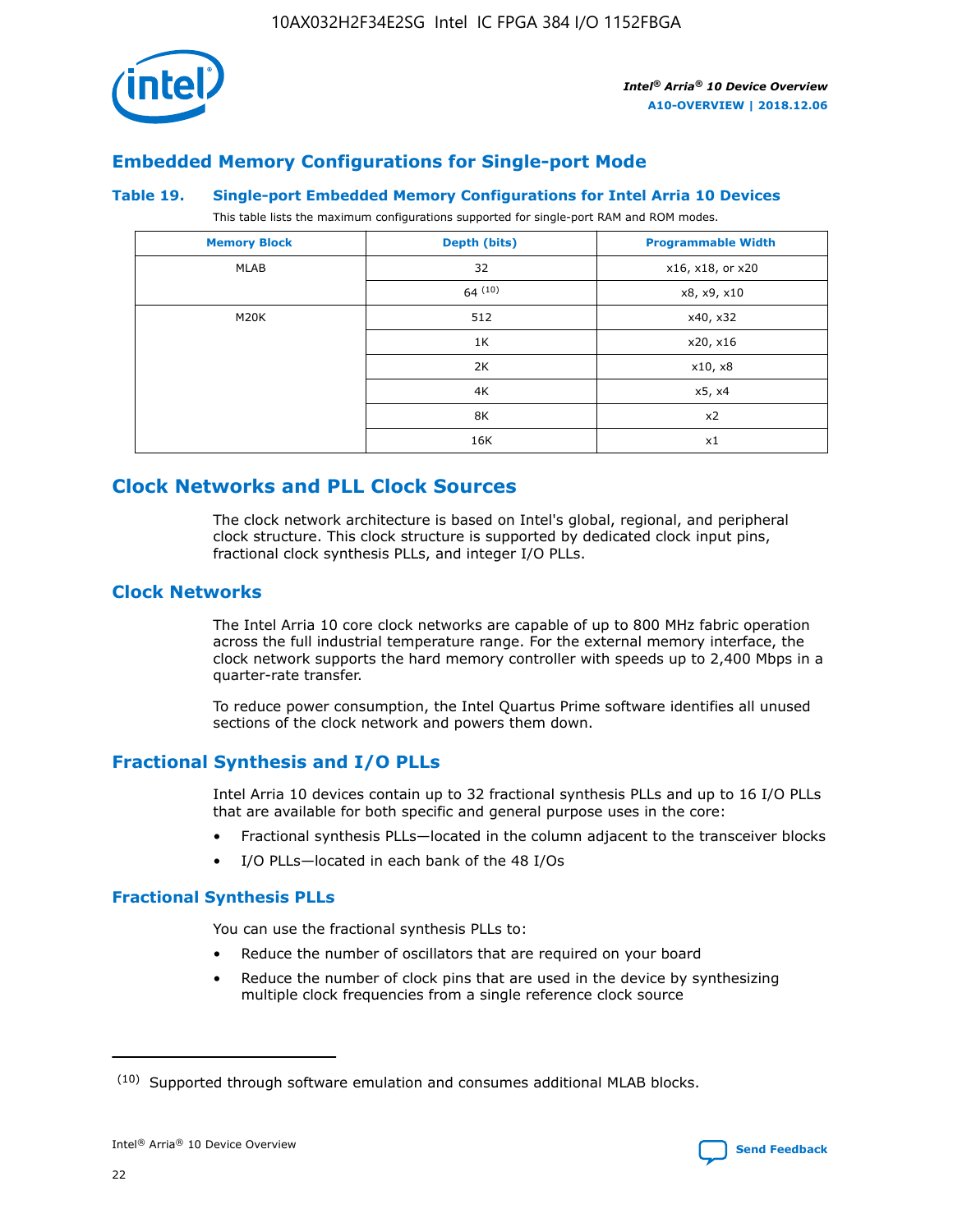## Embedded Memory Configurations for Single-port Mode

### Table 19. Single-port Embedded Memory Configurations for Intel Arria 10 Devices

This table lists the maximum configurations supported for single-port RAM and ROM modes.

| Memory Block | Depth (bits) | Programmable Width |
|---|---|---|
| MLAB | 32 | x16, x18, or x20 |
| | 64 [(10)] | x8, x9, x10 |
| M20K | 512 | x40, x32 |
| | 1K | x20, x16 |
| | 2K | x10, x8 |
| | 4K | x5, x4 |
| | 8K | x2 |
| | 16K | x1 |

## Clock Networks and PLL Clock Sources

The clock network architecture is based on Intel's global, regional, and peripheral clock structure. This clock structure is supported by dedicated clock input pins, fractional clock synthesis PLLs, and integer I/O PLLs.

## Clock Networks

The Intel Arria 10 core clock networks are capable of up to 800 MHz fabric operation across the full industrial temperature range. For the external memory interface, the clock network supports the hard memory controller with speeds up to 2,400 Mbps in a quarter-rate transfer.

To reduce power consumption, the Intel Quartus Prime software identifies all unused sections of the clock network and powers them down.

## Fractional Synthesis and I/O PLLs

Intel Arria 10 devices contain up to 32 fractional synthesis PLLs and up to 16 I/O PLLs that are available for both specific and general purpose uses in the core:

- Fractional synthesis PLLs—located in the column adjacent to the transceiver blocks
- I/O PLLs—located in each bank of the 48 I/Os

### Fractional Synthesis PLLs

You can use the fractional synthesis PLLs to:

- Reduce the number of oscillators that are required on your board
- Reduce the number of clock pins that are used in the device by synthesizing multiple clock frequencies from a single reference clock source

(10) Supported through software emulation and consumes additional MLAB blocks.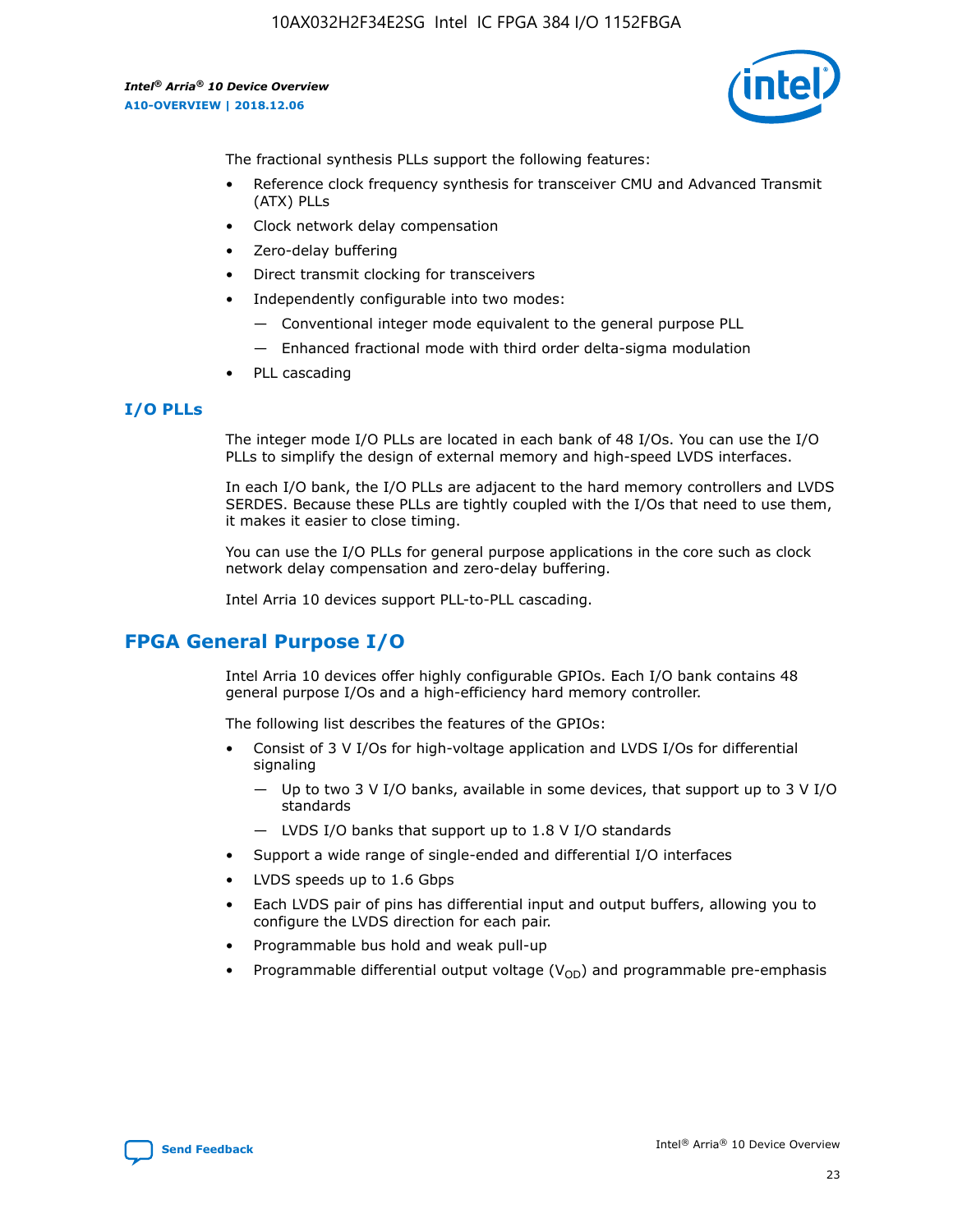The fractional synthesis PLLs support the following features:

- Reference clock frequency synthesis for transceiver CMU and Advanced Transmit (ATX) PLLs
- Clock network delay compensation
- Zero-delay buffering
- Direct transmit clocking for transceivers
- Independently configurable into two modes:
  - — Conventional integer mode equivalent to the general purpose PLL
  - — Enhanced fractional mode with third order delta-sigma modulation
- PLL cascading

## I/O PLLs

The integer mode I/O PLLs are located in each bank of 48 I/Os. You can use the I/O PLLs to simplify the design of external memory and high-speed LVDS interfaces.

In each I/O bank, the I/O PLLs are adjacent to the hard memory controllers and LVDS SERDES. Because these PLLs are tightly coupled with the I/Os that need to use them, it makes it easier to close timing.

You can use the I/O PLLs for general purpose applications in the core such as clock network delay compensation and zero-delay buffering.

Intel Arria 10 devices support PLL-to-PLL cascading.

# FPGA General Purpose I/O

Intel Arria 10 devices offer highly configurable GPIOs. Each I/O bank contains 48 general purpose I/Os and a high-efficiency hard memory controller.

The following list describes the features of the GPIOs:

- Consist of 3 V I/Os for high-voltage application and LVDS I/Os for differential signaling
  - — Up to two 3 V I/O banks, available in some devices, that support up to 3 V I/O standards
  - — LVDS I/O banks that support up to 1.8 V I/O standards
- Support a wide range of single-ended and differential I/O interfaces
- LVDS speeds up to 1.6 Gbps
- Each LVDS pair of pins has differential input and output buffers, allowing you to configure the LVDS direction for each pair.
- Programmable bus hold and weak pull-up
- Programmable differential output voltage ($V_{OD}$) and programmable pre-emphasis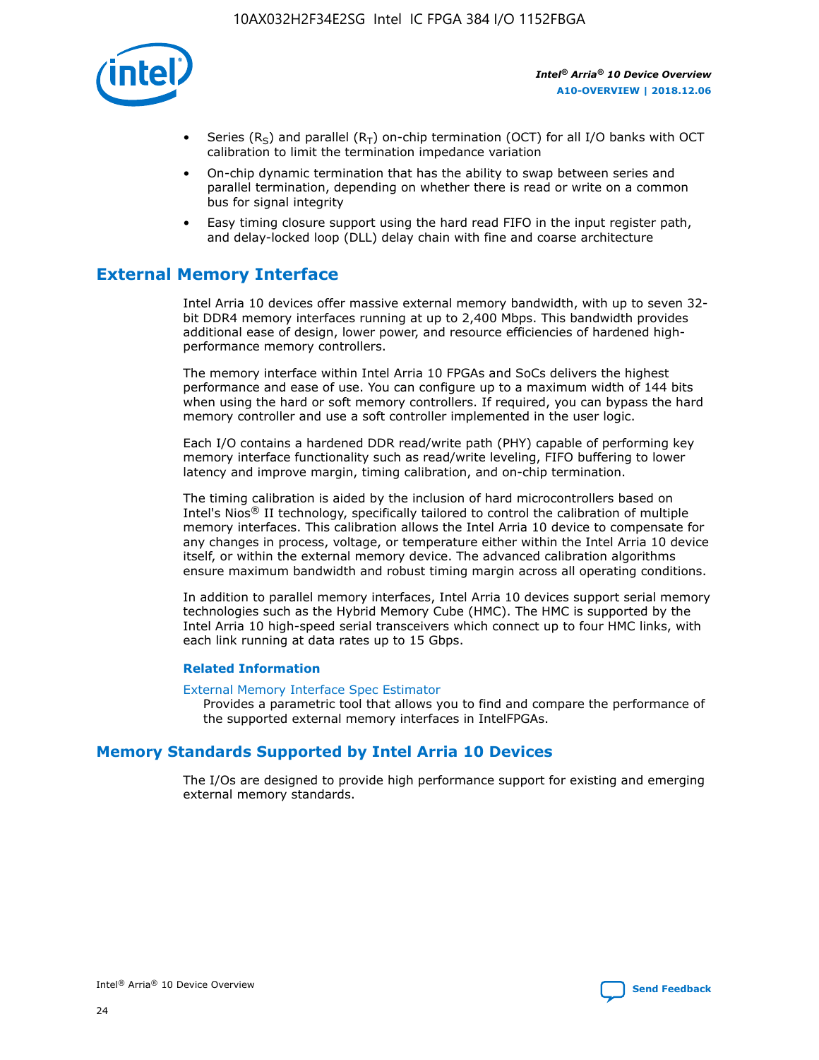- Series ($R_S$) and parallel ($R_T$) on-chip termination (OCT) for all I/O banks with OCT calibration to limit the termination impedance variation
- On-chip dynamic termination that has the ability to swap between series and parallel termination, depending on whether there is read or write on a common bus for signal integrity
- Easy timing closure support using the hard read FIFO in the input register path, and delay-locked loop (DLL) delay chain with fine and coarse architecture

## External Memory Interface

Intel Arria 10 devices offer massive external memory bandwidth, with up to seven 32-bit DDR4 memory interfaces running at up to 2,400 Mbps. This bandwidth provides additional ease of design, lower power, and resource efficiencies of hardened high-performance memory controllers.

The memory interface within Intel Arria 10 FPGAs and SoCs delivers the highest performance and ease of use. You can configure up to a maximum width of 144 bits when using the hard or soft memory controllers. If required, you can bypass the hard memory controller and use a soft controller implemented in the user logic.

Each I/O contains a hardened DDR read/write path (PHY) capable of performing key memory interface functionality such as read/write leveling, FIFO buffering to lower latency and improve margin, timing calibration, and on-chip termination.

The timing calibration is aided by the inclusion of hard microcontrollers based on Intel's Nios® II technology, specifically tailored to control the calibration of multiple memory interfaces. This calibration allows the Intel Arria 10 device to compensate for any changes in process, voltage, or temperature either within the Intel Arria 10 device itself, or within the external memory device. The advanced calibration algorithms ensure maximum bandwidth and robust timing margin across all operating conditions.

In addition to parallel memory interfaces, Intel Arria 10 devices support serial memory technologies such as the Hybrid Memory Cube (HMC). The HMC is supported by the Intel Arria 10 high-speed serial transceivers which connect up to four HMC links, with each link running at data rates up to 15 Gbps.

### Related Information

External Memory Interface Spec Estimator

Provides a parametric tool that allows you to find and compare the performance of the supported external memory interfaces in IntelFPGAs.

## Memory Standards Supported by Intel Arria 10 Devices

The I/Os are designed to provide high performance support for existing and emerging external memory standards.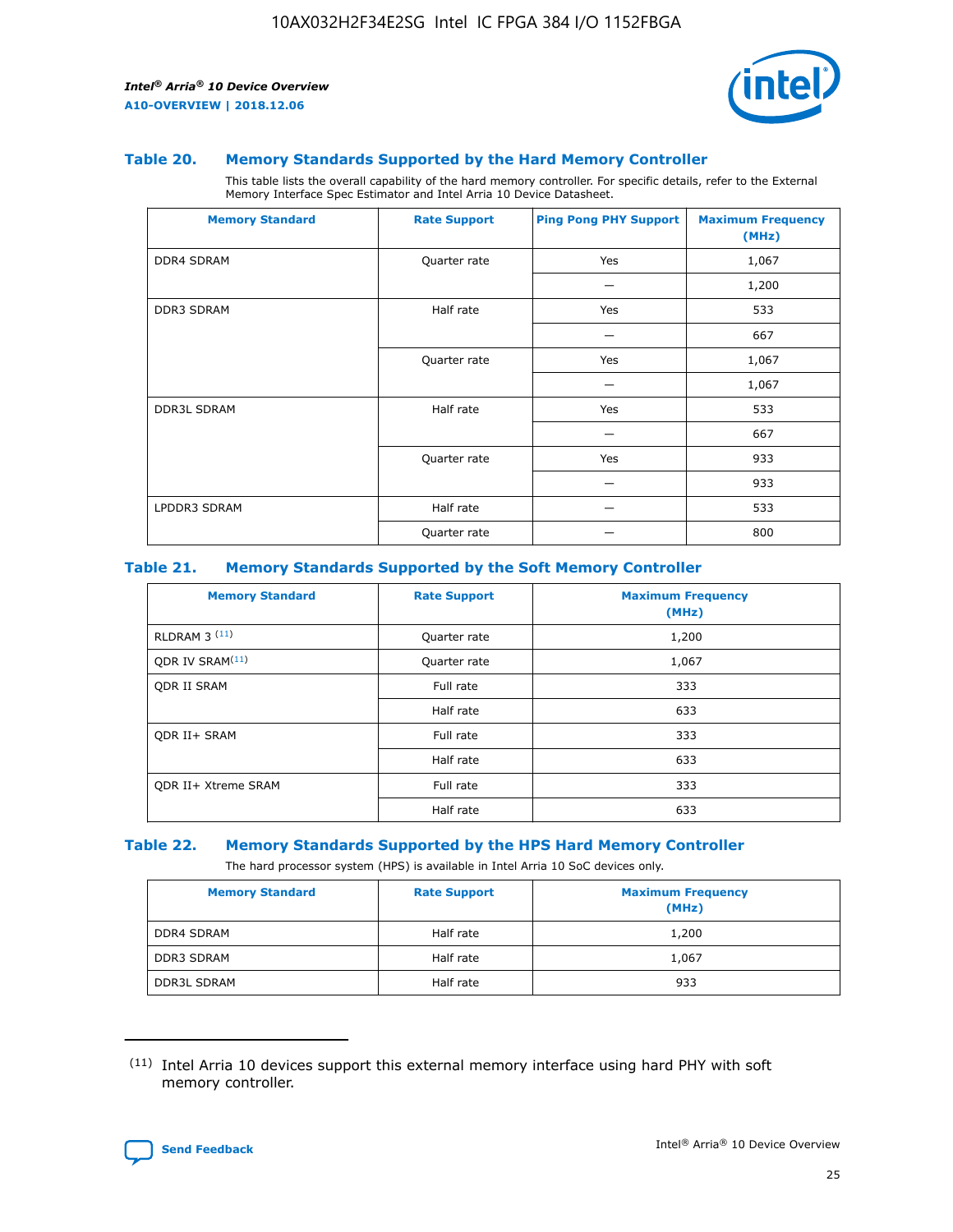### Table 20. Memory Standards Supported by the Hard Memory Controller

This table lists the overall capability of the hard memory controller. For specific details, refer to the External Memory Interface Spec Estimator and Intel Arria 10 Device Datasheet.

| Memory Standard | Rate Support | Ping Pong PHY Support | Maximum Frequency (MHz) |
|---|---|---|---|
| DDR4 SDRAM | Quarter rate | Yes | 1,067 |
| | | — | 1,200 |
| DDR3 SDRAM | Half rate | Yes | 533 |
| | | — | 667 |
| | Quarter rate | Yes | 1,067 |
| | | — | 1,067 |
| DDR3L SDRAM | Half rate | Yes | 533 |
| | | — | 667 |
| | Quarter rate | Yes | 933 |
| | | — | 933 |
| LPDDR3 SDRAM | Half rate | — | 533 |
| | Quarter rate | — | 800 |

### Table 21. Memory Standards Supported by the Soft Memory Controller

| Memory Standard | Rate Support | Maximum Frequency (MHz) |
|---|---|---|
| RLDRAM 3 [(11)] | Quarter rate | 1,200 |
| QDR IV SRAM[(11)] | Quarter rate | 1,067 |
| QDR II SRAM | Full rate | 333 |
| | Half rate | 633 |
| QDR II+ SRAM | Full rate | 333 |
| | Half rate | 633 |
| QDR II+ Xtreme SRAM | Full rate | 333 |
| | Half rate | 633 |

### Table 22. Memory Standards Supported by the HPS Hard Memory Controller

The hard processor system (HPS) is available in Intel Arria 10 SoC devices only.

| Memory Standard | Rate Support | Maximum Frequency (MHz) |
|---|---|---|
| DDR4 SDRAM | Half rate | 1,200 |
| DDR3 SDRAM | Half rate | 1,067 |
| DDR3L SDRAM | Half rate | 933 |

(11) Intel Arria 10 devices support this external memory interface using hard PHY with soft memory controller.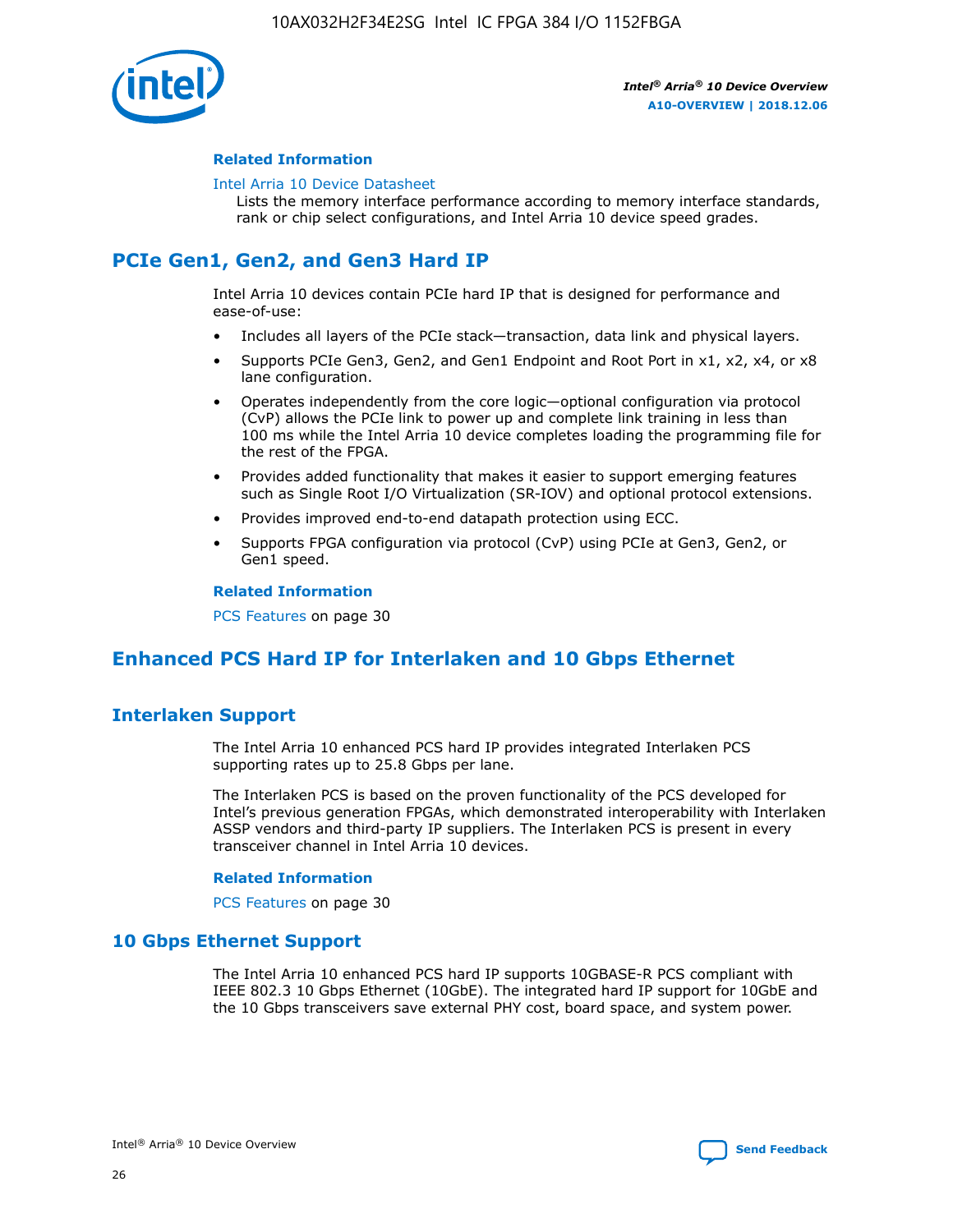#### Related Information

Intel Arria 10 Device Datasheet
Lists the memory interface performance according to memory interface standards, rank or chip select configurations, and Intel Arria 10 device speed grades.

## PCIe Gen1, Gen2, and Gen3 Hard IP

Intel Arria 10 devices contain PCIe hard IP that is designed for performance and ease-of-use:

- Includes all layers of the PCIe stack—transaction, data link and physical layers.
- Supports PCIe Gen3, Gen2, and Gen1 Endpoint and Root Port in x1, x2, x4, or x8 lane configuration.
- Operates independently from the core logic—optional configuration via protocol (CvP) allows the PCIe link to power up and complete link training in less than 100 ms while the Intel Arria 10 device completes loading the programming file for the rest of the FPGA.
- Provides added functionality that makes it easier to support emerging features such as Single Root I/O Virtualization (SR-IOV) and optional protocol extensions.
- Provides improved end-to-end datapath protection using ECC.
- Supports FPGA configuration via protocol (CvP) using PCIe at Gen3, Gen2, or Gen1 speed.

#### Related Information

PCS Features on page 30

## Enhanced PCS Hard IP for Interlaken and 10 Gbps Ethernet

### Interlaken Support

The Intel Arria 10 enhanced PCS hard IP provides integrated Interlaken PCS supporting rates up to 25.8 Gbps per lane.

The Interlaken PCS is based on the proven functionality of the PCS developed for Intel's previous generation FPGAs, which demonstrated interoperability with Interlaken ASSP vendors and third-party IP suppliers. The Interlaken PCS is present in every transceiver channel in Intel Arria 10 devices.

#### Related Information

PCS Features on page 30

### 10 Gbps Ethernet Support

The Intel Arria 10 enhanced PCS hard IP supports 10GBASE-R PCS compliant with IEEE 802.3 10 Gbps Ethernet (10GbE). The integrated hard IP support for 10GbE and the 10 Gbps transceivers save external PHY cost, board space, and system power.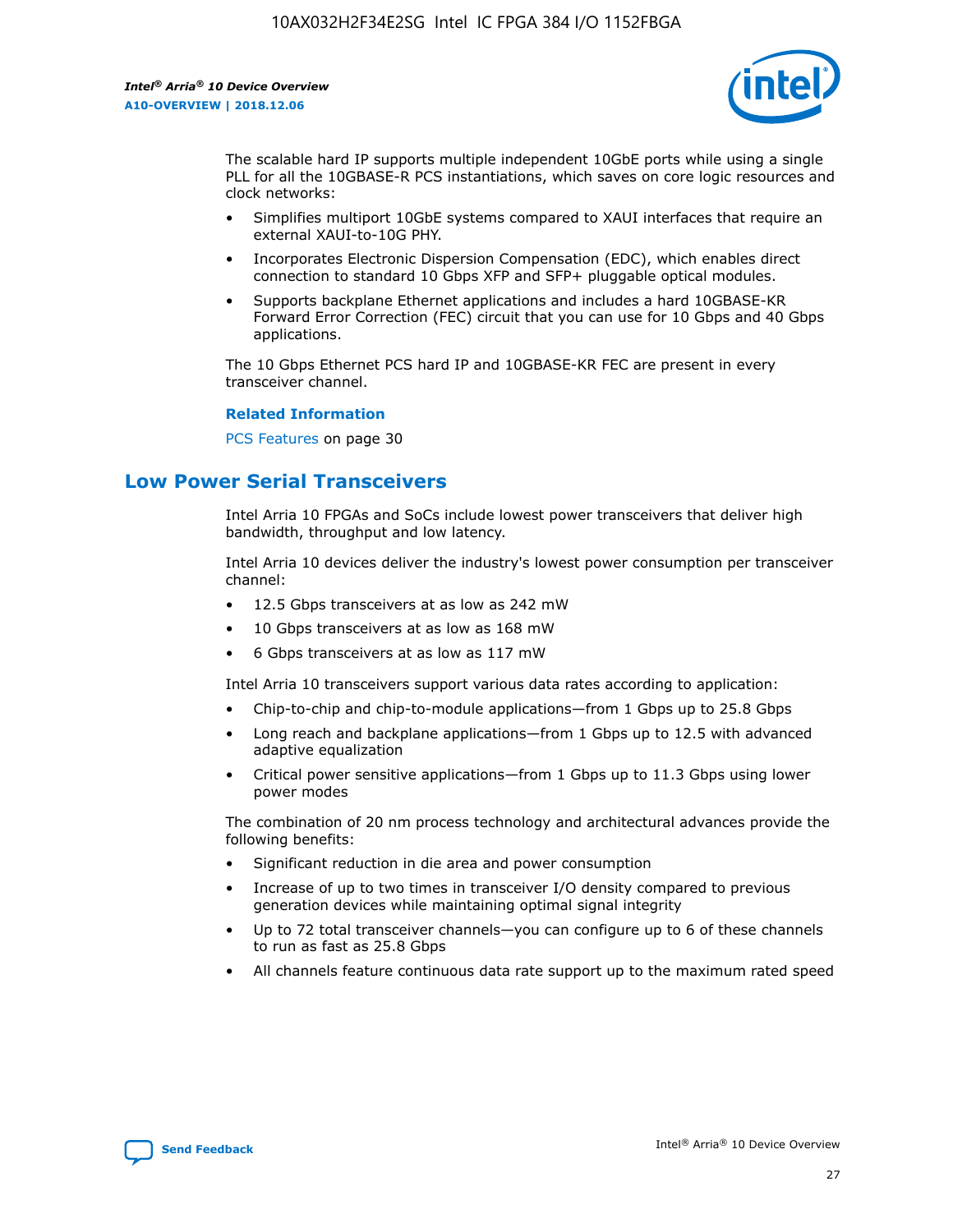The scalable hard IP supports multiple independent 10GbE ports while using a single PLL for all the 10GBASE-R PCS instantiations, which saves on core logic resources and clock networks:

- Simplifies multiport 10GbE systems compared to XAUI interfaces that require an external XAUI-to-10G PHY.
- Incorporates Electronic Dispersion Compensation (EDC), which enables direct connection to standard 10 Gbps XFP and SFP+ pluggable optical modules.
- Supports backplane Ethernet applications and includes a hard 10GBASE-KR Forward Error Correction (FEC) circuit that you can use for 10 Gbps and 40 Gbps applications.

The 10 Gbps Ethernet PCS hard IP and 10GBASE-KR FEC are present in every transceiver channel.

**Related Information**

PCS Features on page 30

## Low Power Serial Transceivers

Intel Arria 10 FPGAs and SoCs include lowest power transceivers that deliver high bandwidth, throughput and low latency.

Intel Arria 10 devices deliver the industry's lowest power consumption per transceiver channel:

- 12.5 Gbps transceivers at as low as 242 mW
- 10 Gbps transceivers at as low as 168 mW
- 6 Gbps transceivers at as low as 117 mW

Intel Arria 10 transceivers support various data rates according to application:

- Chip-to-chip and chip-to-module applications—from 1 Gbps up to 25.8 Gbps
- Long reach and backplane applications—from 1 Gbps up to 12.5 with advanced adaptive equalization
- Critical power sensitive applications—from 1 Gbps up to 11.3 Gbps using lower power modes

The combination of 20 nm process technology and architectural advances provide the following benefits:

- Significant reduction in die area and power consumption
- Increase of up to two times in transceiver I/O density compared to previous generation devices while maintaining optimal signal integrity
- Up to 72 total transceiver channels—you can configure up to 6 of these channels to run as fast as 25.8 Gbps
- All channels feature continuous data rate support up to the maximum rated speed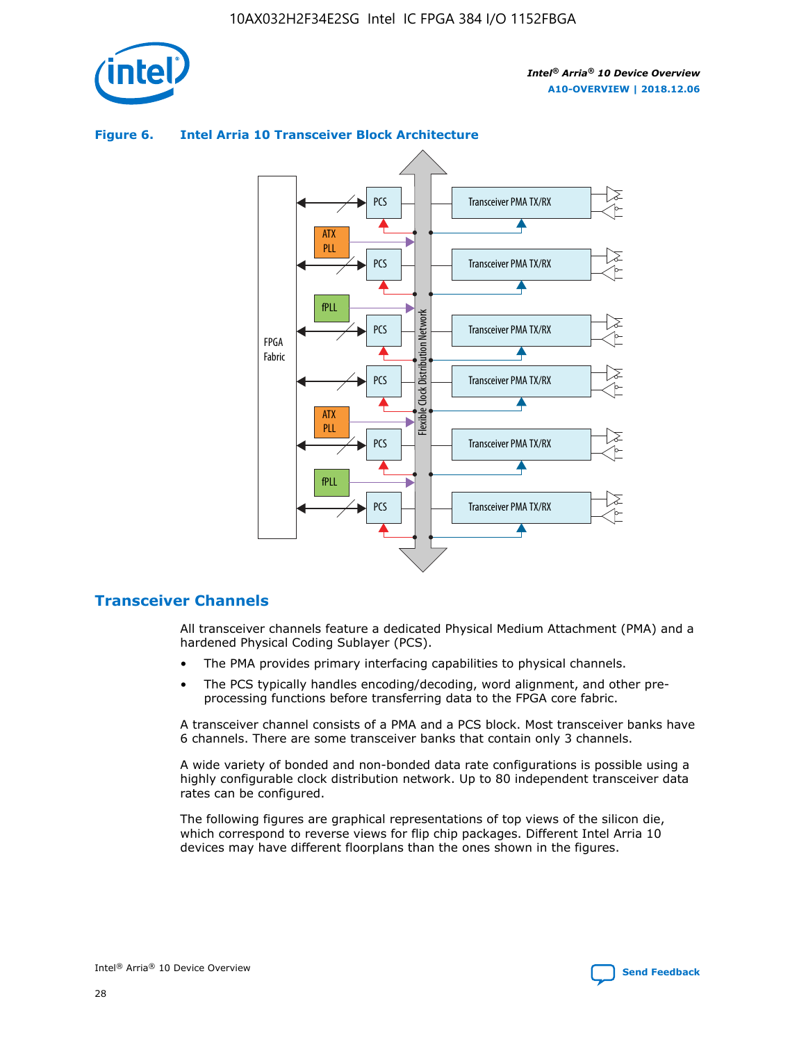**Figure 6. Intel Arria 10 Transceiver Block Architecture**

## Transceiver Channels

All transceiver channels feature a dedicated Physical Medium Attachment (PMA) and a hardened Physical Coding Sublayer (PCS).

- The PMA provides primary interfacing capabilities to physical channels.
- The PCS typically handles encoding/decoding, word alignment, and other pre-processing functions before transferring data to the FPGA core fabric.

A transceiver channel consists of a PMA and a PCS block. Most transceiver banks have 6 channels. There are some transceiver banks that contain only 3 channels.

A wide variety of bonded and non-bonded data rate configurations is possible using a highly configurable clock distribution network. Up to 80 independent transceiver data rates can be configured.

The following figures are graphical representations of top views of the silicon die, which correspond to reverse views for flip chip packages. Different Intel Arria 10 devices may have different floorplans than the ones shown in the figures.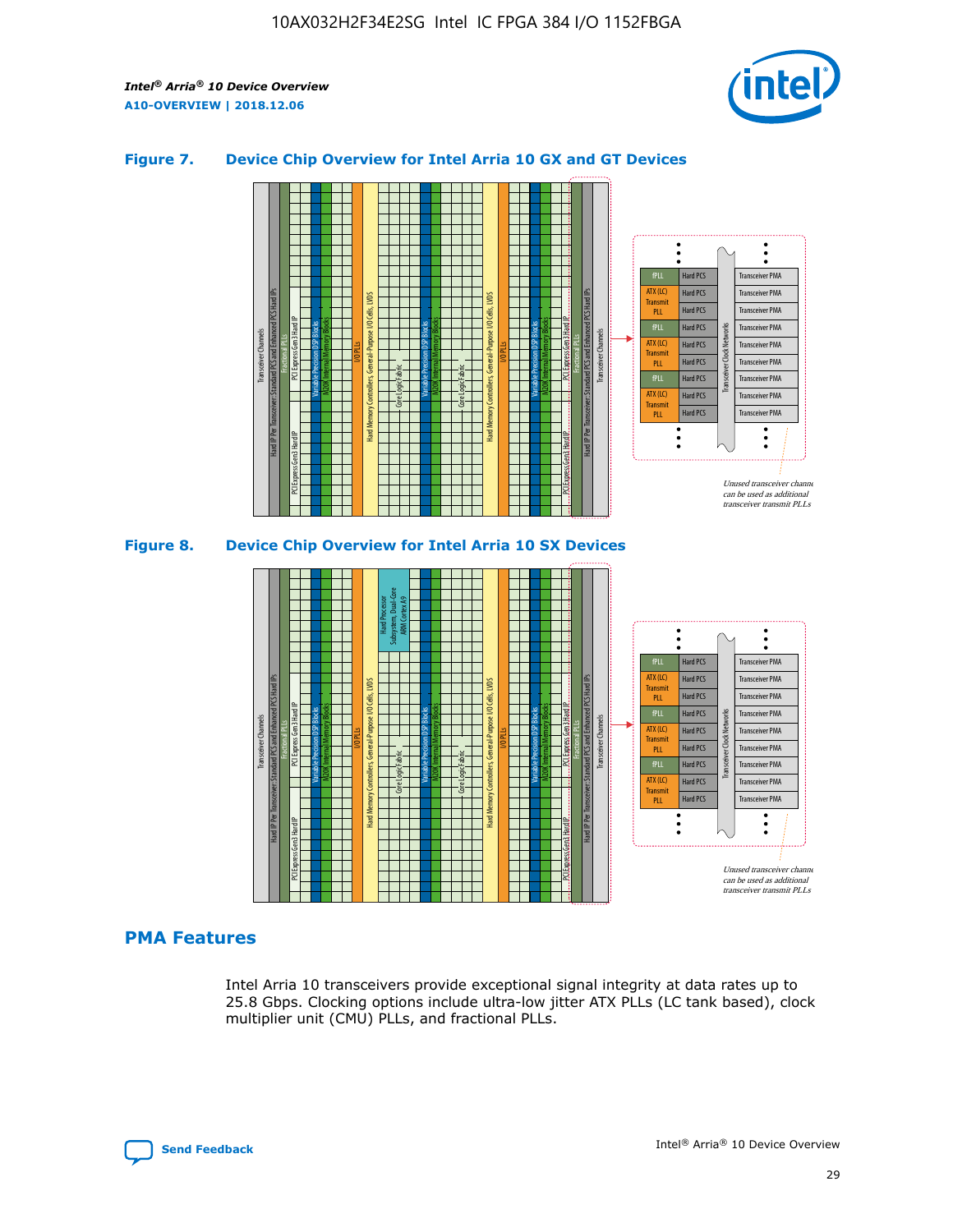## Figure 7. Device Chip Overview for Intel Arria 10 GX and GT Devices

## Figure 8. Device Chip Overview for Intel Arria 10 SX Devices

## PMA Features

Intel Arria 10 transceivers provide exceptional signal integrity at data rates up to 25.8 Gbps. Clocking options include ultra-low jitter ATX PLLs (LC tank based), clock multiplier unit (CMU) PLLs, and fractional PLLs.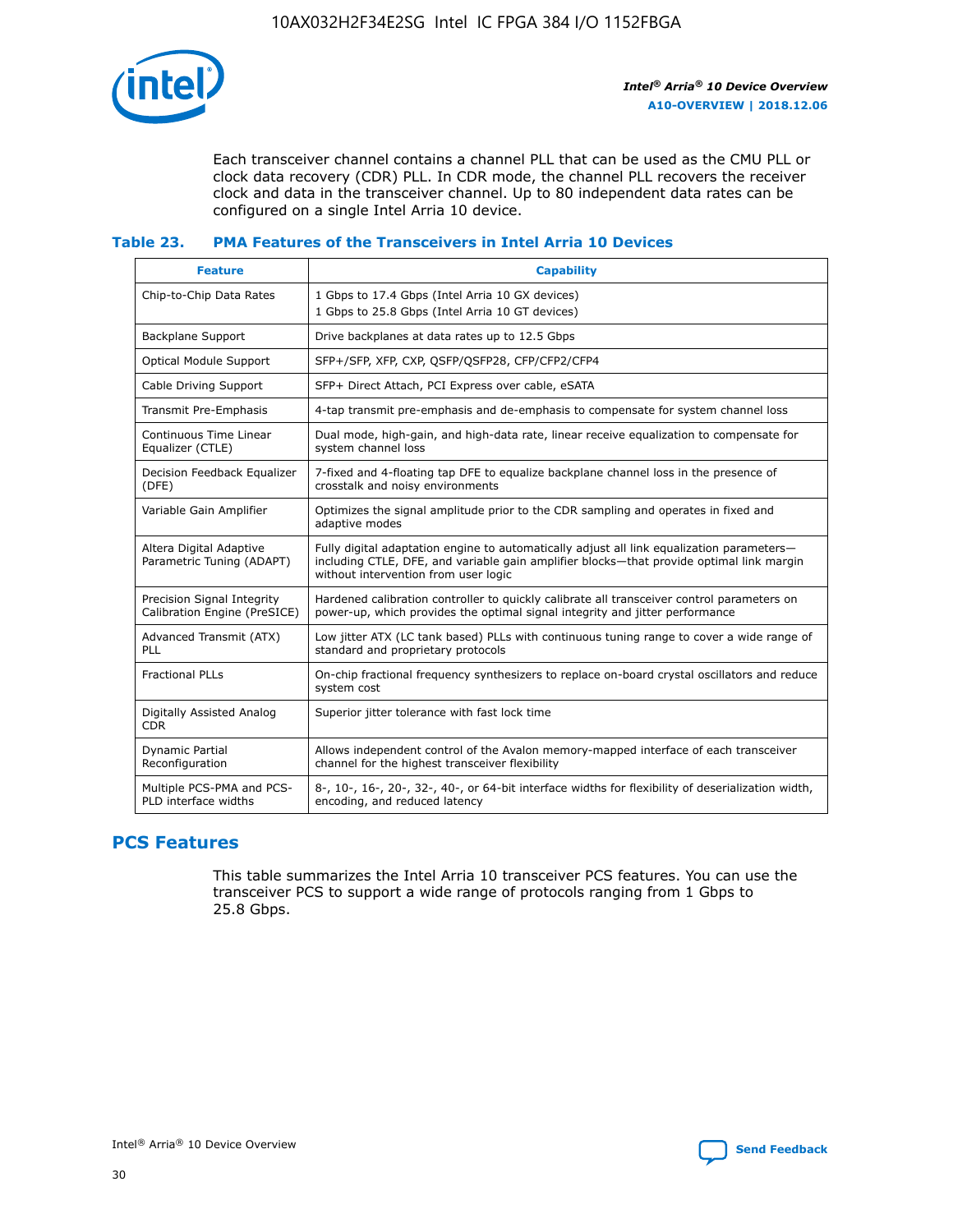Each transceiver channel contains a channel PLL that can be used as the CMU PLL or clock data recovery (CDR) PLL. In CDR mode, the channel PLL recovers the receiver clock and data in the transceiver channel. Up to 80 independent data rates can be configured on a single Intel Arria 10 device.

### Table 23. PMA Features of the Transceivers in Intel Arria 10 Devices

| Feature | Capability |
|---|---|
| Chip-to-Chip Data Rates | 1 Gbps to 17.4 Gbps (Intel Arria 10 GX devices)<br>1 Gbps to 25.8 Gbps (Intel Arria 10 GT devices) |
| Backplane Support | Drive backplanes at data rates up to 12.5 Gbps |
| Optical Module Support | SFP+/SFP, XFP, CXP, QSFP/QSFP28, CFP/CFP2/CFP4 |
| Cable Driving Support | SFP+ Direct Attach, PCI Express over cable, eSATA |
| Transmit Pre-Emphasis | 4-tap transmit pre-emphasis and de-emphasis to compensate for system channel loss |
| Continuous Time Linear Equalizer (CTLE) | Dual mode, high-gain, and high-data rate, linear receive equalization to compensate for system channel loss |
| Decision Feedback Equalizer (DFE) | 7-fixed and 4-floating tap DFE to equalize backplane channel loss in the presence of crosstalk and noisy environments |
| Variable Gain Amplifier | Optimizes the signal amplitude prior to the CDR sampling and operates in fixed and adaptive modes |
| Altera Digital Adaptive Parametric Tuning (ADAPT) | Fully digital adaptation engine to automatically adjust all link equalization parameters—including CTLE, DFE, and variable gain amplifier blocks—that provide optimal link margin without intervention from user logic |
| Precision Signal Integrity Calibration Engine (PreSICE) | Hardened calibration controller to quickly calibrate all transceiver control parameters on power-up, which provides the optimal signal integrity and jitter performance |
| Advanced Transmit (ATX) PLL | Low jitter ATX (LC tank based) PLLs with continuous tuning range to cover a wide range of standard and proprietary protocols |
| Fractional PLLs | On-chip fractional frequency synthesizers to replace on-board crystal oscillators and reduce system cost |
| Digitally Assisted Analog CDR | Superior jitter tolerance with fast lock time |
| Dynamic Partial Reconfiguration | Allows independent control of the Avalon memory-mapped interface of each transceiver channel for the highest transceiver flexibility |
| Multiple PCS-PMA and PCS-PLD interface widths | 8-, 10-, 16-, 20-, 32-, 40-, or 64-bit interface widths for flexibility of deserialization width, encoding, and reduced latency |

## PCS Features

This table summarizes the Intel Arria 10 transceiver PCS features. You can use the transceiver PCS to support a wide range of protocols ranging from 1 Gbps to 25.8 Gbps.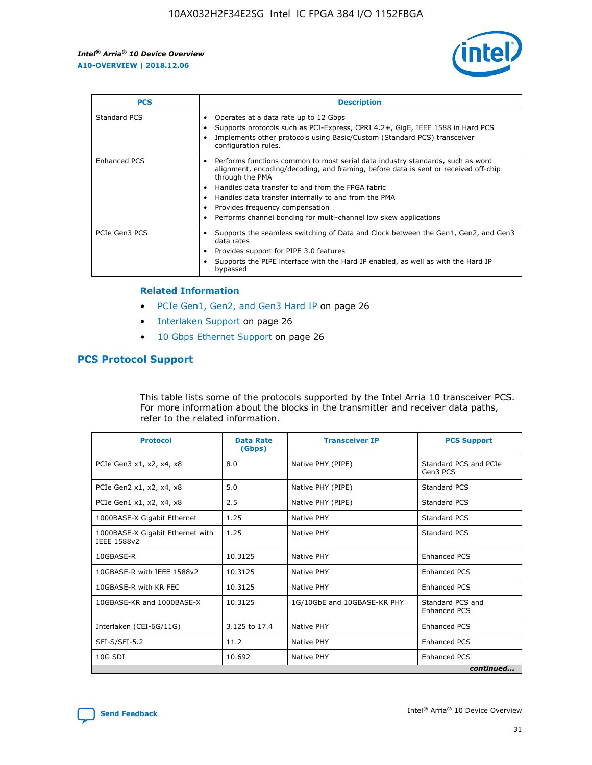| PCS | Description |
| --- | --- |
| Standard PCS | • Operates at a data rate up to 12 Gbps<br>• Supports protocols such as PCI-Express, CPRI 4.2+, GigE, IEEE 1588 in Hard PCS<br>• Implements other protocols using Basic/Custom (Standard PCS) transceiver configuration rules. |
| Enhanced PCS | • Performs functions common to most serial data industry standards, such as word alignment, encoding/decoding, and framing, before data is sent or received off-chip through the PMA<br>• Handles data transfer to and from the FPGA fabric<br>• Handles data transfer internally to and from the PMA<br>• Provides frequency compensation<br>• Performs channel bonding for multi-channel low skew applications |
| PCIe Gen3 PCS | • Supports the seamless switching of Data and Clock between the Gen1, Gen2, and Gen3 data rates<br>• Provides support for PIPE 3.0 features<br>• Supports the PIPE interface with the Hard IP enabled, as well as with the Hard IP bypassed |

### Related Information

- PCIe Gen1, Gen2, and Gen3 Hard IP on page 26
- Interlaken Support on page 26
- 10 Gbps Ethernet Support on page 26

## PCS Protocol Support

This table lists some of the protocols supported by the Intel Arria 10 transceiver PCS. For more information about the blocks in the transmitter and receiver data paths, refer to the related information.

| Protocol | Data Rate (Gbps) | Transceiver IP | PCS Support |
| --- | --- | --- | --- |
| PCIe Gen3 x1, x2, x4, x8 | 8.0 | Native PHY (PIPE) | Standard PCS and PCIe Gen3 PCS |
| PCIe Gen2 x1, x2, x4, x8 | 5.0 | Native PHY (PIPE) | Standard PCS |
| PCIe Gen1 x1, x2, x4, x8 | 2.5 | Native PHY (PIPE) | Standard PCS |
| 1000BASE-X Gigabit Ethernet | 1.25 | Native PHY | Standard PCS |
| 1000BASE-X Gigabit Ethernet with IEEE 1588v2 | 1.25 | Native PHY | Standard PCS |
| 10GBASE-R | 10.3125 | Native PHY | Enhanced PCS |
| 10GBASE-R with IEEE 1588v2 | 10.3125 | Native PHY | Enhanced PCS |
| 10GBASE-R with KR FEC | 10.3125 | Native PHY | Enhanced PCS |
| 10GBASE-KR and 1000BASE-X | 10.3125 | 1G/10GbE and 10GBASE-KR PHY | Standard PCS and Enhanced PCS |
| Interlaken (CEI-6G/11G) | 3.125 to 17.4 | Native PHY | Enhanced PCS |
| SFI-S/SFI-5.2 | 11.2 | Native PHY | Enhanced PCS |
| 10G SDI | 10.692 | Native PHY | Enhanced PCS |

*continued...*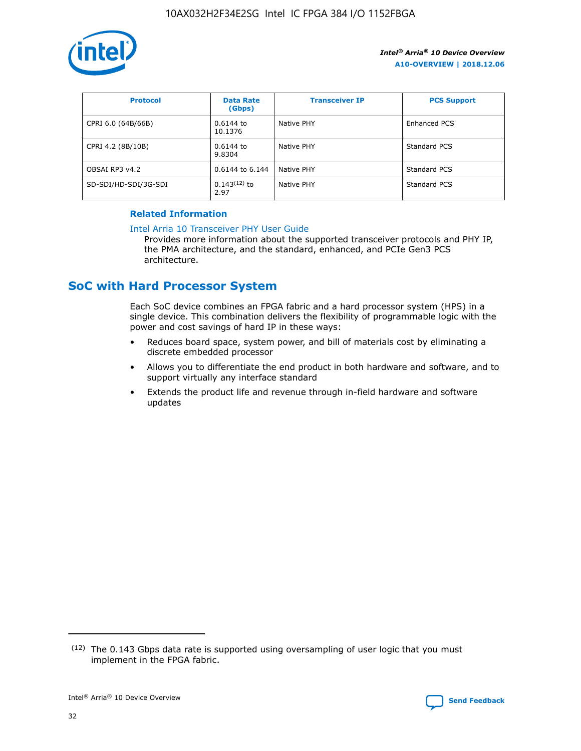| Protocol | Data Rate (Gbps) | Transceiver IP | PCS Support |
| --- | --- | --- | --- |
| CPRI 6.0 (64B/66B) | 0.6144 to 10.1376 | Native PHY | Enhanced PCS |
| CPRI 4.2 (8B/10B) | 0.6144 to 9.8304 | Native PHY | Standard PCS |
| OBSAI RP3 v4.2 | 0.6144 to 6.144 | Native PHY | Standard PCS |
| SD-SDI/HD-SDI/3G-SDI | 0.143[12] to 2.97 | Native PHY | Standard PCS |

**Related Information**

Intel Arria 10 Transceiver PHY User Guide
Provides more information about the supported transceiver protocols and PHY IP, the PMA architecture, and the standard, enhanced, and PCIe Gen3 PCS architecture.

## SoC with Hard Processor System

Each SoC device combines an FPGA fabric and a hard processor system (HPS) in a single device. This combination delivers the flexibility of programmable logic with the power and cost savings of hard IP in these ways:

- Reduces board space, system power, and bill of materials cost by eliminating a discrete embedded processor
- Allows you to differentiate the end product in both hardware and software, and to support virtually any interface standard
- Extends the product life and revenue through in-field hardware and software updates

(12) The 0.143 Gbps data rate is supported using oversampling of user logic that you must implement in the FPGA fabric.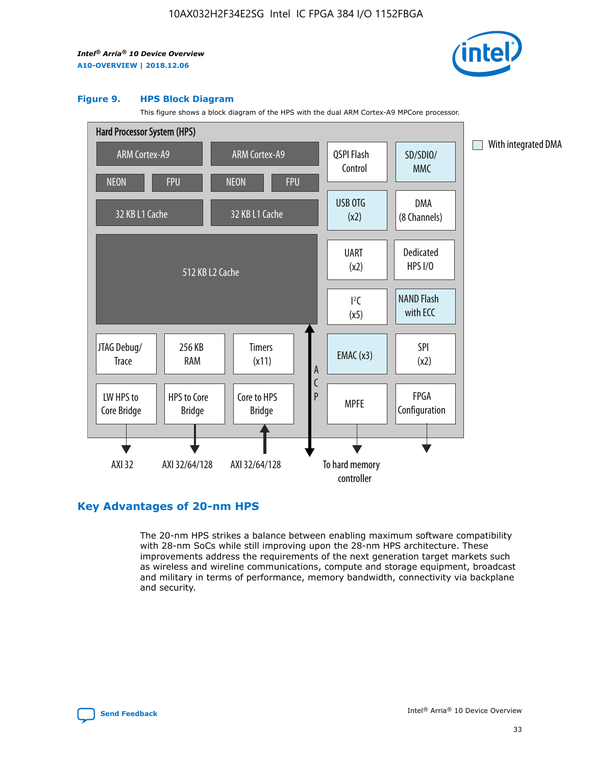### Figure 9. HPS Block Diagram

This figure shows a block diagram of the HPS with the dual ARM Cortex-A9 MPCore processor.

Hard Processor System (HPS)

ARM Cortex-A9 | ARM Cortex-A9 | QSPI Flash Control | SD/SDIO/MMC

NEON | FPU | NEON | FPU

32 KB L1 Cache | 32 KB L1 Cache | USB OTG (x2) | DMA (8 Channels)

512 KB L2 Cache | UART (x2) | Dedicated HPS I/O | I²C (x5) | NAND Flash with ECC

JTAG Debug/Trace | 256 KB RAM | Timers (x11) | ACP | EMAC (x3) | SPI (x2)

LW HPS to Core Bridge | HPS to Core Bridge | Core to HPS Bridge | MPFE | FPGA Configuration

AXI 32 | AXI 32/64/128 | AXI 32/64/128 | To hard memory controller

With integrated DMA

## Key Advantages of 20-nm HPS

The 20-nm HPS strikes a balance between enabling maximum software compatibility with 28-nm SoCs while still improving upon the 28-nm HPS architecture. These improvements address the requirements of the next generation target markets such as wireless and wireline communications, compute and storage equipment, broadcast and military in terms of performance, memory bandwidth, connectivity via backplane and security.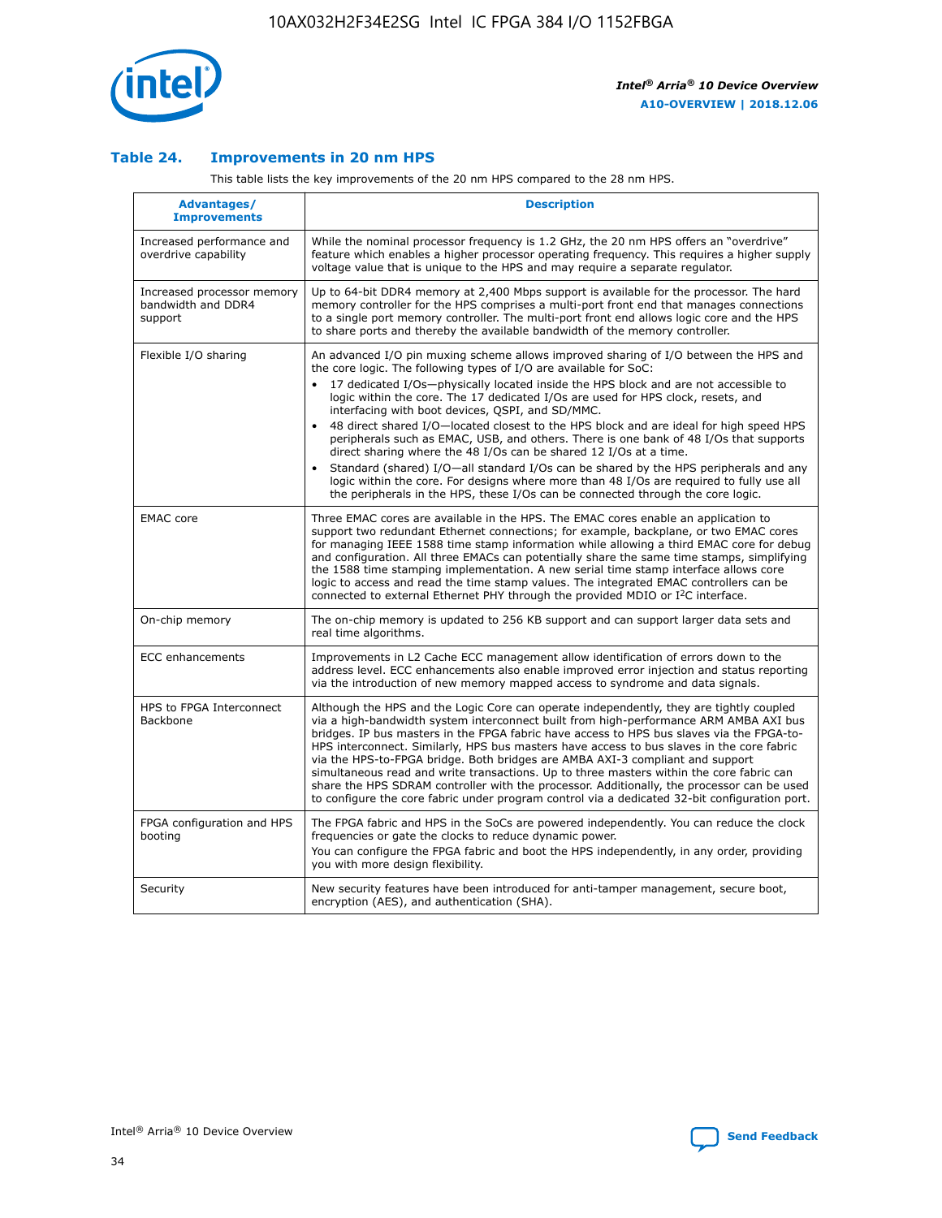### Table 24. Improvements in 20 nm HPS

This table lists the key improvements of the 20 nm HPS compared to the 28 nm HPS.

| Advantages/ Improvements | Description |
| --- | --- |
| Increased performance and overdrive capability | While the nominal processor frequency is 1.2 GHz, the 20 nm HPS offers an "overdrive" feature which enables a higher processor operating frequency. This requires a higher supply voltage value that is unique to the HPS and may require a separate regulator. |
| Increased processor memory bandwidth and DDR4 support | Up to 64-bit DDR4 memory at 2,400 Mbps support is available for the processor. The hard memory controller for the HPS comprises a multi-port front end that manages connections to a single port memory controller. The multi-port front end allows logic core and the HPS to share ports and thereby the available bandwidth of the memory controller. |
| Flexible I/O sharing | An advanced I/O pin muxing scheme allows improved sharing of I/O between the HPS and the core logic. The following types of I/O are available for SoC:<br>• 17 dedicated I/Os—physically located inside the HPS block and are not accessible to logic within the core. The 17 dedicated I/Os are used for HPS clock, resets, and interfacing with boot devices, QSPI, and SD/MMC.<br>• 48 direct shared I/O—located closest to the HPS block and are ideal for high speed HPS peripherals such as EMAC, USB, and others. There is one bank of 48 I/Os that supports direct sharing where the 48 I/Os can be shared 12 I/Os at a time.<br>• Standard (shared) I/O—all standard I/Os can be shared by the HPS peripherals and any logic within the core. For designs where more than 48 I/Os are required to fully use all the peripherals in the HPS, these I/Os can be connected through the core logic. |
| EMAC core | Three EMAC cores are available in the HPS. The EMAC cores enable an application to support two redundant Ethernet connections; for example, backplane, or two EMAC cores for managing IEEE 1588 time stamp information while allowing a third EMAC core for debug and configuration. All three EMACs can potentially share the same time stamps, simplifying the 1588 time stamping implementation. A new serial time stamp interface allows core logic to access and read the time stamp values. The integrated EMAC controllers can be connected to external Ethernet PHY through the provided MDIO or I$^2$C interface. |
| On-chip memory | The on-chip memory is updated to 256 KB support and can support larger data sets and real time algorithms. |
| ECC enhancements | Improvements in L2 Cache ECC management allow identification of errors down to the address level. ECC enhancements also enable improved error injection and status reporting via the introduction of new memory mapped access to syndrome and data signals. |
| HPS to FPGA Interconnect Backbone | Although the HPS and the Logic Core can operate independently, they are tightly coupled via a high-bandwidth system interconnect built from high-performance ARM AMBA AXI bus bridges. IP bus masters in the FPGA fabric have access to HPS bus slaves via the FPGA-to-HPS interconnect. Similarly, HPS bus masters have access to bus slaves in the core fabric via the HPS-to-FPGA bridge. Both bridges are AMBA AXI-3 compliant and support simultaneous read and write transactions. Up to three masters within the core fabric can share the HPS SDRAM controller with the processor. Additionally, the processor can be used to configure the core fabric under program control via a dedicated 32-bit configuration port. |
| FPGA configuration and HPS booting | The FPGA fabric and HPS in the SoCs are powered independently. You can reduce the clock frequencies or gate the clocks to reduce dynamic power.<br>You can configure the FPGA fabric and boot the HPS independently, in any order, providing you with more design flexibility. |
| Security | New security features have been introduced for anti-tamper management, secure boot, encryption (AES), and authentication (SHA). |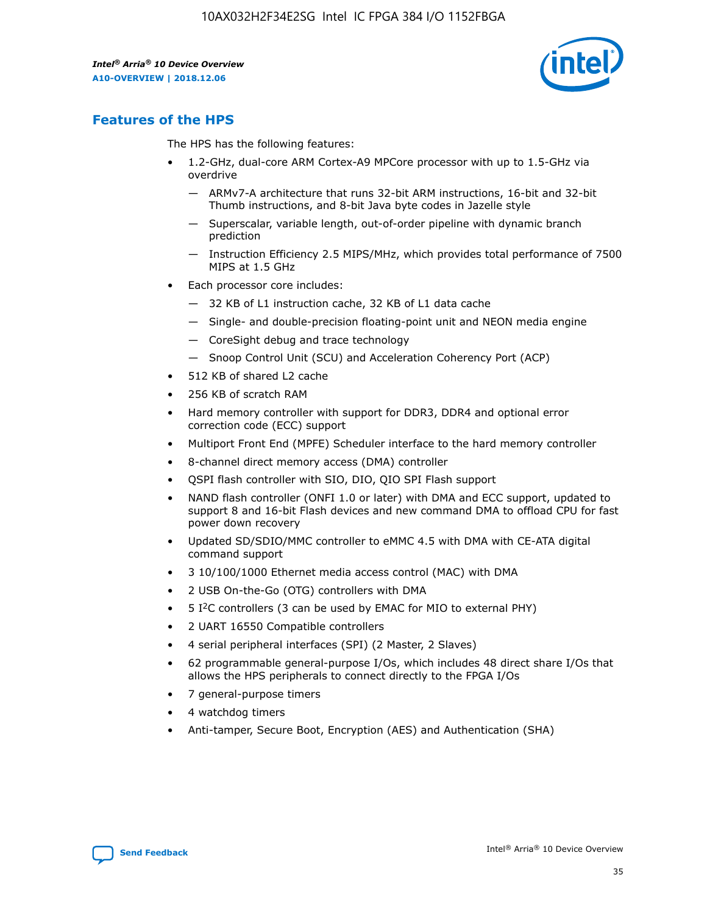## Features of the HPS

The HPS has the following features:

- 1.2-GHz, dual-core ARM Cortex-A9 MPCore processor with up to 1.5-GHz via overdrive
  - — ARMv7-A architecture that runs 32-bit ARM instructions, 16-bit and 32-bit Thumb instructions, and 8-bit Java byte codes in Jazelle style
  - — Superscalar, variable length, out-of-order pipeline with dynamic branch prediction
  - — Instruction Efficiency 2.5 MIPS/MHz, which provides total performance of 7500 MIPS at 1.5 GHz
- Each processor core includes:
  - — 32 KB of L1 instruction cache, 32 KB of L1 data cache
  - — Single- and double-precision floating-point unit and NEON media engine
  - — CoreSight debug and trace technology
  - — Snoop Control Unit (SCU) and Acceleration Coherency Port (ACP)
- 512 KB of shared L2 cache
- 256 KB of scratch RAM
- Hard memory controller with support for DDR3, DDR4 and optional error correction code (ECC) support
- Multiport Front End (MPFE) Scheduler interface to the hard memory controller
- 8-channel direct memory access (DMA) controller
- QSPI flash controller with SIO, DIO, QIO SPI Flash support
- NAND flash controller (ONFI 1.0 or later) with DMA and ECC support, updated to support 8 and 16-bit Flash devices and new command DMA to offload CPU for fast power down recovery
- Updated SD/SDIO/MMC controller to eMMC 4.5 with DMA with CE-ATA digital command support
- 3 10/100/1000 Ethernet media access control (MAC) with DMA
- 2 USB On-the-Go (OTG) controllers with DMA
- 5 I$^2$C controllers (3 can be used by EMAC for MIO to external PHY)
- 2 UART 16550 Compatible controllers
- 4 serial peripheral interfaces (SPI) (2 Master, 2 Slaves)
- 62 programmable general-purpose I/Os, which includes 48 direct share I/Os that allows the HPS peripherals to connect directly to the FPGA I/Os
- 7 general-purpose timers
- 4 watchdog timers
- Anti-tamper, Secure Boot, Encryption (AES) and Authentication (SHA)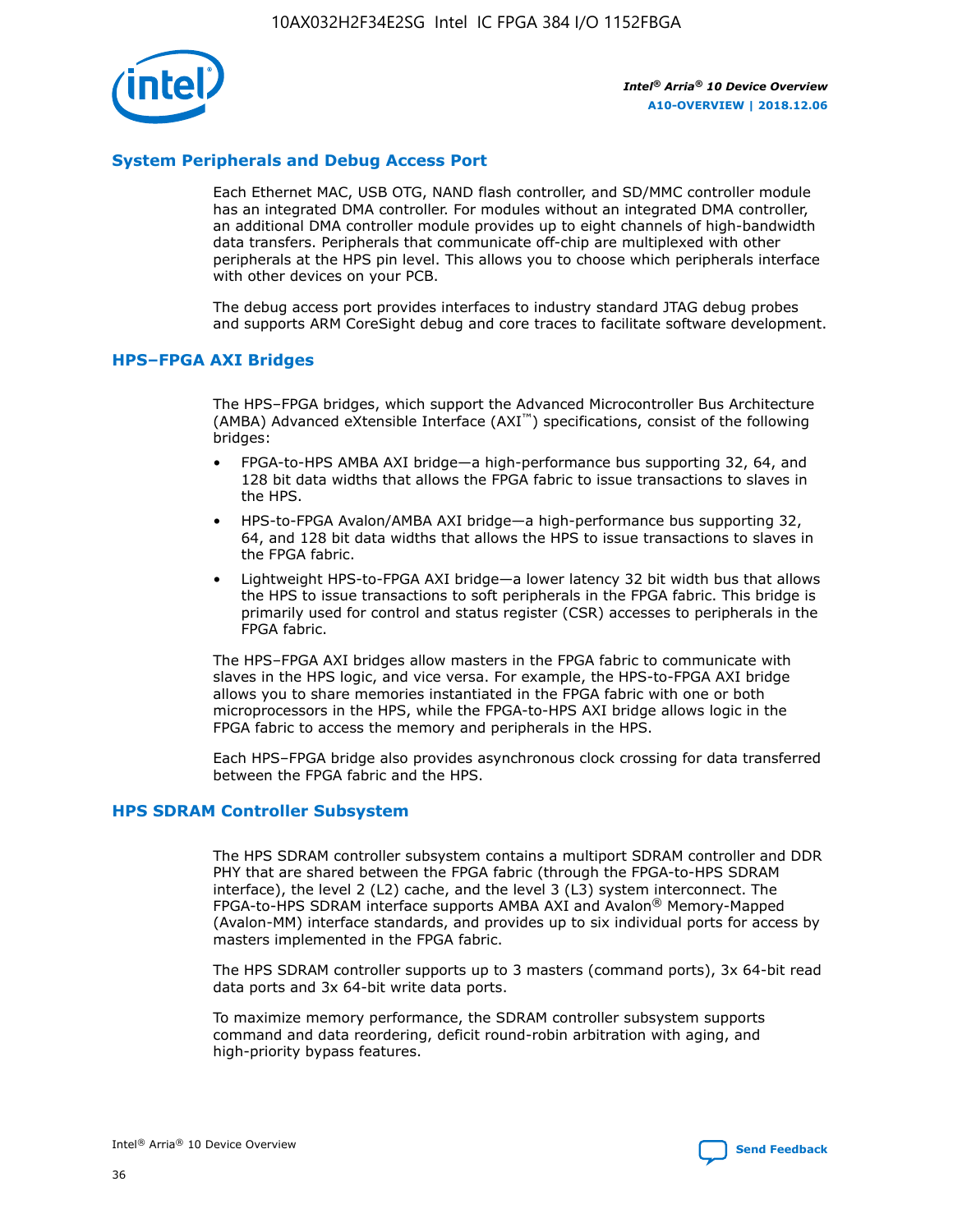## System Peripherals and Debug Access Port

Each Ethernet MAC, USB OTG, NAND flash controller, and SD/MMC controller module has an integrated DMA controller. For modules without an integrated DMA controller, an additional DMA controller module provides up to eight channels of high-bandwidth data transfers. Peripherals that communicate off-chip are multiplexed with other peripherals at the HPS pin level. This allows you to choose which peripherals interface with other devices on your PCB.

The debug access port provides interfaces to industry standard JTAG debug probes and supports ARM CoreSight debug and core traces to facilitate software development.

## HPS–FPGA AXI Bridges

The HPS–FPGA bridges, which support the Advanced Microcontroller Bus Architecture (AMBA) Advanced eXtensible Interface (AXI™) specifications, consist of the following bridges:

- FPGA-to-HPS AMBA AXI bridge—a high-performance bus supporting 32, 64, and 128 bit data widths that allows the FPGA fabric to issue transactions to slaves in the HPS.
- HPS-to-FPGA Avalon/AMBA AXI bridge—a high-performance bus supporting 32, 64, and 128 bit data widths that allows the HPS to issue transactions to slaves in the FPGA fabric.
- Lightweight HPS-to-FPGA AXI bridge—a lower latency 32 bit width bus that allows the HPS to issue transactions to soft peripherals in the FPGA fabric. This bridge is primarily used for control and status register (CSR) accesses to peripherals in the FPGA fabric.

The HPS–FPGA AXI bridges allow masters in the FPGA fabric to communicate with slaves in the HPS logic, and vice versa. For example, the HPS-to-FPGA AXI bridge allows you to share memories instantiated in the FPGA fabric with one or both microprocessors in the HPS, while the FPGA-to-HPS AXI bridge allows logic in the FPGA fabric to access the memory and peripherals in the HPS.

Each HPS–FPGA bridge also provides asynchronous clock crossing for data transferred between the FPGA fabric and the HPS.

## HPS SDRAM Controller Subsystem

The HPS SDRAM controller subsystem contains a multiport SDRAM controller and DDR PHY that are shared between the FPGA fabric (through the FPGA-to-HPS SDRAM interface), the level 2 (L2) cache, and the level 3 (L3) system interconnect. The FPGA-to-HPS SDRAM interface supports AMBA AXI and Avalon® Memory-Mapped (Avalon-MM) interface standards, and provides up to six individual ports for access by masters implemented in the FPGA fabric.

The HPS SDRAM controller supports up to 3 masters (command ports), 3x 64-bit read data ports and 3x 64-bit write data ports.

To maximize memory performance, the SDRAM controller subsystem supports command and data reordering, deficit round-robin arbitration with aging, and high-priority bypass features.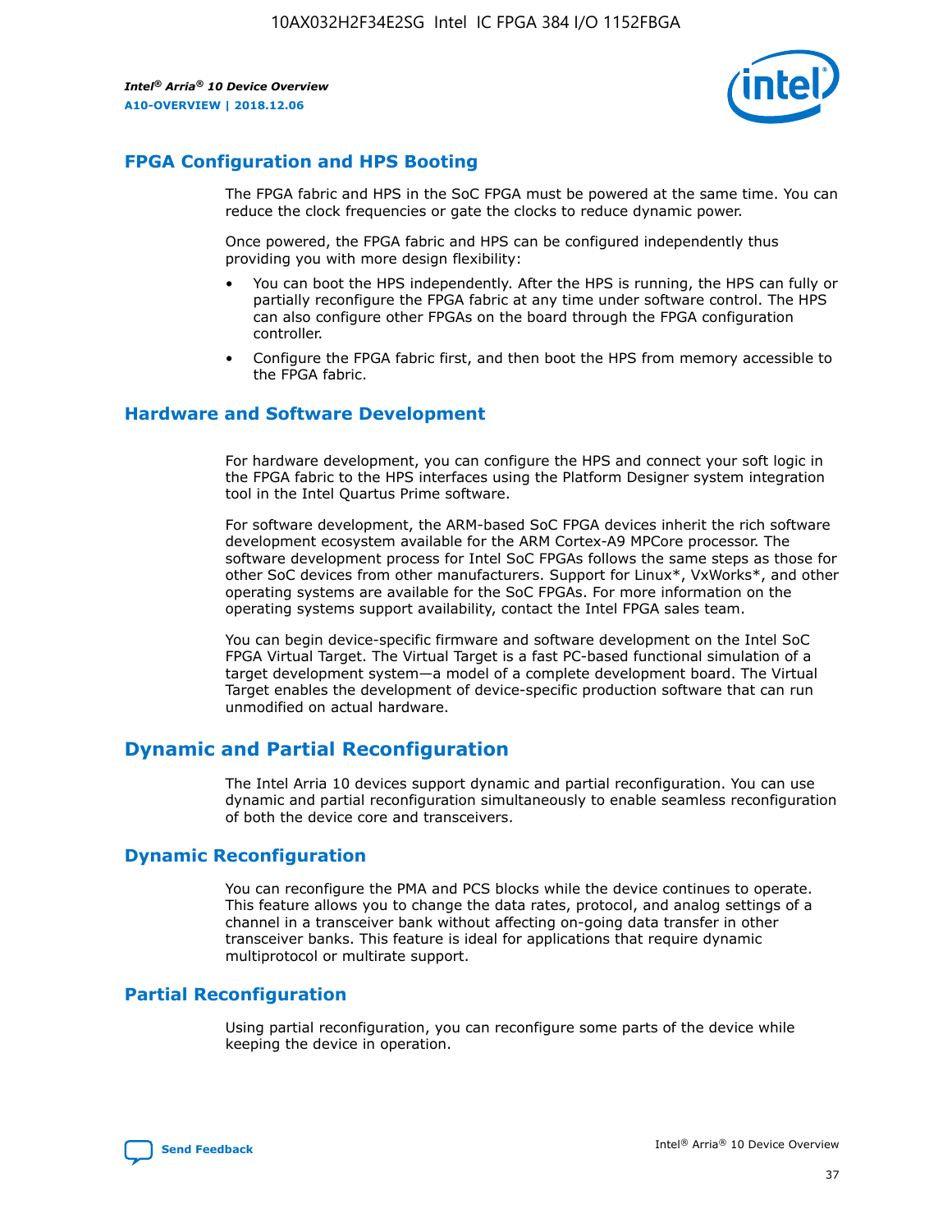## FPGA Configuration and HPS Booting

The FPGA fabric and HPS in the SoC FPGA must be powered at the same time. You can reduce the clock frequencies or gate the clocks to reduce dynamic power.

Once powered, the FPGA fabric and HPS can be configured independently thus providing you with more design flexibility:

- You can boot the HPS independently. After the HPS is running, the HPS can fully or partially reconfigure the FPGA fabric at any time under software control. The HPS can also configure other FPGAs on the board through the FPGA configuration controller.
- Configure the FPGA fabric first, and then boot the HPS from memory accessible to the FPGA fabric.

## Hardware and Software Development

For hardware development, you can configure the HPS and connect your soft logic in the FPGA fabric to the HPS interfaces using the Platform Designer system integration tool in the Intel Quartus Prime software.

For software development, the ARM-based SoC FPGA devices inherit the rich software development ecosystem available for the ARM Cortex-A9 MPCore processor. The software development process for Intel SoC FPGAs follows the same steps as those for other SoC devices from other manufacturers. Support for Linux*, VxWorks*, and other operating systems are available for the SoC FPGAs. For more information on the operating systems support availability, contact the Intel FPGA sales team.

You can begin device-specific firmware and software development on the Intel SoC FPGA Virtual Target. The Virtual Target is a fast PC-based functional simulation of a target development system—a model of a complete development board. The Virtual Target enables the development of device-specific production software that can run unmodified on actual hardware.

# Dynamic and Partial Reconfiguration

The Intel Arria 10 devices support dynamic and partial reconfiguration. You can use dynamic and partial reconfiguration simultaneously to enable seamless reconfiguration of both the device core and transceivers.

## Dynamic Reconfiguration

You can reconfigure the PMA and PCS blocks while the device continues to operate. This feature allows you to change the data rates, protocol, and analog settings of a channel in a transceiver bank without affecting on-going data transfer in other transceiver banks. This feature is ideal for applications that require dynamic multiprotocol or multirate support.

## Partial Reconfiguration

Using partial reconfiguration, you can reconfigure some parts of the device while keeping the device in operation.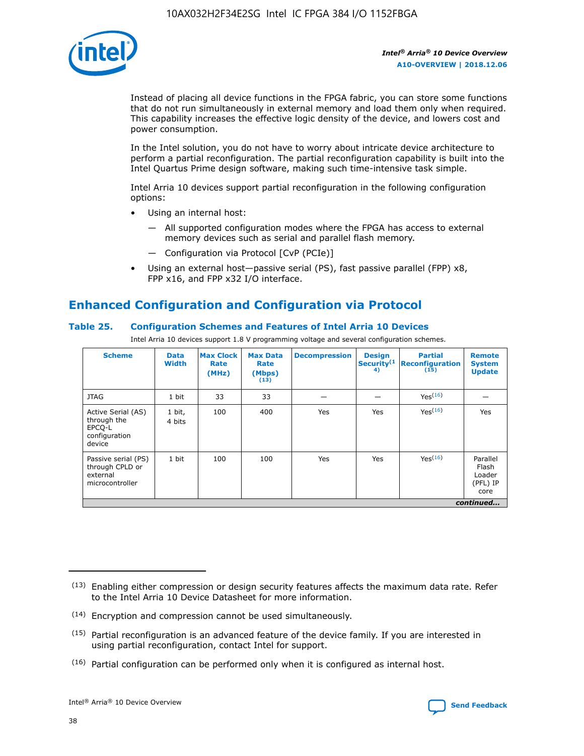Instead of placing all device functions in the FPGA fabric, you can store some functions that do not run simultaneously in external memory and load them only when required. This capability increases the effective logic density of the device, and lowers cost and power consumption.

In the Intel solution, you do not have to worry about intricate device architecture to perform a partial reconfiguration. The partial reconfiguration capability is built into the Intel Quartus Prime design software, making such time-intensive task simple.

Intel Arria 10 devices support partial reconfiguration in the following configuration options:

- Using an internal host:
  - All supported configuration modes where the FPGA has access to external memory devices such as serial and parallel flash memory.
  - Configuration via Protocol [CvP (PCIe)]
- Using an external host—passive serial (PS), fast passive parallel (FPP) x8, FPP x16, and FPP x32 I/O interface.

## Enhanced Configuration and Configuration via Protocol

### Table 25. Configuration Schemes and Features of Intel Arria 10 Devices

Intel Arria 10 devices support 1.8 V programming voltage and several configuration schemes.

| Scheme | Data Width | Max Clock Rate (MHz) | Max Data Rate (Mbps) [13] | Decompression | Design Security[14] | Partial Reconfiguration [15] | Remote System Update |
|---|---|---|---|---|---|---|---|
| JTAG | 1 bit | 33 | 33 | — | — | Yes[16] | — |
| Active Serial (AS) through the EPCQ-L configuration device | 1 bit, 4 bits | 100 | 400 | Yes | Yes | Yes[16] | Yes |
| Passive serial (PS) through CPLD or external microcontroller | 1 bit | 100 | 100 | Yes | Yes | Yes[16] | Parallel Flash Loader (PFL) IP core |

*continued...*

(13) Enabling either compression or design security features affects the maximum data rate. Refer to the Intel Arria 10 Device Datasheet for more information.

(14) Encryption and compression cannot be used simultaneously.

(15) Partial reconfiguration is an advanced feature of the device family. If you are interested in using partial reconfiguration, contact Intel for support.

(16) Partial configuration can be performed only when it is configured as internal host.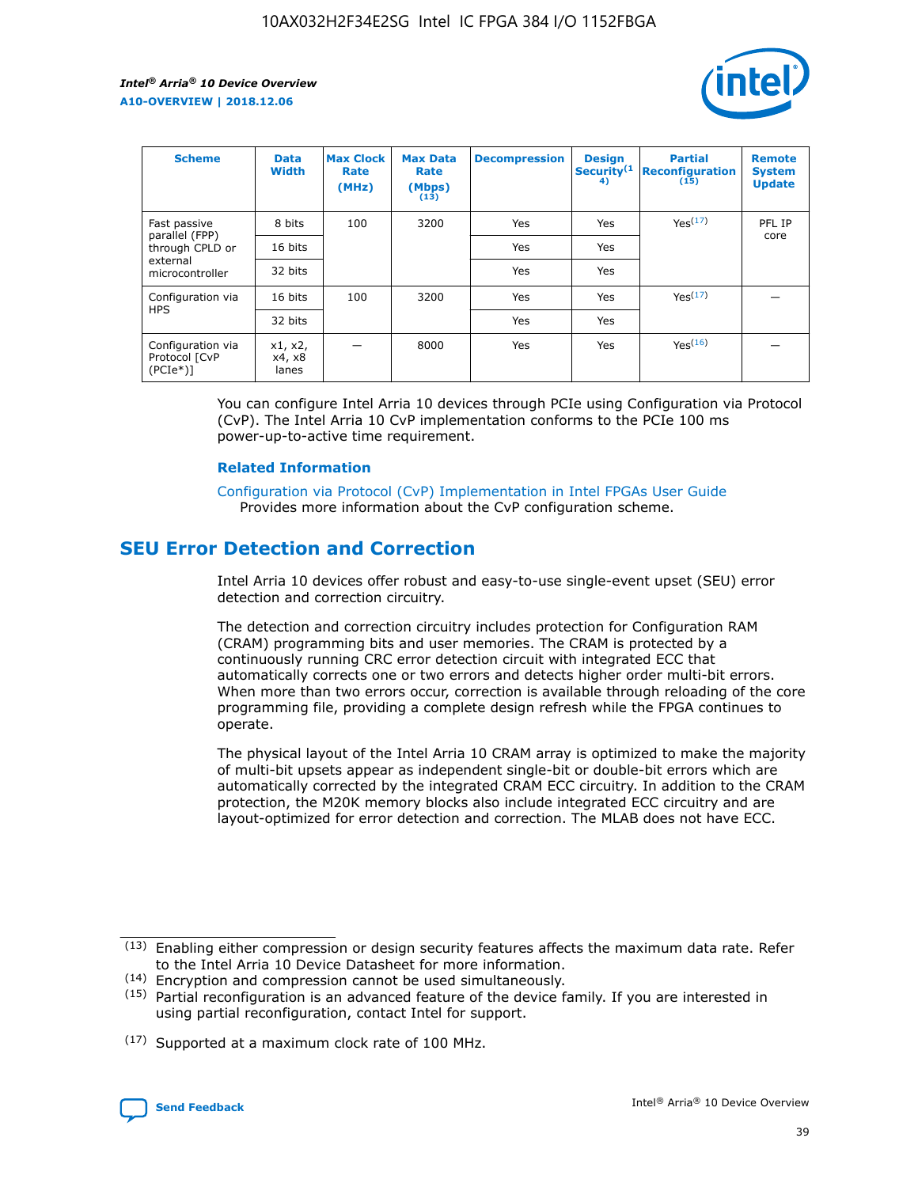| Scheme | Data Width | Max Clock Rate (MHz) | Max Data Rate (Mbps) (13) | Decompression | Design Security(14) | Partial Reconfiguration (15) | Remote System Update |
| --- | --- | --- | --- | --- | --- | --- | --- |
| Fast passive parallel (FPP) through CPLD or external microcontroller | 8 bits | 100 | 3200 | Yes | Yes | Yes(17) | PFL IP core |
| | 16 bits | | | Yes | Yes | | |
| | 32 bits | | | Yes | Yes | | |
| Configuration via HPS | 16 bits | 100 | 3200 | Yes | Yes | Yes(17) | — |
| | 32 bits | | | Yes | Yes | | |
| Configuration via Protocol [CvP (PCIe*)] | x1, x2, x4, x8 lanes | — | 8000 | Yes | Yes | Yes(16) | — |

You can configure Intel Arria 10 devices through PCIe using Configuration via Protocol (CvP). The Intel Arria 10 CvP implementation conforms to the PCIe 100 ms power-up-to-active time requirement.

### Related Information

Configuration via Protocol (CvP) Implementation in Intel FPGAs User Guide
Provides more information about the CvP configuration scheme.

## SEU Error Detection and Correction

Intel Arria 10 devices offer robust and easy-to-use single-event upset (SEU) error detection and correction circuitry.

The detection and correction circuitry includes protection for Configuration RAM (CRAM) programming bits and user memories. The CRAM is protected by a continuously running CRC error detection circuit with integrated ECC that automatically corrects one or two errors and detects higher order multi-bit errors. When more than two errors occur, correction is available through reloading of the core programming file, providing a complete design refresh while the FPGA continues to operate.

The physical layout of the Intel Arria 10 CRAM array is optimized to make the majority of multi-bit upsets appear as independent single-bit or double-bit errors which are automatically corrected by the integrated CRAM ECC circuitry. In addition to the CRAM protection, the M20K memory blocks also include integrated ECC circuitry and are layout-optimized for error detection and correction. The MLAB does not have ECC.

(13) Enabling either compression or design security features affects the maximum data rate. Refer to the Intel Arria 10 Device Datasheet for more information.

(14) Encryption and compression cannot be used simultaneously.

(15) Partial reconfiguration is an advanced feature of the device family. If you are interested in using partial reconfiguration, contact Intel for support.

(17) Supported at a maximum clock rate of 100 MHz.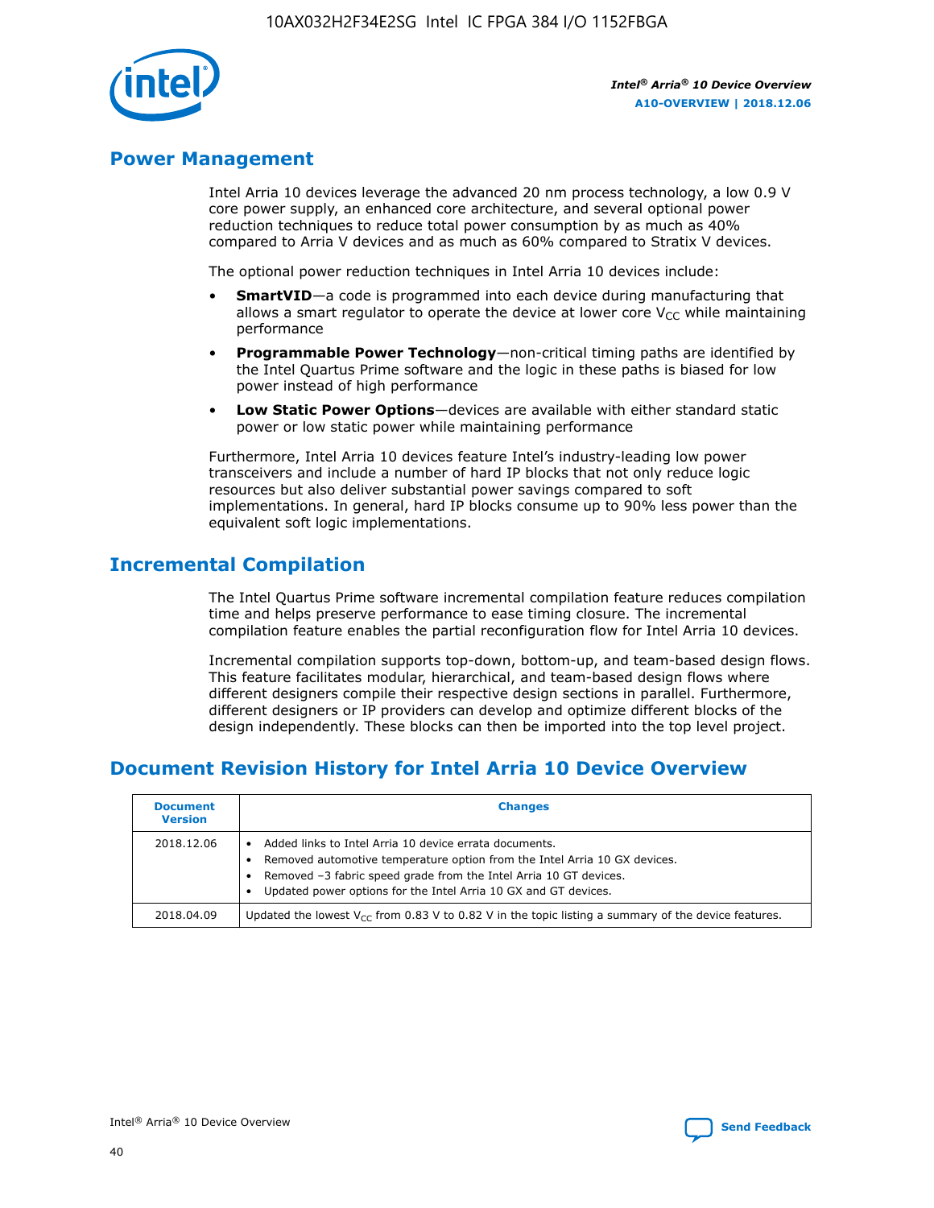## Power Management

Intel Arria 10 devices leverage the advanced 20 nm process technology, a low 0.9 V core power supply, an enhanced core architecture, and several optional power reduction techniques to reduce total power consumption by as much as 40% compared to Arria V devices and as much as 60% compared to Stratix V devices.

The optional power reduction techniques in Intel Arria 10 devices include:

- **SmartVID**—a code is programmed into each device during manufacturing that allows a smart regulator to operate the device at lower core $V_{CC}$ while maintaining performance
- **Programmable Power Technology**—non-critical timing paths are identified by the Intel Quartus Prime software and the logic in these paths is biased for low power instead of high performance
- **Low Static Power Options**—devices are available with either standard static power or low static power while maintaining performance

Furthermore, Intel Arria 10 devices feature Intel's industry-leading low power transceivers and include a number of hard IP blocks that not only reduce logic resources but also deliver substantial power savings compared to soft implementations. In general, hard IP blocks consume up to 90% less power than the equivalent soft logic implementations.

## Incremental Compilation

The Intel Quartus Prime software incremental compilation feature reduces compilation time and helps preserve performance to ease timing closure. The incremental compilation feature enables the partial reconfiguration flow for Intel Arria 10 devices.

Incremental compilation supports top-down, bottom-up, and team-based design flows. This feature facilitates modular, hierarchical, and team-based design flows where different designers compile their respective design sections in parallel. Furthermore, different designers or IP providers can develop and optimize different blocks of the design independently. These blocks can then be imported into the top level project.

## Document Revision History for Intel Arria 10 Device Overview

| Document Version | Changes |
|---|---|
| 2018.12.06 | • Added links to Intel Arria 10 device errata documents.<br>• Removed automotive temperature option from the Intel Arria 10 GX devices.<br>• Removed –3 fabric speed grade from the Intel Arria 10 GT devices.<br>• Updated power options for the Intel Arria 10 GX and GT devices. |
| 2018.04.09 | Updated the lowest $V_{CC}$ from 0.83 V to 0.82 V in the topic listing a summary of the device features. |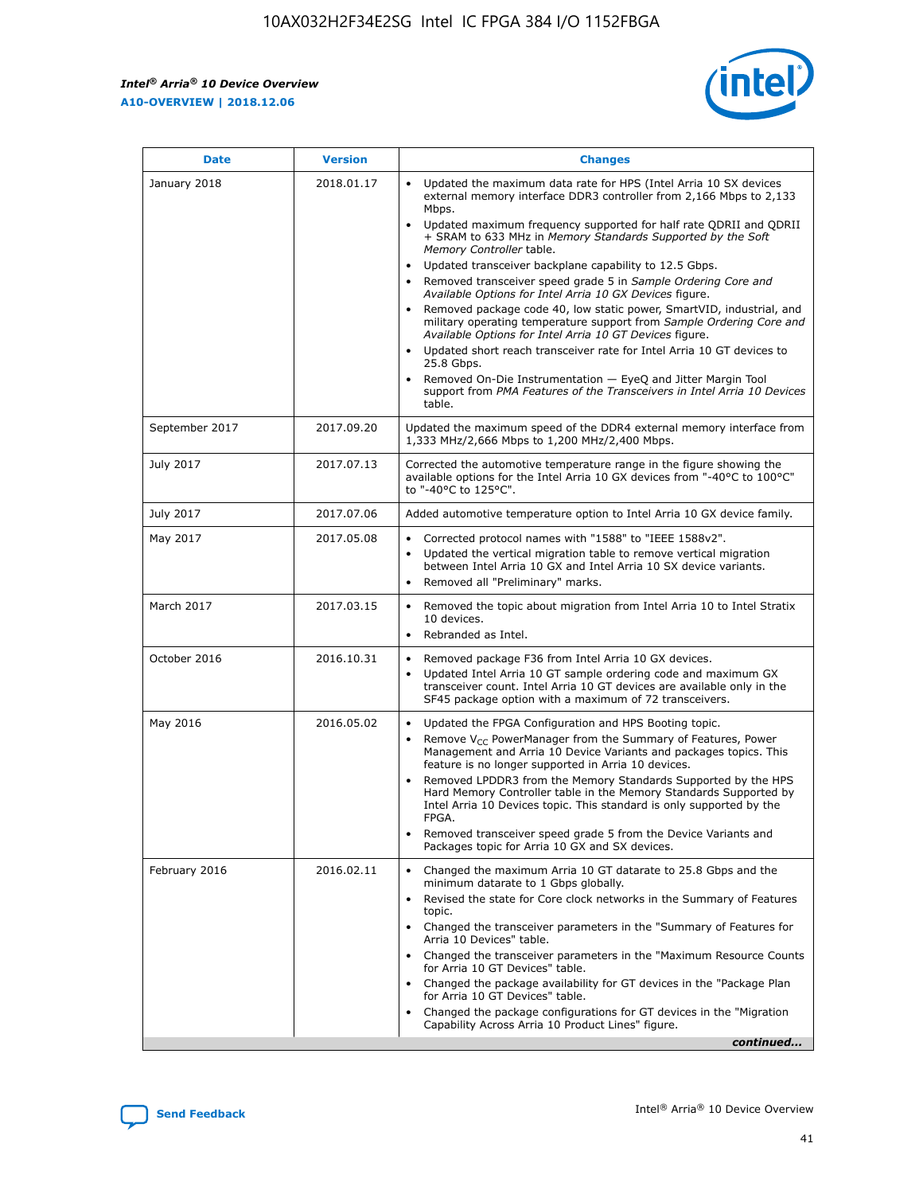| Date | Version | Changes |
| --- | --- | --- |
| January 2018 | 2018.01.17 | • Updated the maximum data rate for HPS (Intel Arria 10 SX devices external memory interface DDR3 controller from 2,166 Mbps to 2,133 Mbps.<br>• Updated maximum frequency supported for half rate QDRII and QDRII + SRAM to 633 MHz in *Memory Standards Supported by the Soft Memory Controller* table.<br>• Updated transceiver backplane capability to 12.5 Gbps.<br>• Removed transceiver speed grade 5 in *Sample Ordering Core and Available Options for Intel Arria 10 GX Devices* figure.<br>• Removed package code 40, low static power, SmartVID, industrial, and military operating temperature support from *Sample Ordering Core and Available Options for Intel Arria 10 GT Devices* figure.<br>• Updated short reach transceiver rate for Intel Arria 10 GT devices to 25.8 Gbps.<br>• Removed On-Die Instrumentation — EyeQ and Jitter Margin Tool support from *PMA Features of the Transceivers in Intel Arria 10 Devices* table. |
| September 2017 | 2017.09.20 | Updated the maximum speed of the DDR4 external memory interface from 1,333 MHz/2,666 Mbps to 1,200 MHz/2,400 Mbps. |
| July 2017 | 2017.07.13 | Corrected the automotive temperature range in the figure showing the available options for the Intel Arria 10 GX devices from "-40°C to 100°C" to "-40°C to 125°C". |
| July 2017 | 2017.07.06 | Added automotive temperature option to Intel Arria 10 GX device family. |
| May 2017 | 2017.05.08 | • Corrected protocol names with "1588" to "IEEE 1588v2".<br>• Updated the vertical migration table to remove vertical migration between Intel Arria 10 GX and Intel Arria 10 SX device variants.<br>• Removed all "Preliminary" marks. |
| March 2017 | 2017.03.15 | • Removed the topic about migration from Intel Arria 10 to Intel Stratix 10 devices.<br>• Rebranded as Intel. |
| October 2016 | 2016.10.31 | • Removed package F36 from Intel Arria 10 GX devices.<br>• Updated Intel Arria 10 GT sample ordering code and maximum GX transceiver count. Intel Arria 10 GT devices are available only in the SF45 package option with a maximum of 72 transceivers. |
| May 2016 | 2016.05.02 | • Updated the FPGA Configuration and HPS Booting topic.<br>• Remove $V_{CC}$ PowerManager from the Summary of Features, Power Management and Arria 10 Device Variants and packages topics. This feature is no longer supported in Arria 10 devices.<br>• Removed LPDDR3 from the Memory Standards Supported by the HPS Hard Memory Controller table in the Memory Standards Supported by Intel Arria 10 Devices topic. This standard is only supported by the FPGA.<br>• Removed transceiver speed grade 5 from the Device Variants and Packages topic for Arria 10 GX and SX devices. |
| February 2016 | 2016.02.11 | • Changed the maximum Arria 10 GT datarate to 25.8 Gbps and the minimum datarate to 1 Gbps globally.<br>• Revised the state for Core clock networks in the Summary of Features topic.<br>• Changed the transceiver parameters in the "Summary of Features for Arria 10 Devices" table.<br>• Changed the transceiver parameters in the "Maximum Resource Counts for Arria 10 GT Devices" table.<br>• Changed the package availability for GT devices in the "Package Plan for Arria 10 GT Devices" table.<br>• Changed the package configurations for GT devices in the "Migration Capability Across Arria 10 Product Lines" figure. |

*continued...*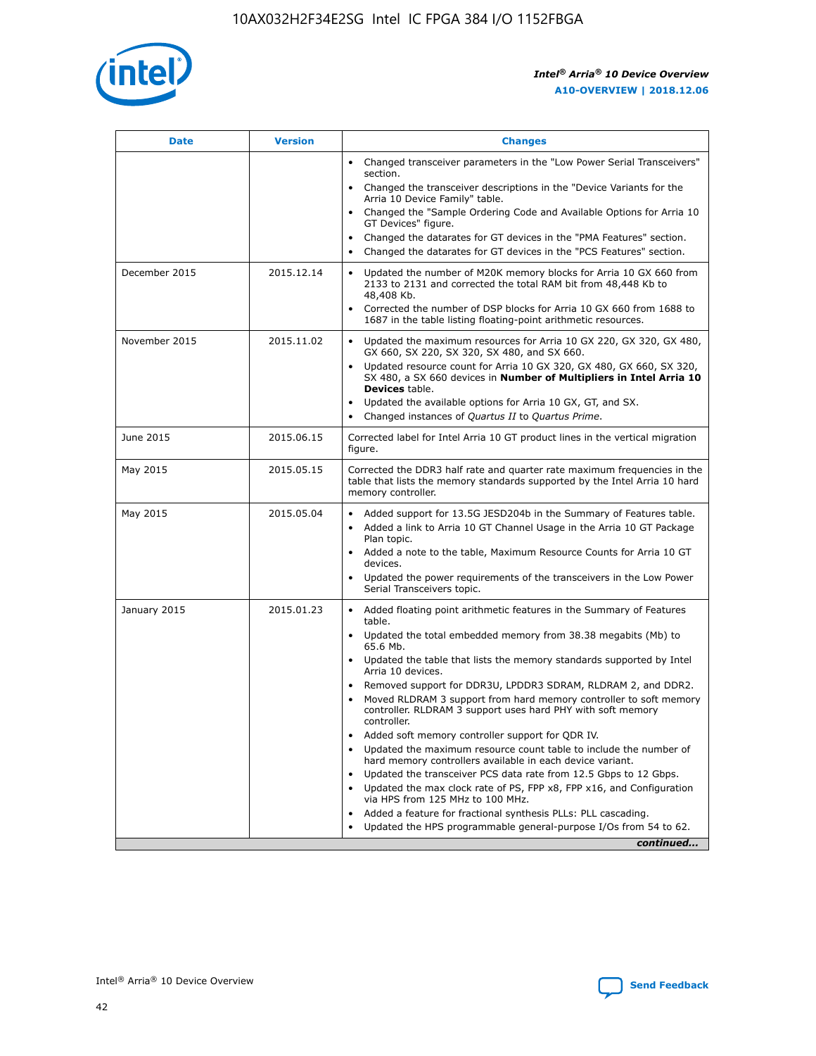| Date | Version | Changes |
| --- | --- | --- |
| | | • Changed transceiver parameters in the "Low Power Serial Transceivers" section.<br>• Changed the transceiver descriptions in the "Device Variants for the Arria 10 Device Family" table.<br>• Changed the "Sample Ordering Code and Available Options for Arria 10 GT Devices" figure.<br>• Changed the datarates for GT devices in the "PMA Features" section.<br>• Changed the datarates for GT devices in the "PCS Features" section. |
| December 2015 | 2015.12.14 | • Updated the number of M20K memory blocks for Arria 10 GX 660 from 2133 to 2131 and corrected the total RAM bit from 48,448 Kb to 48,408 Kb.<br>• Corrected the number of DSP blocks for Arria 10 GX 660 from 1688 to 1687 in the table listing floating-point arithmetic resources. |
| November 2015 | 2015.11.02 | • Updated the maximum resources for Arria 10 GX 220, GX 320, GX 480, GX 660, SX 220, SX 320, SX 480, and SX 660.<br>• Updated resource count for Arria 10 GX 320, GX 480, GX 660, SX 320, SX 480, a SX 660 devices in **Number of Multipliers in Intel Arria 10 Devices** table.<br>• Updated the available options for Arria 10 GX, GT, and SX.<br>• Changed instances of *Quartus II* to *Quartus Prime*. |
| June 2015 | 2015.06.15 | Corrected label for Intel Arria 10 GT product lines in the vertical migration figure. |
| May 2015 | 2015.05.15 | Corrected the DDR3 half rate and quarter rate maximum frequencies in the table that lists the memory standards supported by the Intel Arria 10 hard memory controller. |
| May 2015 | 2015.05.04 | • Added support for 13.5G JESD204b in the Summary of Features table.<br>• Added a link to Arria 10 GT Channel Usage in the Arria 10 GT Package Plan topic.<br>• Added a note to the table, Maximum Resource Counts for Arria 10 GT devices.<br>• Updated the power requirements of the transceivers in the Low Power Serial Transceivers topic. |
| January 2015 | 2015.01.23 | • Added floating point arithmetic features in the Summary of Features table.<br>• Updated the total embedded memory from 38.38 megabits (Mb) to 65.6 Mb.<br>• Updated the table that lists the memory standards supported by Intel Arria 10 devices.<br>• Removed support for DDR3U, LPDDR3 SDRAM, RLDRAM 2, and DDR2.<br>• Moved RLDRAM 3 support from hard memory controller to soft memory controller. RLDRAM 3 support uses hard PHY with soft memory controller.<br>• Added soft memory controller support for QDR IV.<br>• Updated the maximum resource count table to include the number of hard memory controllers available in each device variant.<br>• Updated the transceiver PCS data rate from 12.5 Gbps to 12 Gbps.<br>• Updated the max clock rate of PS, FPP x8, FPP x16, and Configuration via HPS from 125 MHz to 100 MHz.<br>• Added a feature for fractional synthesis PLLs: PLL cascading.<br>• Updated the HPS programmable general-purpose I/Os from 54 to 62. |

*continued...*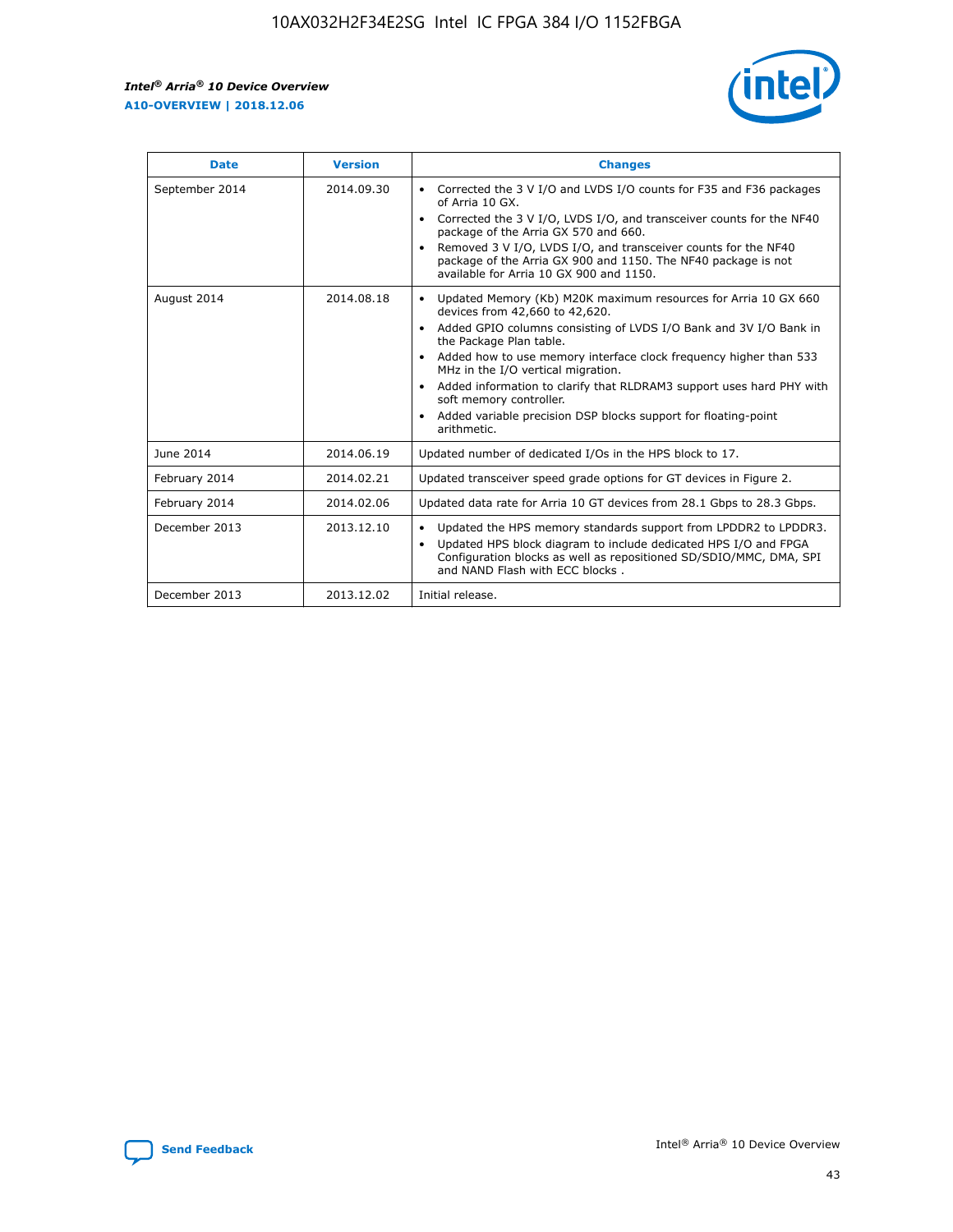| Date | Version | Changes |
| --- | --- | --- |
| September 2014 | 2014.09.30 | • Corrected the 3 V I/O and LVDS I/O counts for F35 and F36 packages of Arria 10 GX.<br>• Corrected the 3 V I/O, LVDS I/O, and transceiver counts for the NF40 package of the Arria GX 570 and 660.<br>• Removed 3 V I/O, LVDS I/O, and transceiver counts for the NF40 package of the Arria GX 900 and 1150. The NF40 package is not available for Arria 10 GX 900 and 1150. |
| August 2014 | 2014.08.18 | • Updated Memory (Kb) M20K maximum resources for Arria 10 GX 660 devices from 42,660 to 42,620.<br>• Added GPIO columns consisting of LVDS I/O Bank and 3V I/O Bank in the Package Plan table.<br>• Added how to use memory interface clock frequency higher than 533 MHz in the I/O vertical migration.<br>• Added information to clarify that RLDRAM3 support uses hard PHY with soft memory controller.<br>• Added variable precision DSP blocks support for floating-point arithmetic. |
| June 2014 | 2014.06.19 | Updated number of dedicated I/Os in the HPS block to 17. |
| February 2014 | 2014.02.21 | Updated transceiver speed grade options for GT devices in Figure 2. |
| February 2014 | 2014.02.06 | Updated data rate for Arria 10 GT devices from 28.1 Gbps to 28.3 Gbps. |
| December 2013 | 2013.12.10 | • Updated the HPS memory standards support from LPDDR2 to LPDDR3.<br>• Updated HPS block diagram to include dedicated HPS I/O and FPGA Configuration blocks as well as repositioned SD/SDIO/MMC, DMA, SPI and NAND Flash with ECC blocks . |
| December 2013 | 2013.12.02 | Initial release. |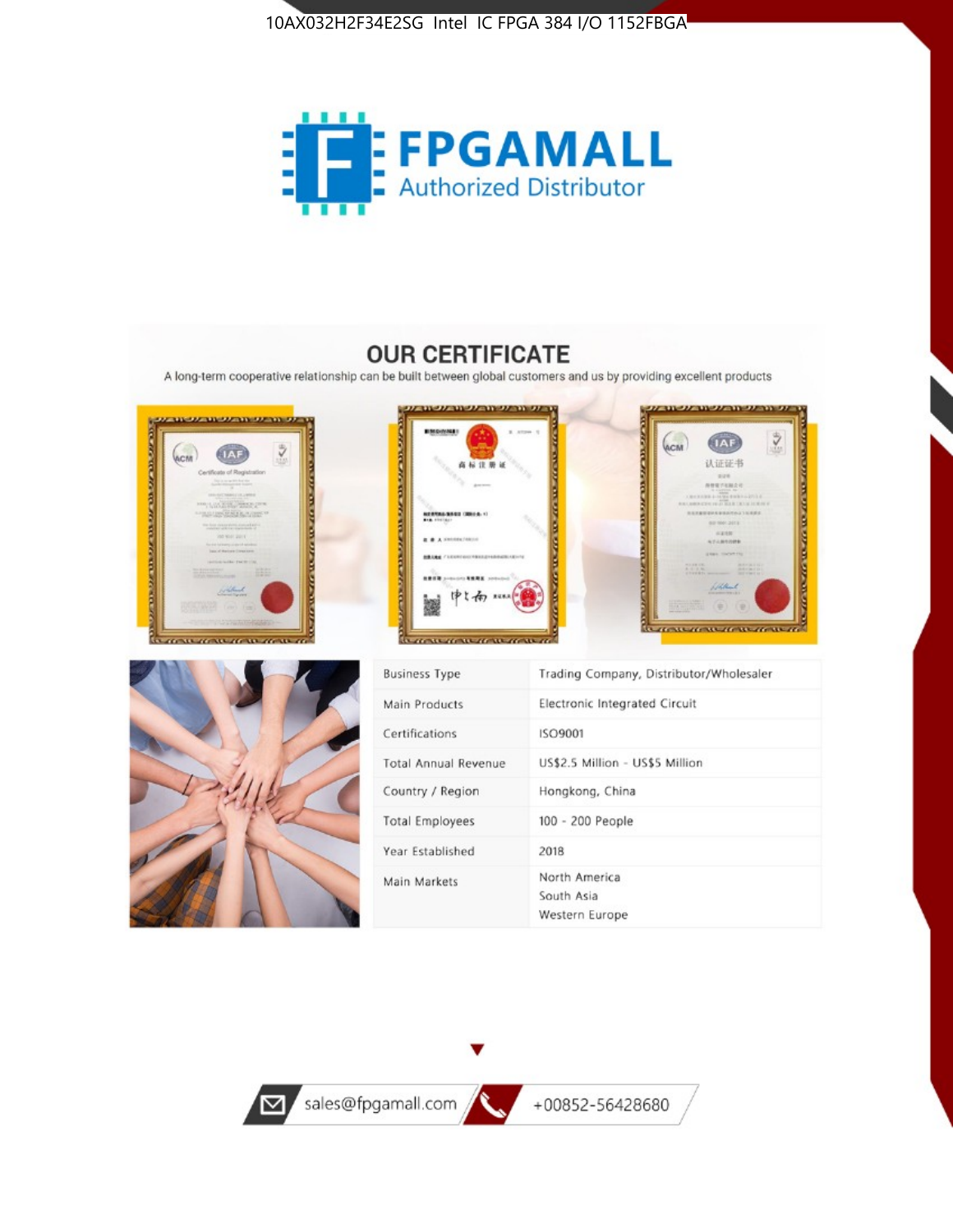FPGAMALL
Authorized Distributor

## OUR CERTIFICATE

A long-term cooperative relationship can be built between global customers and us by providing excellent products

| | |
|---|---|
| Business Type | Trading Company, Distributor/Wholesaler |
| Main Products | Electronic Integrated Circuit |
| Certifications | ISO9001 |
| Total Annual Revenue | US$2.5 Million - US$5 Million |
| Country / Region | Hongkong, China |
| Total Employees | 100 - 200 People |
| Year Established | 2018 |
| Main Markets | North America<br>South Asia<br>Western Europe |

sales@fpgamall.com

+00852-56428680